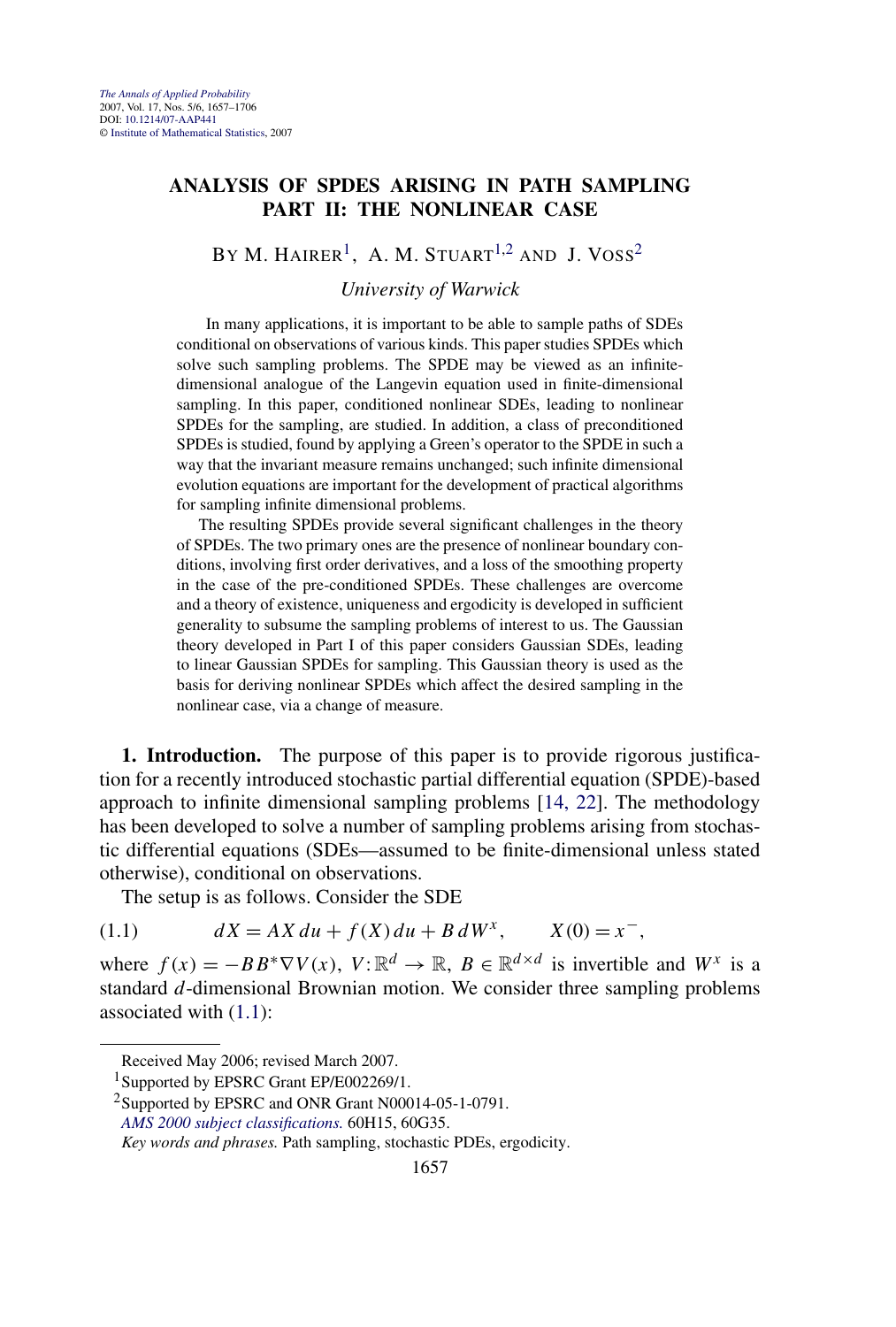# ANALYSIS OF SPDES ARISING IN PATH SAMPLING PART II: THE NONLINEAR CASE

BY M. HAIRER[1], A. M. STUART[1,2] AND J. VOSS[2]

*University of Warwick*

In many applications, it is important to be able to sample paths of SDEs conditional on observations of various kinds. This paper studies SPDEs which solve such sampling problems. The SPDE may be viewed as an infinite-dimensional analogue of the Langevin equation used in finite-dimensional sampling. In this paper, conditioned nonlinear SDEs, leading to nonlinear SPDEs for the sampling, are studied. In addition, a class of preconditioned SPDEs is studied, found by applying a Green's operator to the SPDE in such a way that the invariant measure remains unchanged; such infinite dimensional evolution equations are important for the development of practical algorithms for sampling infinite dimensional problems.

The resulting SPDEs provide several significant challenges in the theory of SPDEs. The two primary ones are the presence of nonlinear boundary conditions, involving first order derivatives, and a loss of the smoothing property in the case of the pre-conditioned SPDEs. These challenges are overcome and a theory of existence, uniqueness and ergodicity is developed in sufficient generality to subsume the sampling problems of interest to us. The Gaussian theory developed in Part I of this paper considers Gaussian SDEs, leading to linear Gaussian SPDEs for sampling. This Gaussian theory is used as the basis for deriving nonlinear SPDEs which affect the desired sampling in the nonlinear case, via a change of measure.

**1. Introduction.** The purpose of this paper is to provide rigorous justification for a recently introduced stochastic partial differential equation (SPDE)-based approach to infinite dimensional sampling problems [14, 22]. The methodology has been developed to solve a number of sampling problems arising from stochastic differential equations (SDEs—assumed to be finite-dimensional unless stated otherwise), conditional on observations.

The setup is as follows. Consider the SDE

$$dX = AX\,du + f(X)\,du + B\,dW^x, \qquad X(0) = x^-, \tag{1.1}$$

where $f(x) = -BB^*\nabla V(x)$, $V\colon \mathbb{R}^d \to \mathbb{R}$, $B \in \mathbb{R}^{d\times d}$ is invertible and $W^x$ is a standard $d$-dimensional Brownian motion. We consider three sampling problems associated with (1.1):

---

Received May 2006; revised March 2007.

[1]Supported by EPSRC Grant EP/E002269/1.

[2]Supported by EPSRC and ONR Grant N00014-05-1-0791.

*AMS 2000 subject classifications.* 60H15, 60G35.

*Key words and phrases.* Path sampling, stochastic PDEs, ergodicity.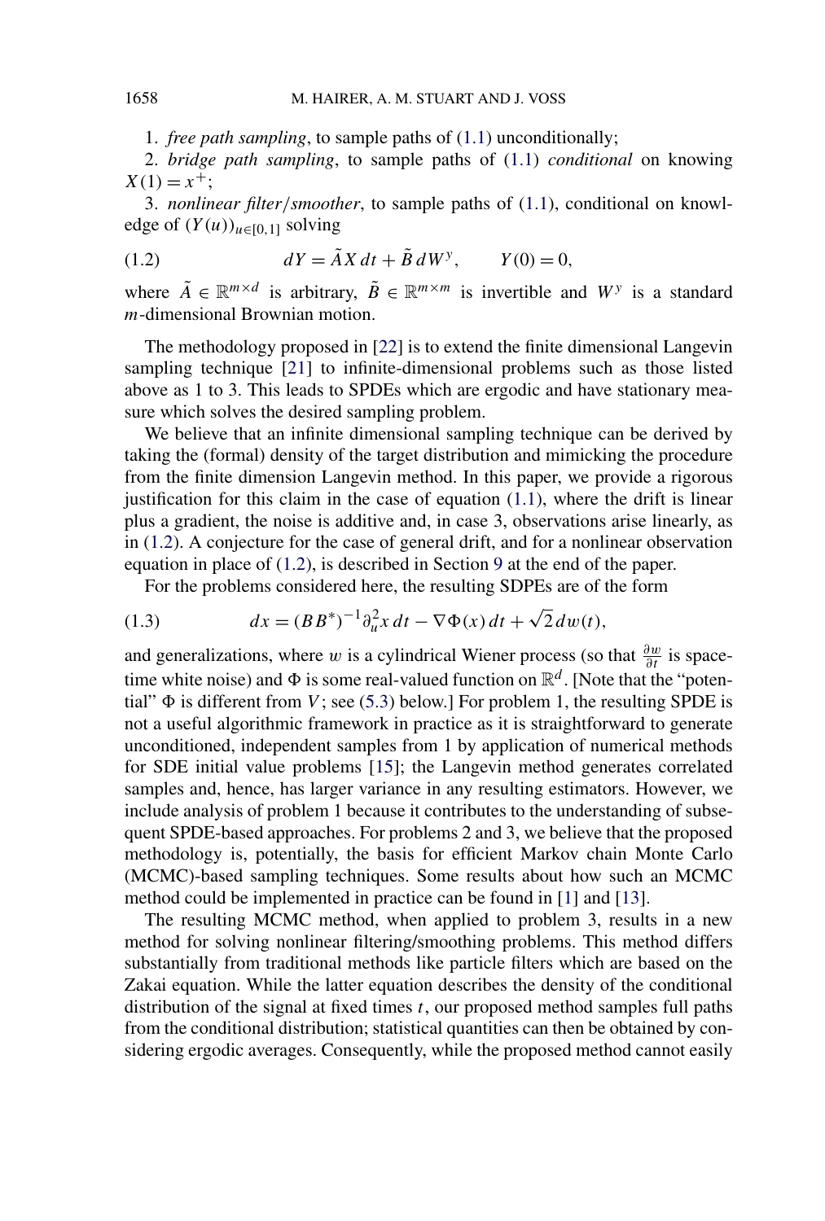1. *free path sampling*, to sample paths of (1.1) unconditionally;

2. *bridge path sampling*, to sample paths of (1.1) *conditional* on knowing $X(1) = x^+$;

3. *nonlinear filter/smoother*, to sample paths of (1.1), conditional on knowledge of $(Y(u))_{u \in [0,1]}$ solving

$$dY = \tilde{A} X \, dt + \tilde{B} \, dW^y, \qquad Y(0) = 0, \tag{1.2}$$

where $\tilde{A} \in \mathbb{R}^{m \times d}$ is arbitrary, $\tilde{B} \in \mathbb{R}^{m \times m}$ is invertible and $W^y$ is a standard $m$-dimensional Brownian motion.

The methodology proposed in [22] is to extend the finite dimensional Langevin sampling technique [21] to infinite-dimensional problems such as those listed above as 1 to 3. This leads to SPDEs which are ergodic and have stationary measure which solves the desired sampling problem.

We believe that an infinite dimensional sampling technique can be derived by taking the (formal) density of the target distribution and mimicking the procedure from the finite dimension Langevin method. In this paper, we provide a rigorous justification for this claim in the case of equation (1.1), where the drift is linear plus a gradient, the noise is additive and, in case 3, observations arise linearly, as in (1.2). A conjecture for the case of general drift, and for a nonlinear observation equation in place of (1.2), is described in Section 9 at the end of the paper.

For the problems considered here, the resulting SDPEs are of the form

$$dx = (BB^*)^{-1} \partial_u^2 x \, dt - \nabla \Phi(x) \, dt + \sqrt{2} \, dw(t), \tag{1.3}$$

and generalizations, where $w$ is a cylindrical Wiener process (so that $\frac{\partial w}{\partial t}$ is space-time white noise) and $\Phi$ is some real-valued function on $\mathbb{R}^d$. [Note that the "potential" $\Phi$ is different from $V$; see (5.3) below.] For problem 1, the resulting SPDE is not a useful algorithmic framework in practice as it is straightforward to generate unconditioned, independent samples from 1 by application of numerical methods for SDE initial value problems [15]; the Langevin method generates correlated samples and, hence, has larger variance in any resulting estimators. However, we include analysis of problem 1 because it contributes to the understanding of subsequent SPDE-based approaches. For problems 2 and 3, we believe that the proposed methodology is, potentially, the basis for efficient Markov chain Monte Carlo (MCMC)-based sampling techniques. Some results about how such an MCMC method could be implemented in practice can be found in [1] and [13].

The resulting MCMC method, when applied to problem 3, results in a new method for solving nonlinear filtering/smoothing problems. This method differs substantially from traditional methods like particle filters which are based on the Zakai equation. While the latter equation describes the density of the conditional distribution of the signal at fixed times $t$, our proposed method samples full paths from the conditional distribution; statistical quantities can then be obtained by considering ergodic averages. Consequently, while the proposed method cannot easily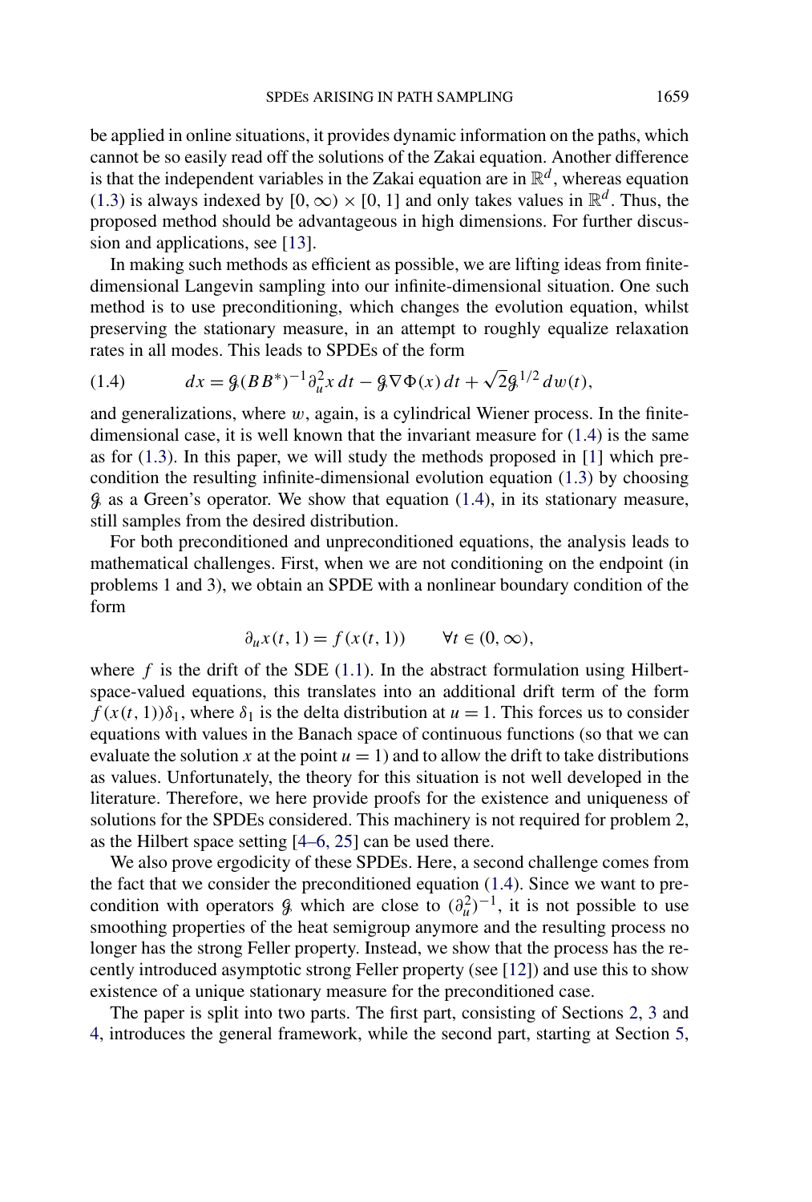be applied in online situations, it provides dynamic information on the paths, which cannot be so easily read off the solutions of the Zakai equation. Another difference is that the independent variables in the Zakai equation are in $\mathbb{R}^d$, whereas equation (1.3) is always indexed by $[0, \infty) \times [0, 1]$ and only takes values in $\mathbb{R}^d$. Thus, the proposed method should be advantageous in high dimensions. For further discussion and applications, see [13].

In making such methods as efficient as possible, we are lifting ideas from finite-dimensional Langevin sampling into our infinite-dimensional situation. One such method is to use preconditioning, which changes the evolution equation, whilst preserving the stationary measure, in an attempt to roughly equalize relaxation rates in all modes. This leads to SPDEs of the form

$$dx = \mathcal{G}(BB^*)^{-1}\partial_u^2 x\, dt - \mathcal{G}\nabla\Phi(x)\, dt + \sqrt{2}\mathcal{G}^{1/2}\, dw(t), \tag{1.4}$$

and generalizations, where $w$, again, is a cylindrical Wiener process. In the finite-dimensional case, it is well known that the invariant measure for (1.4) is the same as for (1.3). In this paper, we will study the methods proposed in [1] which precondition the resulting infinite-dimensional evolution equation (1.3) by choosing $\mathcal{G}$ as a Green's operator. We show that equation (1.4), in its stationary measure, still samples from the desired distribution.

For both preconditioned and unpreconditioned equations, the analysis leads to mathematical challenges. First, when we are not conditioning on the endpoint (in problems 1 and 3), we obtain an SPDE with a nonlinear boundary condition of the form

$$\partial_u x(t, 1) = f(x(t, 1)) \qquad \forall t \in (0, \infty),$$

where $f$ is the drift of the SDE (1.1). In the abstract formulation using Hilbert-space-valued equations, this translates into an additional drift term of the form $f(x(t, 1))\delta_1$, where $\delta_1$ is the delta distribution at $u = 1$. This forces us to consider equations with values in the Banach space of continuous functions (so that we can evaluate the solution $x$ at the point $u = 1$) and to allow the drift to take distributions as values. Unfortunately, the theory for this situation is not well developed in the literature. Therefore, we here provide proofs for the existence and uniqueness of solutions for the SPDEs considered. This machinery is not required for problem 2, as the Hilbert space setting [4–6, 25] can be used there.

We also prove ergodicity of these SPDEs. Here, a second challenge comes from the fact that we consider the preconditioned equation (1.4). Since we want to precondition with operators $\mathcal{G}$ which are close to $(\partial_u^2)^{-1}$, it is not possible to use smoothing properties of the heat semigroup anymore and the resulting process no longer has the strong Feller property. Instead, we show that the process has the recently introduced asymptotic strong Feller property (see [12]) and use this to show existence of a unique stationary measure for the preconditioned case.

The paper is split into two parts. The first part, consisting of Sections 2, 3 and 4, introduces the general framework, while the second part, starting at Section 5,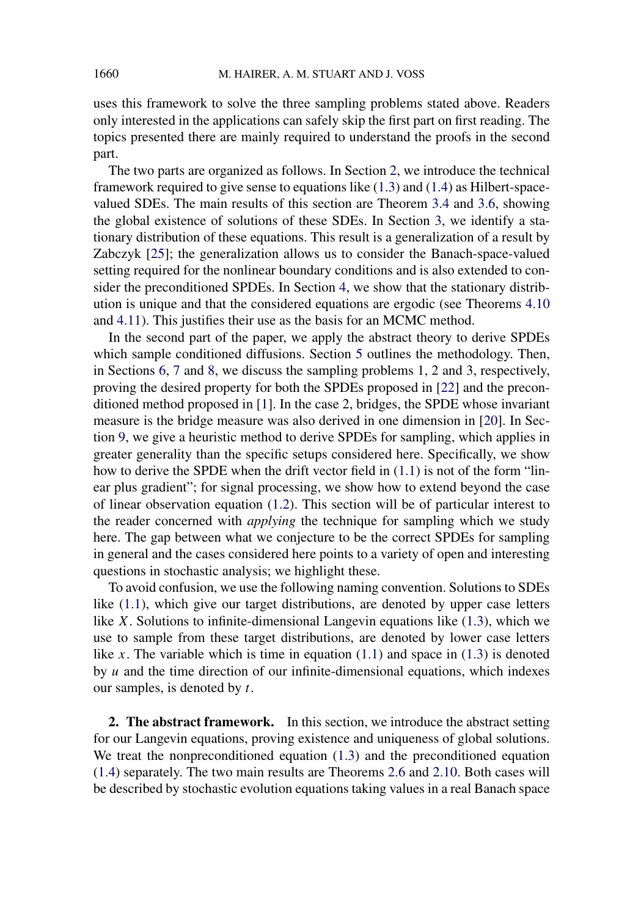uses this framework to solve the three sampling problems stated above. Readers only interested in the applications can safely skip the first part on first reading. The topics presented there are mainly required to understand the proofs in the second part.

The two parts are organized as follows. In Section 2, we introduce the technical framework required to give sense to equations like (1.3) and (1.4) as Hilbert-space-valued SDEs. The main results of this section are Theorem 3.4 and 3.6, showing the global existence of solutions of these SDEs. In Section 3, we identify a stationary distribution of these equations. This result is a generalization of a result by Zabczyk [25]; the generalization allows us to consider the Banach-space-valued setting required for the nonlinear boundary conditions and is also extended to consider the preconditioned SPDEs. In Section 4, we show that the stationary distribution is unique and that the considered equations are ergodic (see Theorems 4.10 and 4.11). This justifies their use as the basis for an MCMC method.

In the second part of the paper, we apply the abstract theory to derive SPDEs which sample conditioned diffusions. Section 5 outlines the methodology. Then, in Sections 6, 7 and 8, we discuss the sampling problems 1, 2 and 3, respectively, proving the desired property for both the SPDEs proposed in [22] and the preconditioned method proposed in [1]. In the case 2, bridges, the SPDE whose invariant measure is the bridge measure was also derived in one dimension in [20]. In Section 9, we give a heuristic method to derive SPDEs for sampling, which applies in greater generality than the specific setups considered here. Specifically, we show how to derive the SPDE when the drift vector field in (1.1) is not of the form "linear plus gradient"; for signal processing, we show how to extend beyond the case of linear observation equation (1.2). This section will be of particular interest to the reader concerned with *applying* the technique for sampling which we study here. The gap between what we conjecture to be the correct SPDEs for sampling in general and the cases considered here points to a variety of open and interesting questions in stochastic analysis; we highlight these.

To avoid confusion, we use the following naming convention. Solutions to SDEs like (1.1), which give our target distributions, are denoted by upper case letters like $X$. Solutions to infinite-dimensional Langevin equations like (1.3), which we use to sample from these target distributions, are denoted by lower case letters like $x$. The variable which is time in equation (1.1) and space in (1.3) is denoted by $u$ and the time direction of our infinite-dimensional equations, which indexes our samples, is denoted by $t$.

## 2. The abstract framework.

In this section, we introduce the abstract setting for our Langevin equations, proving existence and uniqueness of global solutions. We treat the nonpreconditioned equation (1.3) and the preconditioned equation (1.4) separately. The two main results are Theorems 2.6 and 2.10. Both cases will be described by stochastic evolution equations taking values in a real Banach space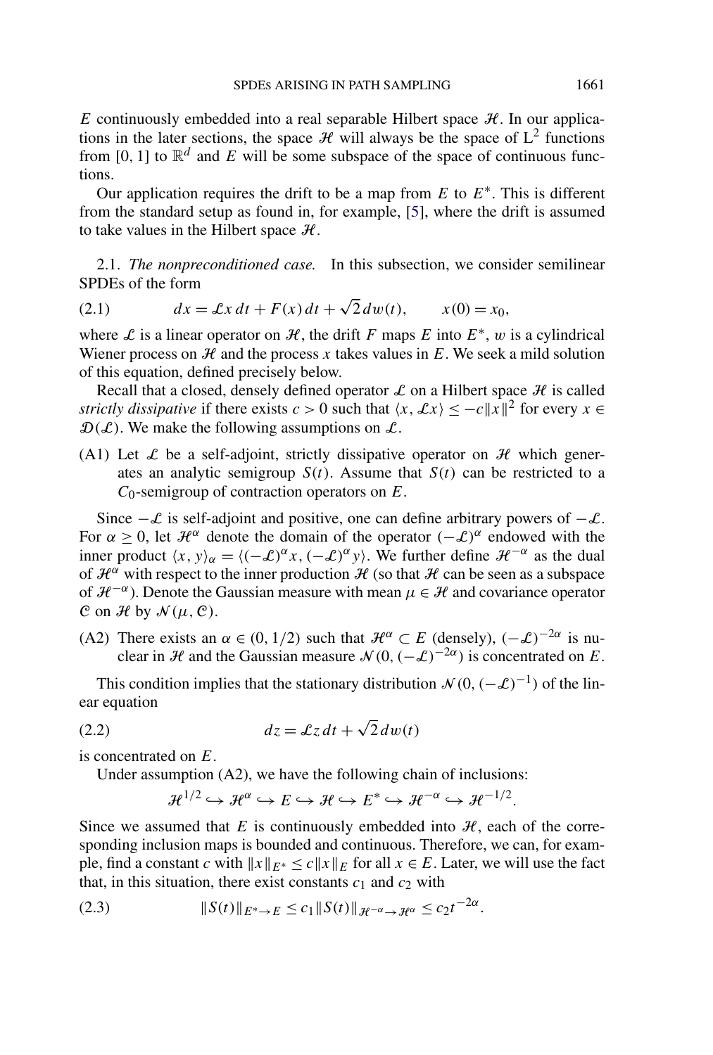$E$ continuously embedded into a real separable Hilbert space $\mathcal{H}$. In our applications in the later sections, the space $\mathcal{H}$ will always be the space of $L^2$ functions from $[0, 1]$ to $\mathbb{R}^d$ and $E$ will be some subspace of the space of continuous functions.

Our application requires the drift to be a map from $E$ to $E^*$. This is different from the standard setup as found in, for example, [5], where the drift is assumed to take values in the Hilbert space $\mathcal{H}$.

2.1. *The nonpreconditioned case.* In this subsection, we consider semilinear SPDEs of the form

$$dx = \mathcal{L}x\,dt + F(x)\,dt + \sqrt{2}\,dw(t), \qquad x(0) = x_0, \tag{2.1}$$

where $\mathcal{L}$ is a linear operator on $\mathcal{H}$, the drift $F$ maps $E$ into $E^*$, $w$ is a cylindrical Wiener process on $\mathcal{H}$ and the process $x$ takes values in $E$. We seek a mild solution of this equation, defined precisely below.

Recall that a closed, densely defined operator $\mathcal{L}$ on a Hilbert space $\mathcal{H}$ is called *strictly dissipative* if there exists $c > 0$ such that $\langle x, \mathcal{L}x\rangle \leq -c\|x\|^2$ for every $x \in \mathcal{D}(\mathcal{L})$. We make the following assumptions on $\mathcal{L}$.

(A1) Let $\mathcal{L}$ be a self-adjoint, strictly dissipative operator on $\mathcal{H}$ which generates an analytic semigroup $S(t)$. Assume that $S(t)$ can be restricted to a $C_0$-semigroup of contraction operators on $E$.

Since $-\mathcal{L}$ is self-adjoint and positive, one can define arbitrary powers of $-\mathcal{L}$. For $\alpha \geq 0$, let $\mathcal{H}^\alpha$ denote the domain of the operator $(-\mathcal{L})^\alpha$ endowed with the inner product $\langle x, y\rangle_\alpha = \langle(-\mathcal{L})^\alpha x, (-\mathcal{L})^\alpha y\rangle$. We further define $\mathcal{H}^{-\alpha}$ as the dual of $\mathcal{H}^\alpha$ with respect to the inner production $\mathcal{H}$ (so that $\mathcal{H}$ can be seen as a subspace of $\mathcal{H}^{-\alpha}$). Denote the Gaussian measure with mean $\mu \in \mathcal{H}$ and covariance operator $\mathcal{C}$ on $\mathcal{H}$ by $\mathcal{N}(\mu, \mathcal{C})$.

(A2) There exists an $\alpha \in (0, 1/2)$ such that $\mathcal{H}^\alpha \subset E$ (densely), $(-\mathcal{L})^{-2\alpha}$ is nuclear in $\mathcal{H}$ and the Gaussian measure $\mathcal{N}(0, (-\mathcal{L})^{-2\alpha})$ is concentrated on $E$.

This condition implies that the stationary distribution $\mathcal{N}(0, (-\mathcal{L})^{-1})$ of the linear equation

$$dz = \mathcal{L}z\,dt + \sqrt{2}\,dw(t) \tag{2.2}$$

is concentrated on $E$.

Under assumption (A2), we have the following chain of inclusions:

$$\mathcal{H}^{1/2} \hookrightarrow \mathcal{H}^\alpha \hookrightarrow E \hookrightarrow \mathcal{H} \hookrightarrow E^* \hookrightarrow \mathcal{H}^{-\alpha} \hookrightarrow \mathcal{H}^{-1/2}.$$

Since we assumed that $E$ is continuously embedded into $\mathcal{H}$, each of the corresponding inclusion maps is bounded and continuous. Therefore, we can, for example, find a constant $c$ with $\|x\|_{E^*} \leq c\|x\|_E$ for all $x \in E$. Later, we will use the fact that, in this situation, there exist constants $c_1$ and $c_2$ with

$$\|S(t)\|_{E^* \to E} \leq c_1\|S(t)\|_{\mathcal{H}^{-\alpha} \to \mathcal{H}^\alpha} \leq c_2 t^{-2\alpha}. \tag{2.3}$$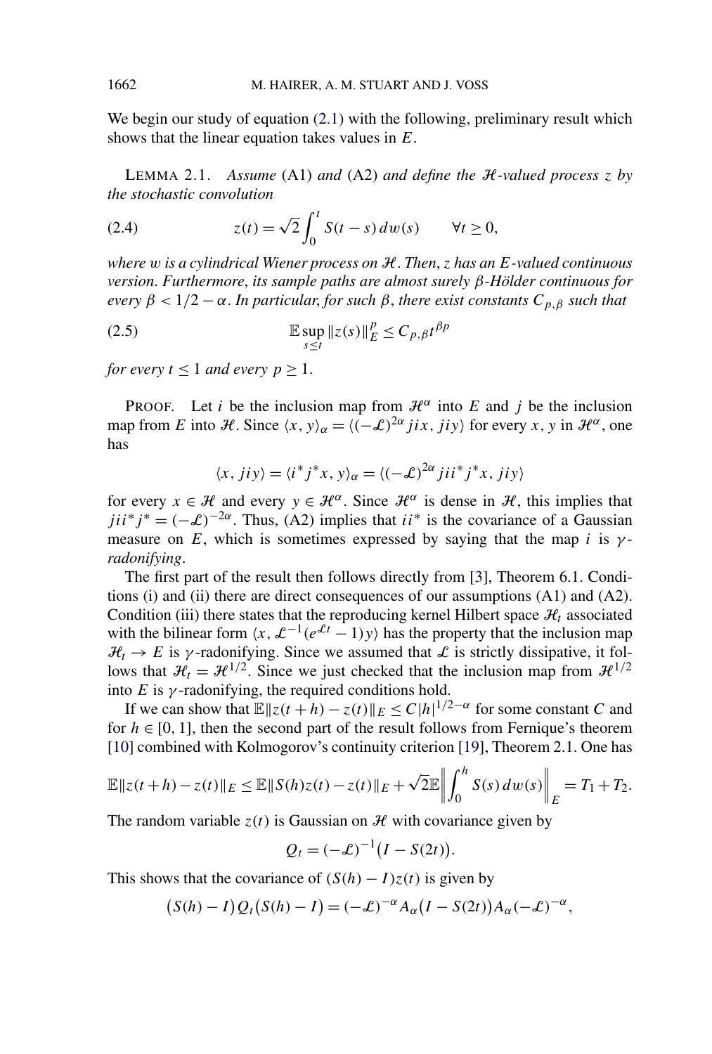We begin our study of equation (2.1) with the following, preliminary result which shows that the linear equation takes values in $E$.

LEMMA 2.1. *Assume* (A1) *and* (A2) *and define the $\mathcal{H}$-valued process $z$ by the stochastic convolution*

$$z(t) = \sqrt{2} \int_0^t S(t-s)\, dw(s) \qquad \forall t \geq 0, \tag{2.4}$$

*where $w$ is a cylindrical Wiener process on $\mathcal{H}$. Then, $z$ has an $E$-valued continuous version. Furthermore, its sample paths are almost surely $\beta$-Hölder continuous for every $\beta < 1/2 - \alpha$. In particular, for such $\beta$, there exist constants $C_{p,\beta}$ such that*

$$\mathbb{E} \sup_{s \leq t} \|z(s)\|_E^p \leq C_{p,\beta} t^{\beta p} \tag{2.5}$$

*for every $t \leq 1$ and every $p \geq 1$.*

PROOF. Let $i$ be the inclusion map from $\mathcal{H}^\alpha$ into $E$ and $j$ be the inclusion map from $E$ into $\mathcal{H}$. Since $\langle x, y\rangle_\alpha = \langle (-\mathcal{L})^{2\alpha} jix, jiy\rangle$ for every $x, y$ in $\mathcal{H}^\alpha$, one has

$$\langle x, jiy\rangle = \langle i^* j^* x, y\rangle_\alpha = \langle (-\mathcal{L})^{2\alpha} jii^* j^* x, jiy\rangle$$

for every $x \in \mathcal{H}$ and every $y \in \mathcal{H}^\alpha$. Since $\mathcal{H}^\alpha$ is dense in $\mathcal{H}$, this implies that $jii^* j^* = (-\mathcal{L})^{-2\alpha}$. Thus, (A2) implies that $ii^*$ is the covariance of a Gaussian measure on $E$, which is sometimes expressed by saying that the map $i$ is *$\gamma$-radonifying*.

The first part of the result then follows directly from [3], Theorem 6.1. Conditions (i) and (ii) there are direct consequences of our assumptions (A1) and (A2). Condition (iii) there states that the reproducing kernel Hilbert space $\mathcal{H}_t$ associated with the bilinear form $\langle x, \mathcal{L}^{-1}(e^{\mathcal{L}t} - 1)y\rangle$ has the property that the inclusion map $\mathcal{H}_t \to E$ is $\gamma$-radonifying. Since we assumed that $\mathcal{L}$ is strictly dissipative, it follows that $\mathcal{H}_t = \mathcal{H}^{1/2}$. Since we just checked that the inclusion map from $\mathcal{H}^{1/2}$ into $E$ is $\gamma$-radonifying, the required conditions hold.

If we can show that $\mathbb{E}\|z(t+h) - z(t)\|_E \leq C|h|^{1/2-\alpha}$ for some constant $C$ and for $h \in [0, 1]$, then the second part of the result follows from Fernique's theorem [10] combined with Kolmogorov's continuity criterion [19], Theorem 2.1. One has

$$\mathbb{E}\|z(t+h) - z(t)\|_E \leq \mathbb{E}\|S(h)z(t) - z(t)\|_E + \sqrt{2}\mathbb{E}\left\| \int_0^h S(s)\, dw(s)\right\|_E = T_1 + T_2.$$

The random variable $z(t)$ is Gaussian on $\mathcal{H}$ with covariance given by

$$Q_t = (-\mathcal{L})^{-1}\big(I - S(2t)\big).$$

This shows that the covariance of $(S(h) - I)z(t)$ is given by

$$\big(S(h) - I\big)Q_t\big(S(h) - I\big) = (-\mathcal{L})^{-\alpha} A_\alpha \big(I - S(2t)\big) A_\alpha (-\mathcal{L})^{-\alpha},$$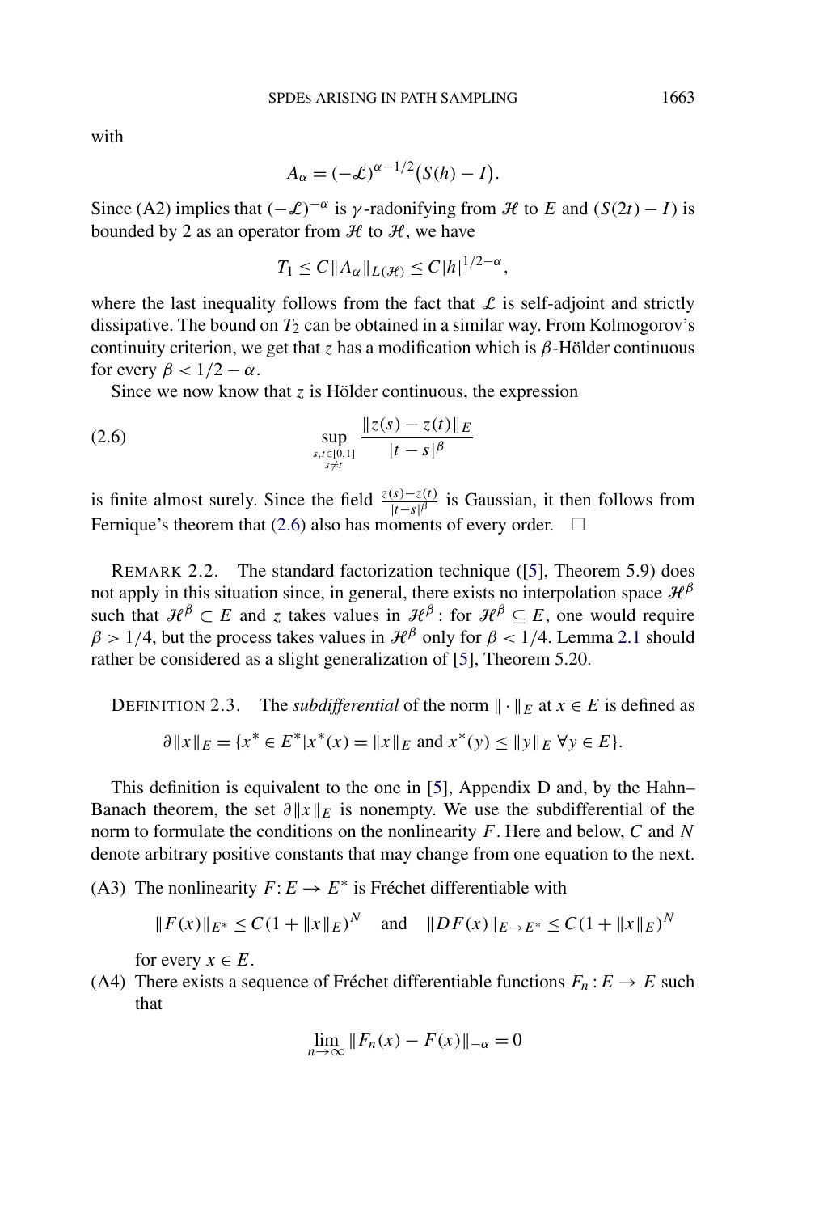with

$$A_\alpha = (-\mathcal{L})^{\alpha-1/2}\big(S(h) - I\big).$$

Since (A2) implies that $(-\mathcal{L})^{-\alpha}$ is $\gamma$-radonifying from $\mathcal{H}$ to $E$ and $(S(2t) - I)$ is bounded by 2 as an operator from $\mathcal{H}$ to $\mathcal{H}$, we have

$$T_1 \le C\|A_\alpha\|_{L(\mathcal{H})} \le C|h|^{1/2-\alpha},$$

where the last inequality follows from the fact that $\mathcal{L}$ is self-adjoint and strictly dissipative. The bound on $T_2$ can be obtained in a similar way. From Kolmogorov's continuity criterion, we get that $z$ has a modification which is $\beta$-Hölder continuous for every $\beta < 1/2 - \alpha$.

Since we now know that $z$ is Hölder continuous, the expression

$$\sup_{\substack{s,t\in[0,1]\\ s\neq t}} \frac{\|z(s) - z(t)\|_E}{|t-s|^\beta} \tag{2.6}$$

is finite almost surely. Since the field $\frac{z(s)-z(t)}{|t-s|^\beta}$ is Gaussian, it then follows from Fernique's theorem that (2.6) also has moments of every order. $\square$

REMARK 2.2. The standard factorization technique ([5], Theorem 5.9) does not apply in this situation since, in general, there exists no interpolation space $\mathcal{H}^\beta$ such that $\mathcal{H}^\beta \subset E$ and $z$ takes values in $\mathcal{H}^\beta$: for $\mathcal{H}^\beta \subseteq E$, one would require $\beta > 1/4$, but the process takes values in $\mathcal{H}^\beta$ only for $\beta < 1/4$. Lemma 2.1 should rather be considered as a slight generalization of [5], Theorem 5.20.

DEFINITION 2.3. The *subdifferential* of the norm $\|\cdot\|_E$ at $x \in E$ is defined as

$$\partial\|x\|_E = \{x^* \in E^* | x^*(x) = \|x\|_E \text{ and } x^*(y) \le \|y\|_E \ \forall y \in E\}.$$

This definition is equivalent to the one in [5], Appendix D and, by the Hahn–Banach theorem, the set $\partial\|x\|_E$ is nonempty. We use the subdifferential of the norm to formulate the conditions on the nonlinearity $F$. Here and below, $C$ and $N$ denote arbitrary positive constants that may change from one equation to the next.

(A3) The nonlinearity $F: E \to E^*$ is Fréchet differentiable with

$$\|F(x)\|_{E^*} \le C(1 + \|x\|_E)^N \quad \text{and} \quad \|DF(x)\|_{E\to E^*} \le C(1 + \|x\|_E)^N$$

for every $x \in E$.

(A4) There exists a sequence of Fréchet differentiable functions $F_n : E \to E$ such that

$$\lim_{n\to\infty} \|F_n(x) - F(x)\|_{-\alpha} = 0$$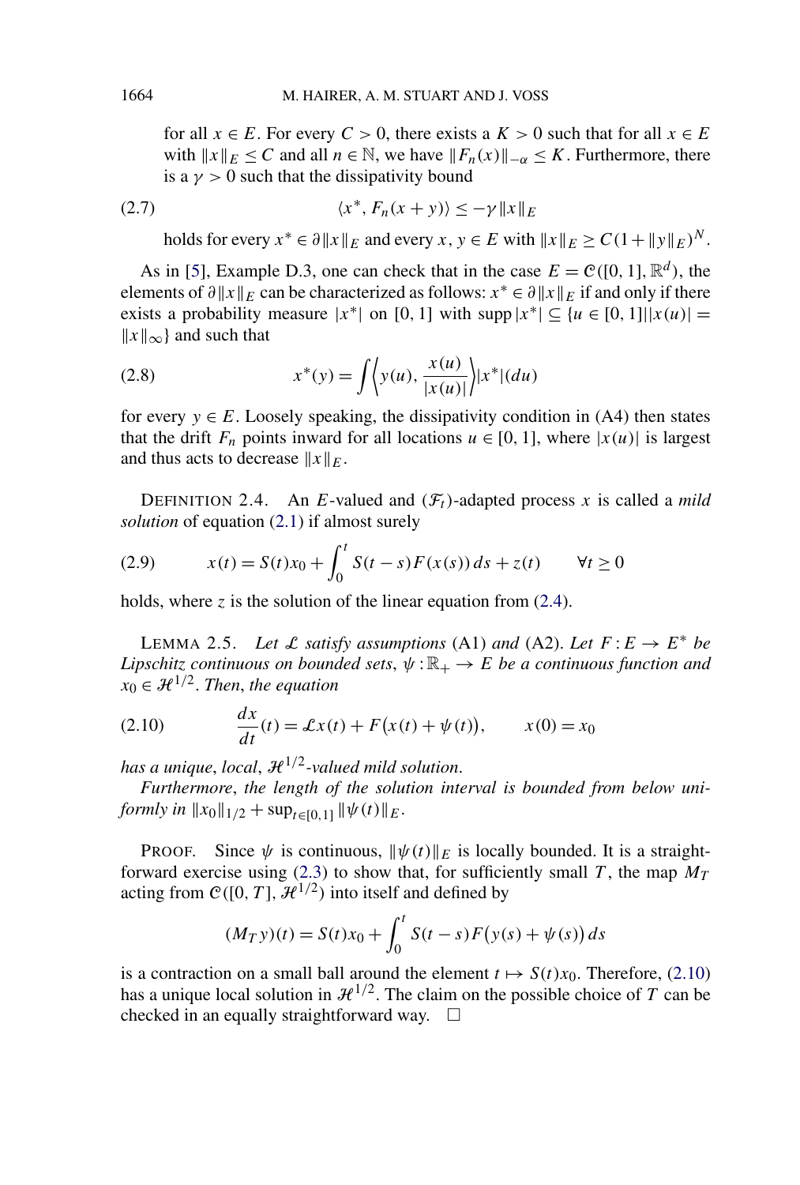for all $x \in E$. For every $C > 0$, there exists a $K > 0$ such that for all $x \in E$ with $\|x\|_E \le C$ and all $n \in \mathbb{N}$, we have $\|F_n(x)\|_{-\alpha} \le K$. Furthermore, there is a $\gamma > 0$ such that the dissipativity bound

$$\langle x^*, F_n(x+y)\rangle \le -\gamma \|x\|_E \tag{2.7}$$

holds for every $x^* \in \partial\|x\|_E$ and every $x, y \in E$ with $\|x\|_E \ge C(1+\|y\|_E)^N$.

As in [5], Example D.3, one can check that in the case $E = \mathcal{C}([0,1], \mathbb{R}^d)$, the elements of $\partial\|x\|_E$ can be characterized as follows: $x^* \in \partial\|x\|_E$ if and only if there exists a probability measure $|x^*|$ on $[0,1]$ with $\operatorname{supp}|x^*| \subseteq \{u \in [0,1] \,|\, |x(u)| = \|x\|_\infty\}$ and such that

$$x^*(y) = \int \left\langle y(u), \frac{x(u)}{|x(u)|}\right\rangle |x^*|(du) \tag{2.8}$$

for every $y \in E$. Loosely speaking, the dissipativity condition in (A4) then states that the drift $F_n$ points inward for all locations $u \in [0,1]$, where $|x(u)|$ is largest and thus acts to decrease $\|x\|_E$.

DEFINITION 2.4. An $E$-valued and $(\mathcal{F}_t)$-adapted process $x$ is called a *mild solution* of equation (2.1) if almost surely

$$x(t) = S(t)x_0 + \int_0^t S(t-s)F(x(s))\,ds + z(t) \qquad \forall t \ge 0 \tag{2.9}$$

holds, where $z$ is the solution of the linear equation from (2.4).

LEMMA 2.5. *Let $\mathcal{L}$ satisfy assumptions* (A1) *and* (A2). *Let $F : E \to E^*$ be Lipschitz continuous on bounded sets, $\psi : \mathbb{R}_+ \to E$ be a continuous function and $x_0 \in \mathcal{H}^{1/2}$. Then, the equation*

$$\frac{dx}{dt}(t) = \mathcal{L}x(t) + F\big(x(t) + \psi(t)\big), \qquad x(0) = x_0 \tag{2.10}$$

*has a unique, local, $\mathcal{H}^{1/2}$-valued mild solution.*

*Furthermore, the length of the solution interval is bounded from below uniformly in $\|x_0\|_{1/2} + \sup_{t\in[0,1]} \|\psi(t)\|_E$.*

PROOF. Since $\psi$ is continuous, $\|\psi(t)\|_E$ is locally bounded. It is a straightforward exercise using (2.3) to show that, for sufficiently small $T$, the map $M_T$ acting from $\mathcal{C}([0,T], \mathcal{H}^{1/2})$ into itself and defined by

$$(M_T y)(t) = S(t)x_0 + \int_0^t S(t-s)F\big(y(s) + \psi(s)\big)\,ds$$

is a contraction on a small ball around the element $t \mapsto S(t)x_0$. Therefore, (2.10) has a unique local solution in $\mathcal{H}^{1/2}$. The claim on the possible choice of $T$ can be checked in an equally straightforward way. $\square$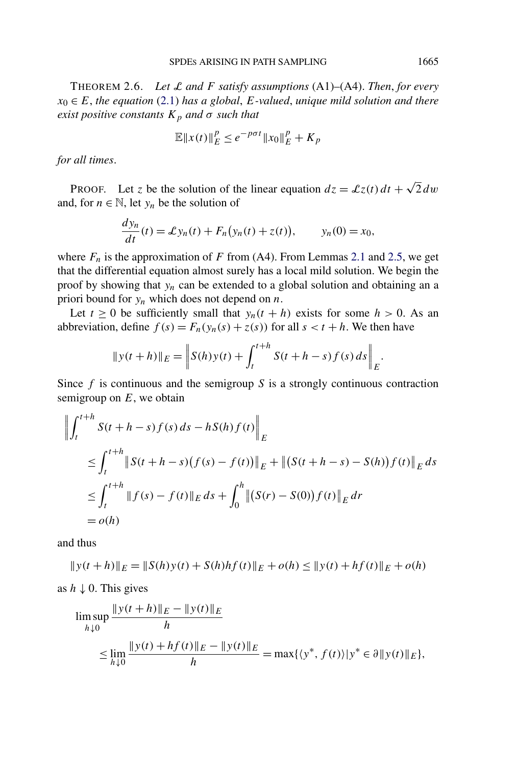**Theorem 2.6.** *Let $\mathcal{L}$ and $F$ satisfy assumptions* (A1)–(A4). *Then, for every $x_0 \in E$, the equation* (2.1) *has a global, $E$-valued, unique mild solution and there exist positive constants $K_p$ and $\sigma$ such that*

$$\mathbb{E}\|x(t)\|_E^p \leq e^{-p\sigma t}\|x_0\|_E^p + K_p$$

*for all times.*

Proof. Let $z$ be the solution of the linear equation $dz = \mathcal{L}z(t)\,dt + \sqrt{2}\,dw$ and, for $n \in \mathbb{N}$, let $y_n$ be the solution of

$$\frac{dy_n}{dt}(t) = \mathcal{L}y_n(t) + F_n\big(y_n(t) + z(t)\big), \qquad y_n(0) = x_0,$$

where $F_n$ is the approximation of $F$ from (A4). From Lemmas 2.1 and 2.5, we get that the differential equation almost surely has a local mild solution. We begin the proof by showing that $y_n$ can be extended to a global solution and obtaining an a priori bound for $y_n$ which does not depend on $n$.

Let $t \geq 0$ be sufficiently small that $y_n(t+h)$ exists for some $h > 0$. As an abbreviation, define $f(s) = F_n(y_n(s) + z(s))$ for all $s < t + h$. We then have

$$\|y(t+h)\|_E = \left\| S(h)y(t) + \int_t^{t+h} S(t+h-s)f(s)\,ds \right\|_E.$$

Since $f$ is continuous and the semigroup $S$ is a strongly continuous contraction semigroup on $E$, we obtain

$$\begin{aligned}
&\left\| \int_t^{t+h} S(t+h-s)f(s)\,ds - hS(h)f(t) \right\|_E \\
&\qquad \leq \int_t^{t+h} \big\|S(t+h-s)\big(f(s) - f(t)\big)\big\|_E + \big\|\big(S(t+h-s) - S(h)\big)f(t)\big\|_E\,ds \\
&\qquad \leq \int_t^{t+h} \|f(s) - f(t)\|_E\,ds + \int_0^h \big\|\big(S(r) - S(0)\big)f(t)\big\|_E\,dr \\
&\qquad = o(h)
\end{aligned}$$

and thus

$$\|y(t+h)\|_E = \|S(h)y(t) + S(h)hf(t)\|_E + o(h) \leq \|y(t) + hf(t)\|_E + o(h)$$

as $h \downarrow 0$. This gives

$$\begin{aligned}
&\limsup_{h\downarrow 0} \frac{\|y(t+h)\|_E - \|y(t)\|_E}{h} \\
&\qquad \leq \lim_{h\downarrow 0} \frac{\|y(t) + hf(t)\|_E - \|y(t)\|_E}{h} = \max\{\langle y^*, f(t)\rangle \,|\, y^* \in \partial\|y(t)\|_E\},
\end{aligned}$$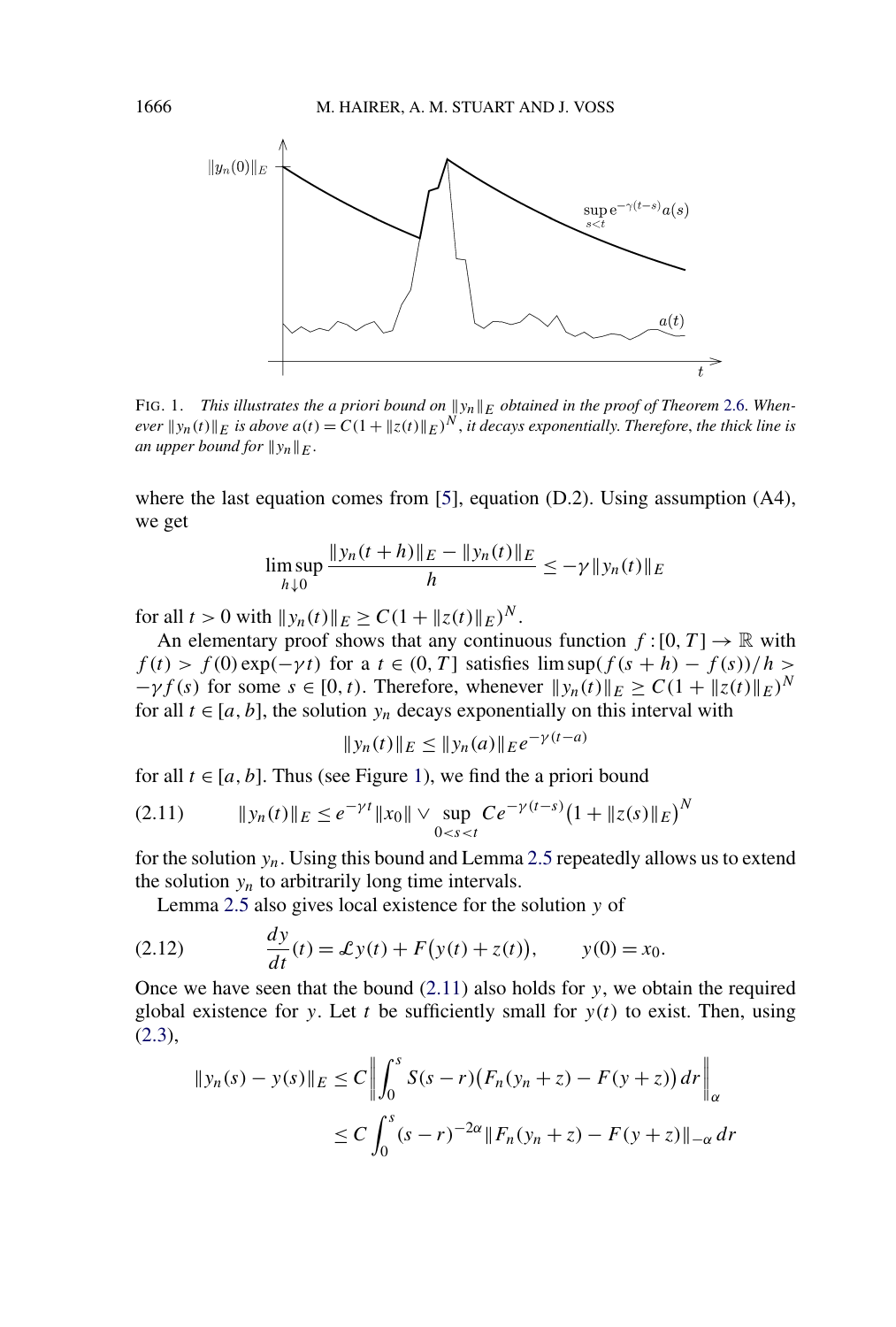FIG. 1. *This illustrates the a priori bound on $\|y_n\|_E$ obtained in the proof of Theorem 2.6. Whenever $\|y_n(t)\|_E$ is above $a(t) = C(1 + \|z(t)\|_E)^N$, it decays exponentially. Therefore, the thick line is an upper bound for $\|y_n\|_E$.*

where the last equation comes from [5], equation (D.2). Using assumption (A4), we get

$$\limsup_{h \downarrow 0} \frac{\|y_n(t+h)\|_E - \|y_n(t)\|_E}{h} \leq -\gamma \|y_n(t)\|_E$$

for all $t > 0$ with $\|y_n(t)\|_E \geq C(1 + \|z(t)\|_E)^N$.

An elementary proof shows that any continuous function $f : [0, T] \to \mathbb{R}$ with $f(t) > f(0) \exp(-\gamma t)$ for a $t \in (0, T]$ satisfies $\limsup (f(s+h) - f(s))/h > -\gamma f(s)$ for some $s \in [0, t)$. Therefore, whenever $\|y_n(t)\|_E \geq C(1 + \|z(t)\|_E)^N$ for all $t \in [a, b]$, the solution $y_n$ decays exponentially on this interval with

$$\|y_n(t)\|_E \leq \|y_n(a)\|_E e^{-\gamma(t-a)}$$

for all $t \in [a, b]$. Thus (see Figure 1), we find the a priori bound

$$\|y_n(t)\|_E \leq e^{-\gamma t}\|x_0\| \vee \sup_{0<s<t} C e^{-\gamma(t-s)}\big(1 + \|z(s)\|_E\big)^N \tag{2.11}$$

for the solution $y_n$. Using this bound and Lemma 2.5 repeatedly allows us to extend the solution $y_n$ to arbitrarily long time intervals.

Lemma 2.5 also gives local existence for the solution $y$ of

$$\frac{dy}{dt}(t) = \mathcal{L}y(t) + F\big(y(t) + z(t)\big), \qquad y(0) = x_0. \tag{2.12}$$

Once we have seen that the bound (2.11) also holds for $y$, we obtain the required global existence for $y$. Let $t$ be sufficiently small for $y(t)$ to exist. Then, using (2.3),

$$\begin{aligned}
\|y_n(s) - y(s)\|_E &\leq C \left\| \int_0^s S(s-r)\big(F_n(y_n + z) - F(y+z)\big)\, dr \right\|_\alpha \\
&\leq C \int_0^s (s-r)^{-2\alpha} \|F_n(y_n + z) - F(y+z)\|_{-\alpha}\, dr
\end{aligned}$$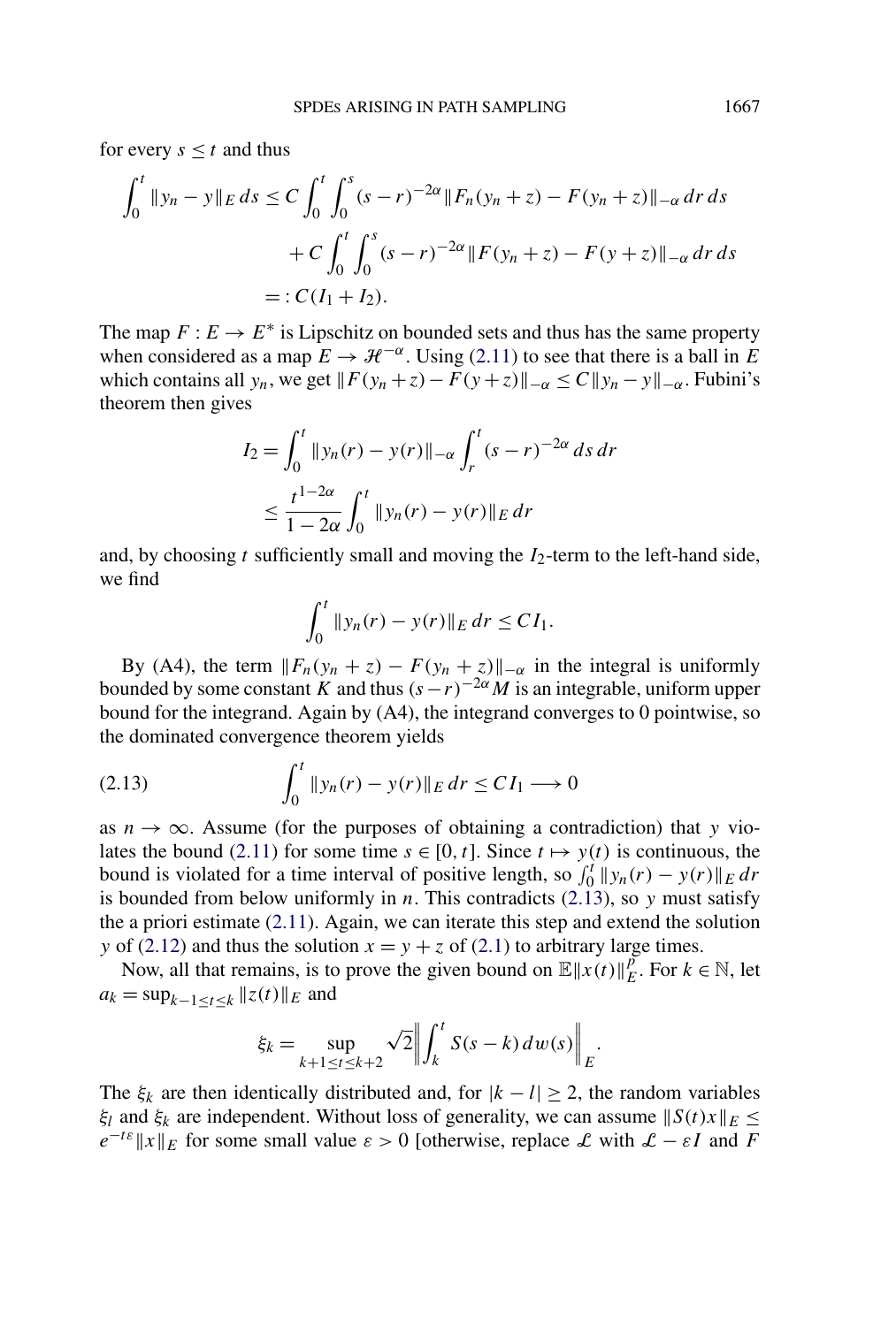for every $s \le t$ and thus

$$
\begin{aligned}
\int_0^t \|y_n - y\|_E \, ds &\le C \int_0^t \int_0^s (s-r)^{-2\alpha} \|F_n(y_n+z) - F(y_n+z)\|_{-\alpha} \, dr \, ds \\
&\quad + C \int_0^t \int_0^s (s-r)^{-2\alpha} \|F(y_n+z) - F(y+z)\|_{-\alpha} \, dr \, ds \\
&=: C(I_1 + I_2).
\end{aligned}
$$

The map $F : E \to E^*$ is Lipschitz on bounded sets and thus has the same property when considered as a map $E \to \mathcal{H}^{-\alpha}$. Using (2.11) to see that there is a ball in $E$ which contains all $y_n$, we get $\|F(y_n+z) - F(y+z)\|_{-\alpha} \le C\|y_n - y\|_{-\alpha}$. Fubini's theorem then gives

$$
\begin{aligned}
I_2 &= \int_0^t \|y_n(r) - y(r)\|_{-\alpha} \int_r^t (s-r)^{-2\alpha} \, ds \, dr \\
&\le \frac{t^{1-2\alpha}}{1-2\alpha} \int_0^t \|y_n(r) - y(r)\|_E \, dr
\end{aligned}
$$

and, by choosing $t$ sufficiently small and moving the $I_2$-term to the left-hand side, we find

$$
\int_0^t \|y_n(r) - y(r)\|_E \, dr \le C I_1.
$$

By (A4), the term $\|F_n(y_n+z) - F(y_n+z)\|_{-\alpha}$ in the integral is uniformly bounded by some constant $K$ and thus $(s-r)^{-2\alpha} M$ is an integrable, uniform upper bound for the integrand. Again by (A4), the integrand converges to 0 pointwise, so the dominated convergence theorem yields

$$
\int_0^t \|y_n(r) - y(r)\|_E \, dr \le C I_1 \longrightarrow 0 \tag{2.13}
$$

as $n \to \infty$. Assume (for the purposes of obtaining a contradiction) that $y$ violates the bound (2.11) for some time $s \in [0,t]$. Since $t \mapsto y(t)$ is continuous, the bound is violated for a time interval of positive length, so $\int_0^t \|y_n(r) - y(r)\|_E \, dr$ is bounded from below uniformly in $n$. This contradicts (2.13), so $y$ must satisfy the a priori estimate (2.11). Again, we can iterate this step and extend the solution $y$ of (2.12) and thus the solution $x = y + z$ of (2.1) to arbitrary large times.

Now, all that remains, is to prove the given bound on $\mathbb{E}\|x(t)\|_E^p$. For $k \in \mathbb{N}$, let $a_k = \sup_{k-1 \le t \le k} \|z(t)\|_E$ and

$$
\xi_k = \sup_{k+1 \le t \le k+2} \sqrt{2} \left\| \int_k^t S(s-k) \, dw(s) \right\|_E.
$$

The $\xi_k$ are then identically distributed and, for $|k - l| \ge 2$, the random variables $\xi_l$ and $\xi_k$ are independent. Without loss of generality, we can assume $\|S(t)x\|_E \le e^{-t\varepsilon}\|x\|_E$ for some small value $\varepsilon > 0$ [otherwise, replace $\mathcal{L}$ with $\mathcal{L} - \varepsilon I$ and $F$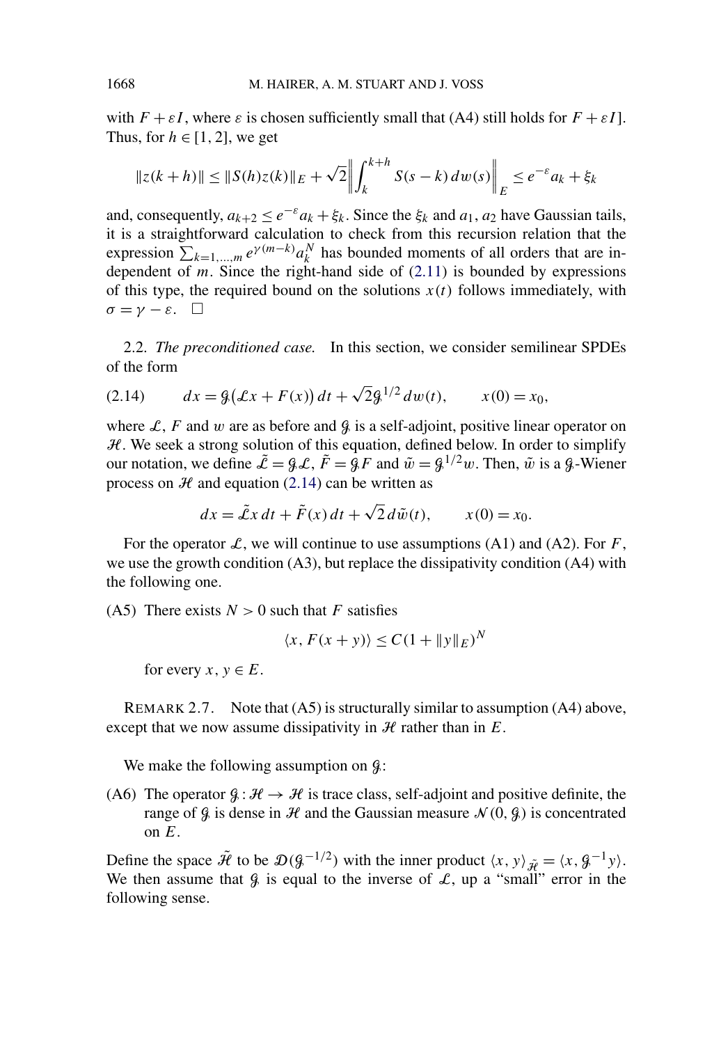with $F + \varepsilon I$, where $\varepsilon$ is chosen sufficiently small that (A4) still holds for $F + \varepsilon I$]. Thus, for $h \in [1, 2]$, we get

$$\|z(k+h)\| \le \|S(h)z(k)\|_E + \sqrt{2}\left\| \int_k^{k+h} S(s-k)\, dw(s) \right\|_E \le e^{-\varepsilon} a_k + \xi_k$$

and, consequently, $a_{k+2} \le e^{-\varepsilon} a_k + \xi_k$. Since the $\xi_k$ and $a_1$, $a_2$ have Gaussian tails, it is a straightforward calculation to check from this recursion relation that the expression $\sum_{k=1,\dots,m} e^{\gamma(m-k)} a_k^N$ has bounded moments of all orders that are independent of $m$. Since the right-hand side of (2.11) is bounded by expressions of this type, the required bound on the solutions $x(t)$ follows immediately, with $\sigma = \gamma - \varepsilon$. $\square$

2.2. *The preconditioned case.* In this section, we consider semilinear SPDEs of the form

$$dx = \mathcal{G}\big(\mathcal{L}x + F(x)\big)\, dt + \sqrt{2}\mathcal{G}^{1/2}\, dw(t), \qquad x(0) = x_0, \tag{2.14}$$

where $\mathcal{L}$, $F$ and $w$ are as before and $\mathcal{G}$ is a self-adjoint, positive linear operator on $\mathcal{H}$. We seek a strong solution of this equation, defined below. In order to simplify our notation, we define $\tilde{\mathcal{L}} = \mathcal{G}\mathcal{L}$, $\tilde{F} = \mathcal{G}F$ and $\tilde{w} = \mathcal{G}^{1/2}w$. Then, $\tilde{w}$ is a $\mathcal{G}$-Wiener process on $\mathcal{H}$ and equation (2.14) can be written as

$$dx = \tilde{\mathcal{L}}x\, dt + \tilde{F}(x)\, dt + \sqrt{2}\, d\tilde{w}(t), \qquad x(0) = x_0.$$

For the operator $\mathcal{L}$, we will continue to use assumptions (A1) and (A2). For $F$, we use the growth condition (A3), but replace the dissipativity condition (A4) with the following one.

(A5) There exists $N > 0$ such that $F$ satisfies

$$\langle x, F(x+y)\rangle \le C(1 + \|y\|_E)^N$$

for every $x, y \in E$.

REMARK 2.7. Note that (A5) is structurally similar to assumption (A4) above, except that we now assume dissipativity in $\mathcal{H}$ rather than in $E$.

We make the following assumption on $\mathcal{G}$:

(A6) The operator $\mathcal{G} : \mathcal{H} \to \mathcal{H}$ is trace class, self-adjoint and positive definite, the range of $\mathcal{G}$ is dense in $\mathcal{H}$ and the Gaussian measure $\mathcal{N}(0, \mathcal{G})$ is concentrated on $E$.

Define the space $\tilde{\mathcal{H}}$ to be $\mathcal{D}(\mathcal{G}^{-1/2})$ with the inner product $\langle x, y\rangle_{\tilde{\mathcal{H}}} = \langle x, \mathcal{G}^{-1}y\rangle$. We then assume that $\mathcal{G}$ is equal to the inverse of $\mathcal{L}$, up a "small" error in the following sense.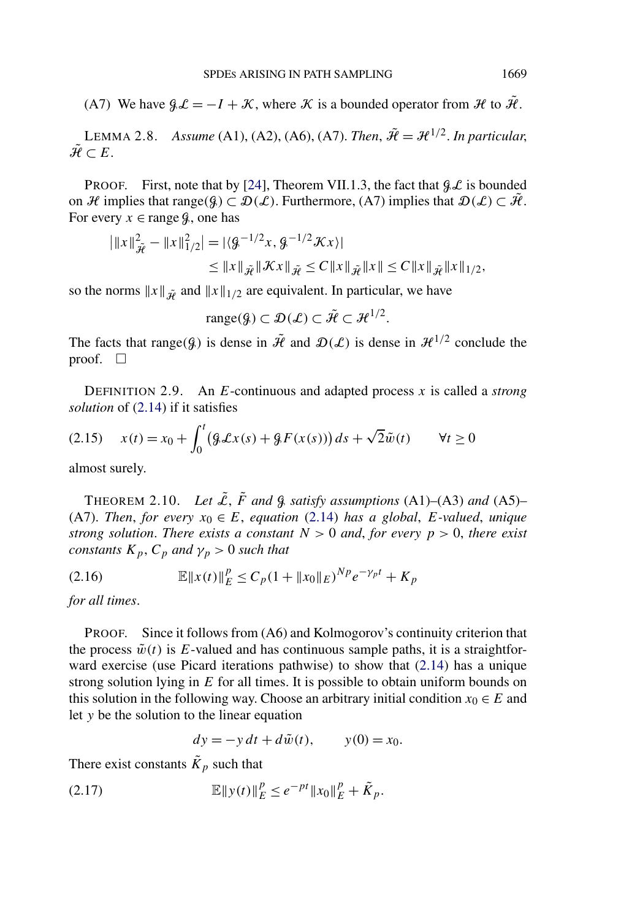(A7) We have $\mathcal{G}\mathcal{L} = -I + \mathcal{K}$, where $\mathcal{K}$ is a bounded operator from $\mathcal{H}$ to $\tilde{\mathcal{H}}$.

LEMMA 2.8. *Assume* (A1), (A2), (A6), (A7). *Then*, $\tilde{\mathcal{H}} = \mathcal{H}^{1/2}$. *In particular*, $\tilde{\mathcal{H}} \subset E$.

PROOF. First, note that by [24], Theorem VII.1.3, the fact that $\mathcal{G}\mathcal{L}$ is bounded on $\mathcal{H}$ implies that $\operatorname{range}(\mathcal{G}) \subset \mathcal{D}(\mathcal{L})$. Furthermore, (A7) implies that $\mathcal{D}(\mathcal{L}) \subset \tilde{\mathcal{H}}$. For every $x \in \operatorname{range} \mathcal{G}$, one has

$$
\begin{aligned}
\big| \|x\|_{\tilde{\mathcal{H}}}^2 - \|x\|_{1/2}^2 \big| &= |\langle \mathcal{G}^{-1/2} x, \mathcal{G}^{-1/2} \mathcal{K} x \rangle| \\
&\le \|x\|_{\tilde{\mathcal{H}}} \|\mathcal{K} x\|_{\tilde{\mathcal{H}}} \le C \|x\|_{\tilde{\mathcal{H}}} \|x\| \le C \|x\|_{\tilde{\mathcal{H}}} \|x\|_{1/2},
\end{aligned}
$$

so the norms $\|x\|_{\tilde{\mathcal{H}}}$ and $\|x\|_{1/2}$ are equivalent. In particular, we have

$$
\operatorname{range}(\mathcal{G}) \subset \mathcal{D}(\mathcal{L}) \subset \tilde{\mathcal{H}} \subset \mathcal{H}^{1/2}.
$$

The facts that $\operatorname{range}(\mathcal{G})$ is dense in $\tilde{\mathcal{H}}$ and $\mathcal{D}(\mathcal{L})$ is dense in $\mathcal{H}^{1/2}$ conclude the proof. $\square$

DEFINITION 2.9. An $E$-continuous and adapted process $x$ is called a *strong solution* of (2.14) if it satisfies

$$
x(t) = x_0 + \int_0^t \big( \mathcal{G}\mathcal{L} x(s) + \mathcal{G} F(x(s)) \big)\, ds + \sqrt{2}\tilde{w}(t) \qquad \forall t \ge 0 \tag{2.15}
$$

almost surely.

THEOREM 2.10. *Let* $\tilde{\mathcal{L}}$, $\tilde{F}$ *and* $\mathcal{G}$ *satisfy assumptions* (A1)–(A3) *and* (A5)–(A7). *Then*, *for every* $x_0 \in E$, *equation* (2.14) *has a global*, $E$-*valued*, *unique strong solution*. *There exists a constant* $N > 0$ *and*, *for every* $p > 0$, *there exist constants* $K_p$, $C_p$ *and* $\gamma_p > 0$ *such that*

$$
\mathbb{E}\|x(t)\|_E^p \le C_p (1 + \|x_0\|_E)^{Np} e^{-\gamma_p t} + K_p \tag{2.16}
$$

*for all times*.

PROOF. Since it follows from (A6) and Kolmogorov's continuity criterion that the process $\tilde{w}(t)$ is $E$-valued and has continuous sample paths, it is a straightforward exercise (use Picard iterations pathwise) to show that (2.14) has a unique strong solution lying in $E$ for all times. It is possible to obtain uniform bounds on this solution in the following way. Choose an arbitrary initial condition $x_0 \in E$ and let $y$ be the solution to the linear equation

$$
dy = -y\, dt + d\tilde{w}(t), \qquad y(0) = x_0.
$$

There exist constants $\tilde{K}_p$ such that

$$
\mathbb{E}\|y(t)\|_E^p \le e^{-pt} \|x_0\|_E^p + \tilde{K}_p. \tag{2.17}
$$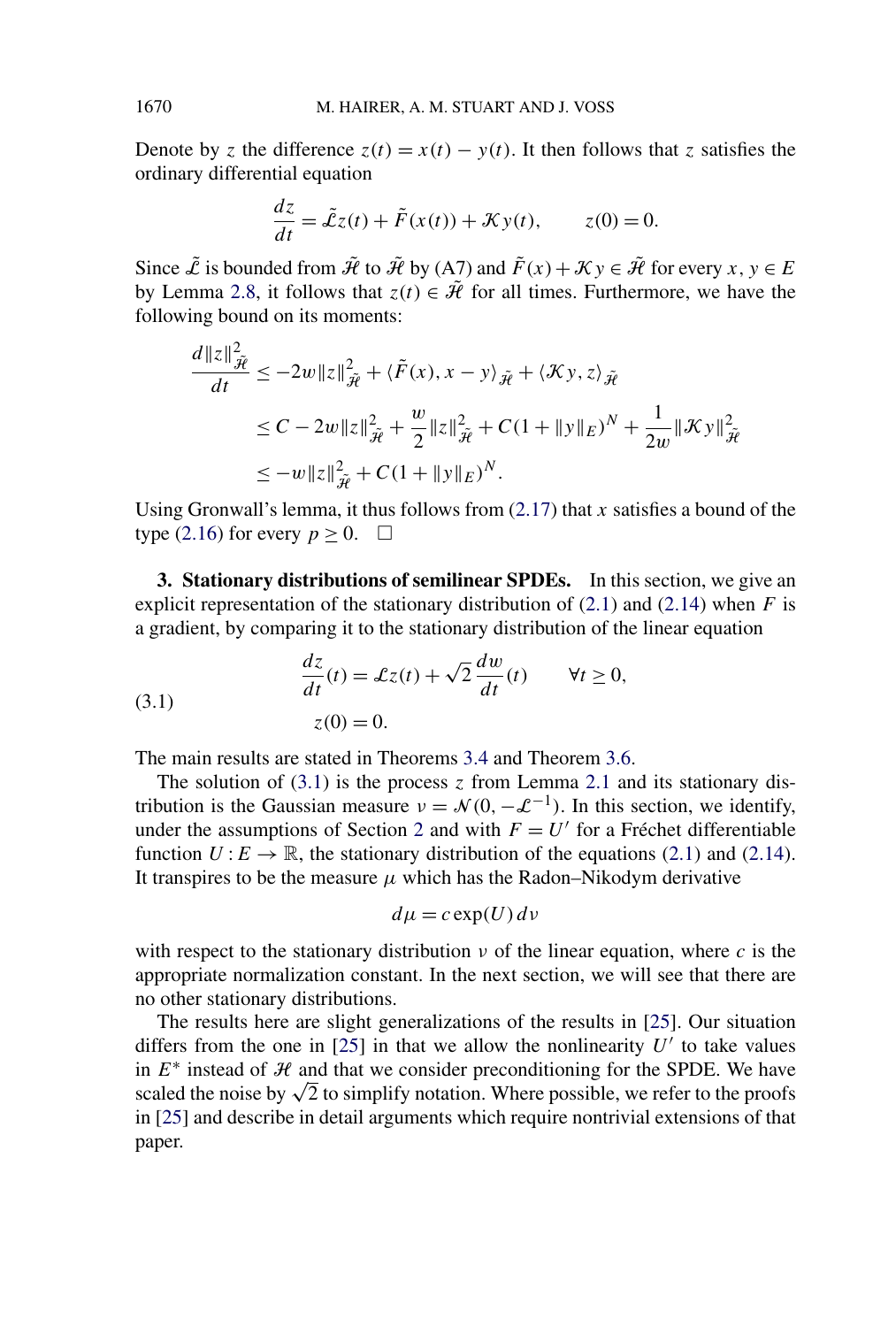Denote by $z$ the difference $z(t) = x(t) - y(t)$. It then follows that $z$ satisfies the ordinary differential equation

$$\frac{dz}{dt} = \tilde{\mathcal{L}} z(t) + \tilde{F}(x(t)) + \mathcal{K} y(t), \qquad z(0) = 0.$$

Since $\tilde{\mathcal{L}}$ is bounded from $\tilde{\mathcal{H}}$ to $\tilde{\mathcal{H}}$ by (A7) and $\tilde{F}(x) + \mathcal{K} y \in \tilde{\mathcal{H}}$ for every $x, y \in E$ by Lemma 2.8, it follows that $z(t) \in \tilde{\mathcal{H}}$ for all times. Furthermore, we have the following bound on its moments:

$$\begin{aligned}
\frac{d\|z\|_{\tilde{\mathcal{H}}}^2}{dt} &\leq -2w\|z\|_{\tilde{\mathcal{H}}}^2 + \langle \tilde{F}(x), x - y\rangle_{\tilde{\mathcal{H}}} + \langle \mathcal{K} y, z\rangle_{\tilde{\mathcal{H}}} \\
&\leq C - 2w\|z\|_{\tilde{\mathcal{H}}}^2 + \frac{w}{2}\|z\|_{\tilde{\mathcal{H}}}^2 + C(1 + \|y\|_E)^N + \frac{1}{2w}\|\mathcal{K} y\|_{\tilde{\mathcal{H}}}^2 \\
&\leq -w\|z\|_{\tilde{\mathcal{H}}}^2 + C(1 + \|y\|_E)^N.
\end{aligned}$$

Using Gronwall's lemma, it thus follows from (2.17) that $x$ satisfies a bound of the type (2.16) for every $p \geq 0$. $\square$

## 3. Stationary distributions of semilinear SPDEs.

In this section, we give an explicit representation of the stationary distribution of (2.1) and (2.14) when $F$ is a gradient, by comparing it to the stationary distribution of the linear equation

$$\begin{aligned}
&\frac{dz}{dt}(t) = \mathcal{L} z(t) + \sqrt{2}\,\frac{dw}{dt}(t) \qquad \forall t \geq 0, \\
&z(0) = 0.
\end{aligned} \tag{3.1}$$

The main results are stated in Theorems 3.4 and Theorem 3.6.

The solution of (3.1) is the process $z$ from Lemma 2.1 and its stationary distribution is the Gaussian measure $\nu = \mathcal{N}(0, -\mathcal{L}^{-1})$. In this section, we identify, under the assumptions of Section 2 and with $F = U'$ for a Fréchet differentiable function $U : E \to \mathbb{R}$, the stationary distribution of the equations (2.1) and (2.14). It transpires to be the measure $\mu$ which has the Radon–Nikodym derivative

$$d\mu = c \exp(U)\, d\nu$$

with respect to the stationary distribution $\nu$ of the linear equation, where $c$ is the appropriate normalization constant. In the next section, we will see that there are no other stationary distributions.

The results here are slight generalizations of the results in [25]. Our situation differs from the one in [25] in that we allow the nonlinearity $U'$ to take values in $E^*$ instead of $\mathcal{H}$ and that we consider preconditioning for the SPDE. We have scaled the noise by $\sqrt{2}$ to simplify notation. Where possible, we refer to the proofs in [25] and describe in detail arguments which require nontrivial extensions of that paper.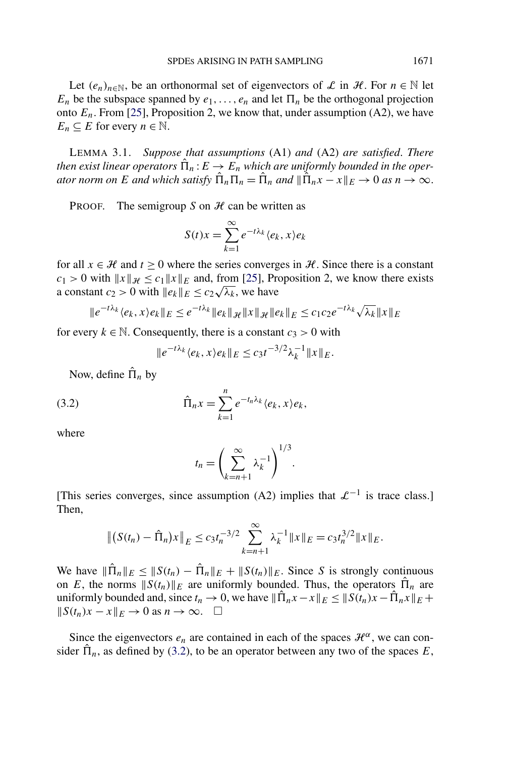Let $(e_n)_{n\in\mathbb{N}}$, be an orthonormal set of eigenvectors of $\mathcal{L}$ in $\mathcal{H}$. For $n \in \mathbb{N}$ let $E_n$ be the subspace spanned by $e_1, \dots, e_n$ and let $\Pi_n$ be the orthogonal projection onto $E_n$. From [25], Proposition 2, we know that, under assumption (A2), we have $E_n \subseteq E$ for every $n \in \mathbb{N}$.

LEMMA 3.1. *Suppose that assumptions* (A1) *and* (A2) *are satisfied*. *There then exist linear operators $\hat{\Pi}_n : E \to E_n$ which are uniformly bounded in the operator norm on $E$ and which satisfy $\hat{\Pi}_n \Pi_n = \hat{\Pi}_n$ and $\|\hat{\Pi}_n x - x\|_E \to 0$ as $n \to \infty$.*

PROOF. The semigroup $S$ on $\mathcal{H}$ can be written as

$$S(t)x = \sum_{k=1}^{\infty} e^{-t\lambda_k} \langle e_k, x\rangle e_k$$

for all $x \in \mathcal{H}$ and $t \geq 0$ where the series converges in $\mathcal{H}$. Since there is a constant $c_1 > 0$ with $\|x\|_{\mathcal{H}} \leq c_1 \|x\|_E$ and, from [25], Proposition 2, we know there exists a constant $c_2 > 0$ with $\|e_k\|_E \leq c_2 \sqrt{\lambda_k}$, we have

$$\|e^{-t\lambda_k} \langle e_k, x\rangle e_k\|_E \leq e^{-t\lambda_k} \|e_k\|_{\mathcal{H}} \|x\|_{\mathcal{H}} \|e_k\|_E \leq c_1 c_2 e^{-t\lambda_k} \sqrt{\lambda_k} \|x\|_E$$

for every $k \in \mathbb{N}$. Consequently, there is a constant $c_3 > 0$ with

$$\|e^{-t\lambda_k} \langle e_k, x\rangle e_k\|_E \leq c_3 t^{-3/2} \lambda_k^{-1} \|x\|_E.$$

Now, define $\hat{\Pi}_n$ by

$$\hat{\Pi}_n x = \sum_{k=1}^{n} e^{-t_n\lambda_k} \langle e_k, x\rangle e_k, \tag{3.2}$$

where

$$t_n = \left( \sum_{k=n+1}^{\infty} \lambda_k^{-1} \right)^{1/3}.$$

[This series converges, since assumption (A2) implies that $\mathcal{L}^{-1}$ is trace class.] Then,

$$\|(S(t_n) - \hat{\Pi}_n)x\|_E \leq c_3 t_n^{-3/2} \sum_{k=n+1}^{\infty} \lambda_k^{-1} \|x\|_E = c_3 t_n^{3/2} \|x\|_E.$$

We have $\|\hat{\Pi}_n\|_E \leq \|S(t_n) - \hat{\Pi}_n\|_E + \|S(t_n)\|_E$. Since $S$ is strongly continuous on $E$, the norms $\|S(t_n)\|_E$ are uniformly bounded. Thus, the operators $\hat{\Pi}_n$ are uniformly bounded and, since $t_n \to 0$, we have $\|\hat{\Pi}_n x - x\|_E \leq \|S(t_n)x - \hat{\Pi}_n x\|_E + \|S(t_n)x - x\|_E \to 0$ as $n \to \infty$. $\square$

Since the eigenvectors $e_n$ are contained in each of the spaces $\mathcal{H}^\alpha$, we can consider $\hat{\Pi}_n$, as defined by (3.2), to be an operator between any two of the spaces $E$,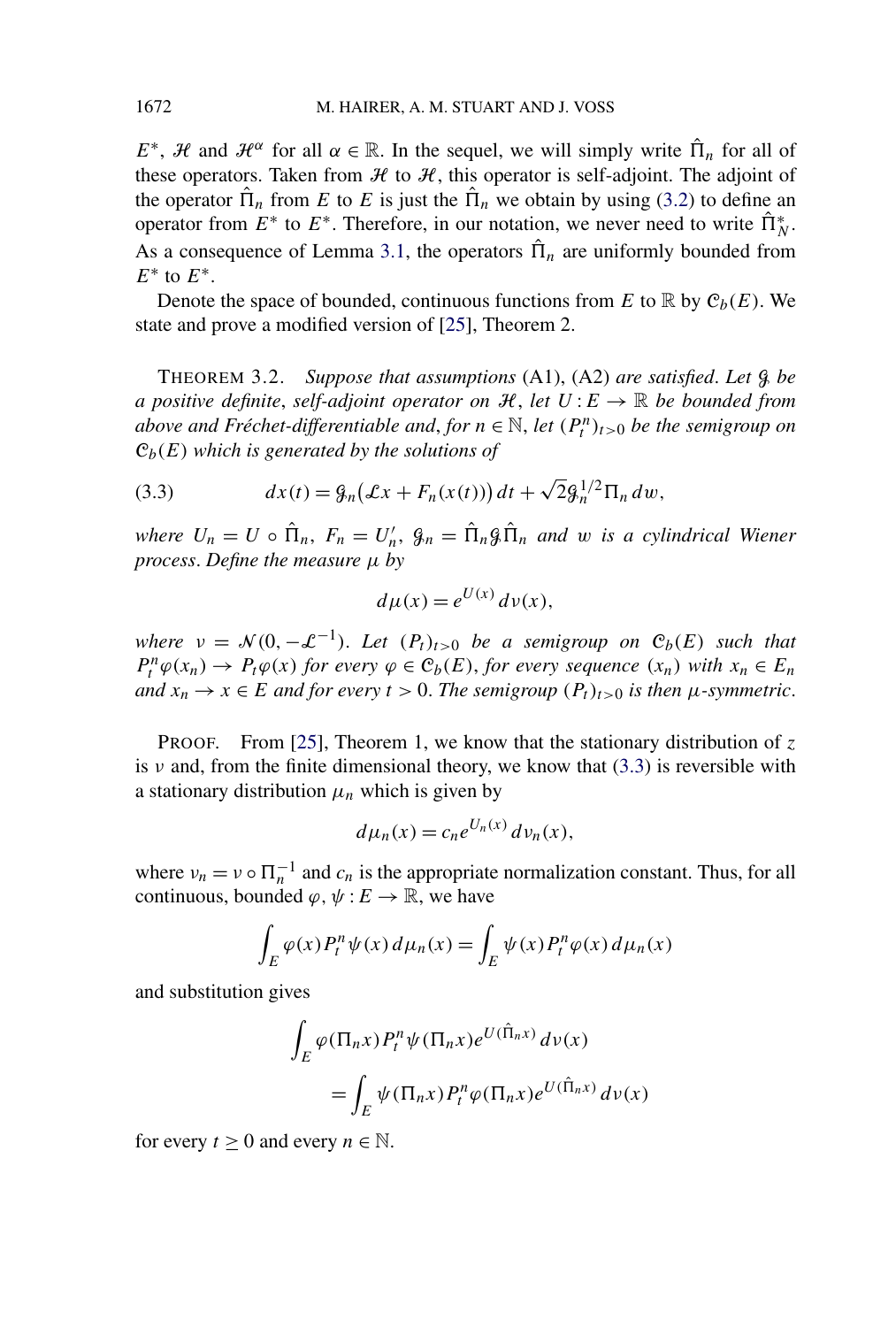$E^*$, $\mathcal{H}$ and $\mathcal{H}^\alpha$ for all $\alpha \in \mathbb{R}$. In the sequel, we will simply write $\hat{\Pi}_n$ for all of these operators. Taken from $\mathcal{H}$ to $\mathcal{H}$, this operator is self-adjoint. The adjoint of the operator $\hat{\Pi}_n$ from $E$ to $E$ is just the $\hat{\Pi}_n$ we obtain by using (3.2) to define an operator from $E^*$ to $E^*$. Therefore, in our notation, we never need to write $\hat{\Pi}_N^*$. As a consequence of Lemma 3.1, the operators $\hat{\Pi}_n$ are uniformly bounded from $E^*$ to $E^*$.

Denote the space of bounded, continuous functions from $E$ to $\mathbb{R}$ by $\mathcal{C}_b(E)$. We state and prove a modified version of [25], Theorem 2.

THEOREM 3.2. *Suppose that assumptions* (A1), (A2) *are satisfied. Let $\mathcal{G}$ be a positive definite, self-adjoint operator on $\mathcal{H}$, let $U : E \to \mathbb{R}$ be bounded from above and Fréchet-differentiable and, for $n \in \mathbb{N}$, let $(P_t^n)_{t>0}$ be the semigroup on $\mathcal{C}_b(E)$ which is generated by the solutions of*

$$dx(t) = \mathcal{G}_n\big(\mathcal{L}x + F_n(x(t))\big)\,dt + \sqrt{2}\mathcal{G}_n^{1/2}\Pi_n\,dw, \tag{3.3}$$

*where $U_n = U \circ \hat{\Pi}_n$, $F_n = U_n'$, $\mathcal{G}_n = \hat{\Pi}_n \mathcal{G} \hat{\Pi}_n$ and $w$ is a cylindrical Wiener process. Define the measure $\mu$ by*

$$d\mu(x) = e^{U(x)}\,d\nu(x),$$

*where $\nu = \mathcal{N}(0, -\mathcal{L}^{-1})$. Let $(P_t)_{t>0}$ be a semigroup on $\mathcal{C}_b(E)$ such that $P_t^n\varphi(x_n) \to P_t\varphi(x)$ for every $\varphi \in \mathcal{C}_b(E)$, for every sequence $(x_n)$ with $x_n \in E_n$ and $x_n \to x \in E$ and for every $t > 0$. The semigroup $(P_t)_{t>0}$ is then $\mu$-symmetric.*

PROOF. From [25], Theorem 1, we know that the stationary distribution of $z$ is $\nu$ and, from the finite dimensional theory, we know that (3.3) is reversible with a stationary distribution $\mu_n$ which is given by

$$d\mu_n(x) = c_n e^{U_n(x)}\,d\nu_n(x),$$

where $\nu_n = \nu \circ \Pi_n^{-1}$ and $c_n$ is the appropriate normalization constant. Thus, for all continuous, bounded $\varphi, \psi : E \to \mathbb{R}$, we have

$$\int_E \varphi(x) P_t^n \psi(x)\,d\mu_n(x) = \int_E \psi(x) P_t^n \varphi(x)\,d\mu_n(x)$$

and substitution gives

$$\begin{aligned}
&\int_E \varphi(\Pi_n x) P_t^n \psi(\Pi_n x) e^{U(\hat{\Pi}_n x)}\,d\nu(x) \\
&\qquad = \int_E \psi(\Pi_n x) P_t^n \varphi(\Pi_n x) e^{U(\hat{\Pi}_n x)}\,d\nu(x)
\end{aligned}$$

for every $t \geq 0$ and every $n \in \mathbb{N}$.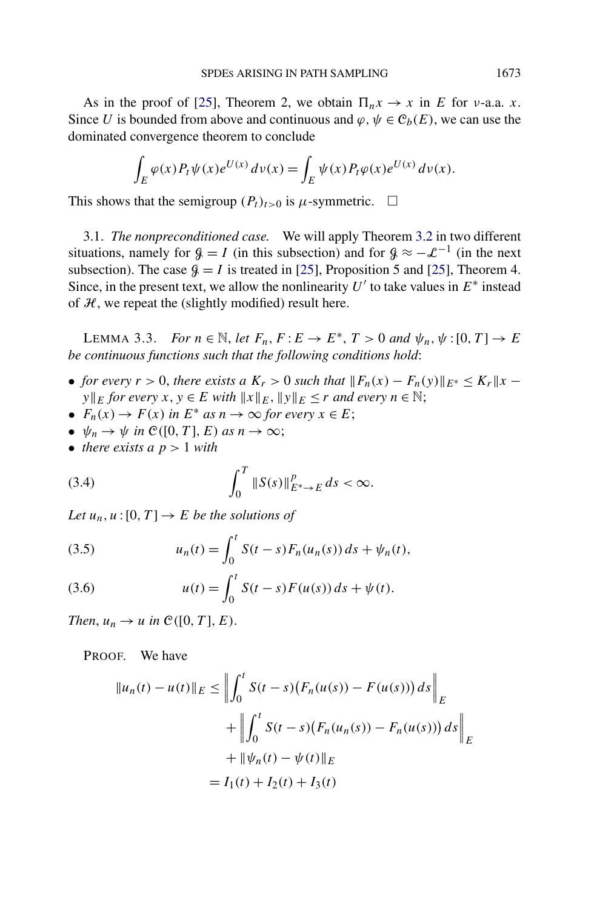As in the proof of [25], Theorem 2, we obtain $\Pi_n x \to x$ in $E$ for $\nu$-a.a. $x$. Since $U$ is bounded from above and continuous and $\varphi, \psi \in \mathcal{C}_b(E)$, we can use the dominated convergence theorem to conclude

$$\int_E \varphi(x) P_t \psi(x) e^{U(x)}\, d\nu(x) = \int_E \psi(x) P_t \varphi(x) e^{U(x)}\, d\nu(x).$$

This shows that the semigroup $(P_t)_{t>0}$ is $\mu$-symmetric. $\square$

3.1. *The nonpreconditioned case.* We will apply Theorem 3.2 in two different situations, namely for $\mathcal{G} = I$ (in this subsection) and for $\mathcal{G} \approx -\mathcal{L}^{-1}$ (in the next subsection). The case $\mathcal{G} = I$ is treated in [25], Proposition 5 and [25], Theorem 4. Since, in the present text, we allow the nonlinearity $U'$ to take values in $E^*$ instead of $\mathcal{H}$, we repeat the (slightly modified) result here.

LEMMA 3.3. *For $n \in \mathbb{N}$, let $F_n, F : E \to E^*$, $T > 0$ and $\psi_n, \psi : [0, T] \to E$ be continuous functions such that the following conditions hold*:

- *for every $r > 0$, there exists a $K_r > 0$ such that $\|F_n(x) - F_n(y)\|_{E^*} \le K_r \|x - y\|_E$ for every $x, y \in E$ with $\|x\|_E, \|y\|_E \le r$ and every $n \in \mathbb{N}$;*
- *$F_n(x) \to F(x)$ in $E^*$ as $n \to \infty$ for every $x \in E$;*
- *$\psi_n \to \psi$ in $\mathcal{C}([0, T], E)$ as $n \to \infty$;*
- *there exists a $p > 1$ with*

$$\int_0^T \|S(s)\|_{E^* \to E}^p\, ds < \infty. \tag{3.4}$$

*Let $u_n, u : [0, T] \to E$ be the solutions of*

$$u_n(t) = \int_0^t S(t - s) F_n(u_n(s))\, ds + \psi_n(t), \tag{3.5}$$

$$u(t) = \int_0^t S(t - s) F(u(s))\, ds + \psi(t). \tag{3.6}$$

*Then, $u_n \to u$ in $\mathcal{C}([0, T], E)$.*

PROOF. We have

$$\begin{aligned}
\|u_n(t) - u(t)\|_E &\le \left\| \int_0^t S(t - s)\big(F_n(u(s)) - F(u(s))\big)\, ds \right\|_E \\
&\quad + \left\| \int_0^t S(t - s)\big(F_n(u_n(s)) - F_n(u(s))\big)\, ds \right\|_E \\
&\quad + \|\psi_n(t) - \psi(t)\|_E \\
&= I_1(t) + I_2(t) + I_3(t)
\end{aligned}$$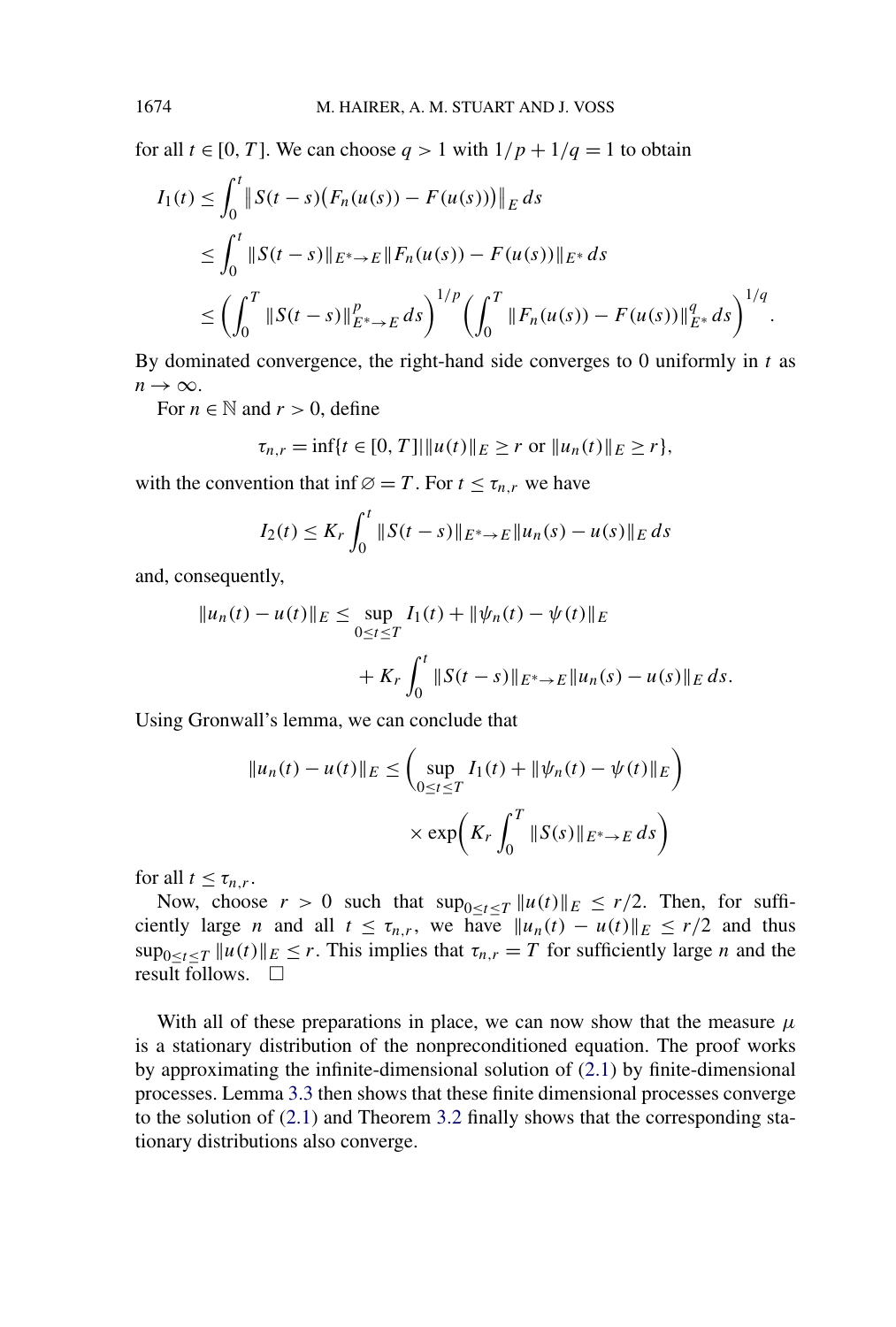for all $t \in [0, T]$. We can choose $q > 1$ with $1/p + 1/q = 1$ to obtain

$$
\begin{aligned}
I_1(t) &\le \int_0^t \big\| S(t-s)\big(F_n(u(s)) - F(u(s))\big)\big\|_E \, ds \\
&\le \int_0^t \|S(t-s)\|_{E^* \to E} \|F_n(u(s)) - F(u(s))\|_{E^*} \, ds \\
&\le \left( \int_0^T \|S(t-s)\|_{E^* \to E}^p \, ds \right)^{1/p} \left( \int_0^T \|F_n(u(s)) - F(u(s))\|_{E^*}^q \, ds \right)^{1/q}.
\end{aligned}
$$

By dominated convergence, the right-hand side converges to 0 uniformly in $t$ as $n \to \infty$.

For $n \in \mathbb{N}$ and $r > 0$, define

$$
\tau_{n,r} = \inf\{t \in [0, T] \,|\, \|u(t)\|_E \ge r \text{ or } \|u_n(t)\|_E \ge r\},
$$

with the convention that $\inf \varnothing = T$. For $t \le \tau_{n,r}$ we have

$$
I_2(t) \le K_r \int_0^t \|S(t-s)\|_{E^* \to E} \|u_n(s) - u(s)\|_E \, ds
$$

and, consequently,

$$
\begin{aligned}
\|u_n(t) - u(t)\|_E \le \sup_{0 \le t \le T} I_1(t) &+ \|\psi_n(t) - \psi(t)\|_E \\
&+ K_r \int_0^t \|S(t-s)\|_{E^* \to E} \|u_n(s) - u(s)\|_E \, ds.
\end{aligned}
$$

Using Gronwall's lemma, we can conclude that

$$
\begin{aligned}
\|u_n(t) - u(t)\|_E \le \left( \sup_{0 \le t \le T} I_1(t) + \|\psi_n(t) - \psi(t)\|_E \right) \\
\times \exp\left( K_r \int_0^T \|S(s)\|_{E^* \to E} \, ds \right)
\end{aligned}
$$

for all $t \le \tau_{n,r}$.

Now, choose $r > 0$ such that $\sup_{0 \le t \le T} \|u(t)\|_E \le r/2$. Then, for sufficiently large $n$ and all $t \le \tau_{n,r}$, we have $\|u_n(t) - u(t)\|_E \le r/2$ and thus $\sup_{0 \le t \le T} \|u(t)\|_E \le r$. This implies that $\tau_{n,r} = T$ for sufficiently large $n$ and the result follows. $\square$

With all of these preparations in place, we can now show that the measure $\mu$ is a stationary distribution of the nonpreconditioned equation. The proof works by approximating the infinite-dimensional solution of (2.1) by finite-dimensional processes. Lemma 3.3 then shows that these finite dimensional processes converge to the solution of (2.1) and Theorem 3.2 finally shows that the corresponding stationary distributions also converge.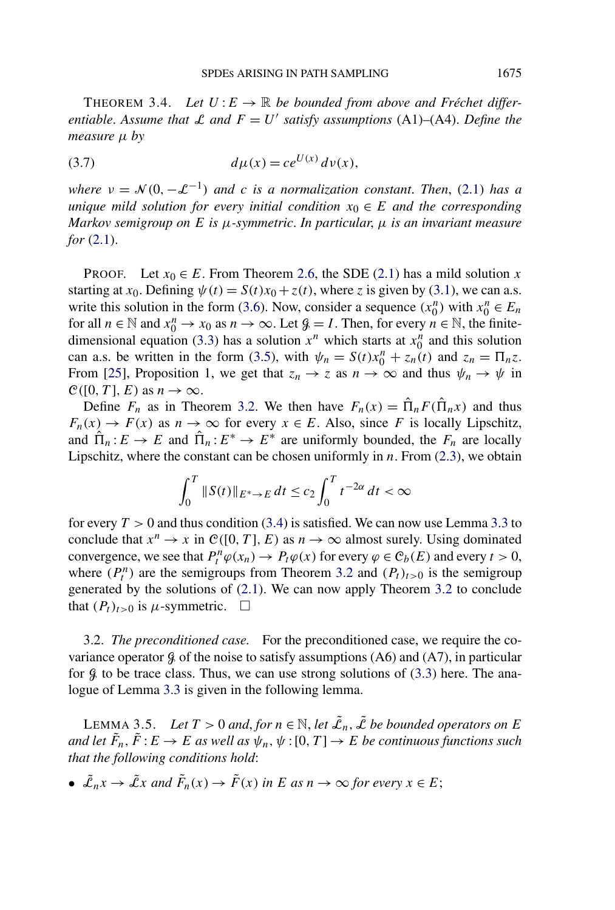THEOREM 3.4. *Let $U : E \to \mathbb{R}$ be bounded from above and Fréchet differentiable. Assume that $\mathcal{L}$ and $F = U'$ satisfy assumptions* (A1)–(A4). *Define the measure $\mu$ by*

$$d\mu(x) = ce^{U(x)}\, d\nu(x), \tag{3.7}$$

*where $\nu = \mathcal{N}(0, -\mathcal{L}^{-1})$ and $c$ is a normalization constant. Then,* (2.1) *has a unique mild solution for every initial condition $x_0 \in E$ and the corresponding Markov semigroup on $E$ is $\mu$-symmetric. In particular, $\mu$ is an invariant measure for* (2.1).

PROOF. Let $x_0 \in E$. From Theorem 2.6, the SDE (2.1) has a mild solution $x$ starting at $x_0$. Defining $\psi(t) = S(t)x_0 + z(t)$, where $z$ is given by (3.1), we can a.s. write this solution in the form (3.6). Now, consider a sequence $(x_0^n)$ with $x_0^n \in E_n$ for all $n \in \mathbb{N}$ and $x_0^n \to x_0$ as $n \to \infty$. Let $\mathcal{G} = I$. Then, for every $n \in \mathbb{N}$, the finite-dimensional equation (3.3) has a solution $x^n$ which starts at $x_0^n$ and this solution can a.s. be written in the form (3.5), with $\psi_n = S(t)x_0^n + z_n(t)$ and $z_n = \Pi_n z$. From [25], Proposition 1, we get that $z_n \to z$ as $n \to \infty$ and thus $\psi_n \to \psi$ in $\mathcal{C}([0, T], E)$ as $n \to \infty$.

Define $F_n$ as in Theorem 3.2. We then have $F_n(x) = \hat{\Pi}_n F(\hat{\Pi}_n x)$ and thus $F_n(x) \to F(x)$ as $n \to \infty$ for every $x \in E$. Also, since $F$ is locally Lipschitz, and $\hat{\Pi}_n : E \to E$ and $\hat{\Pi}_n : E^* \to E^*$ are uniformly bounded, the $F_n$ are locally Lipschitz, where the constant can be chosen uniformly in $n$. From (2.3), we obtain

$$\int_0^T \|S(t)\|_{E^* \to E}\, dt \le c_2 \int_0^T t^{-2\alpha}\, dt < \infty$$

for every $T > 0$ and thus condition (3.4) is satisfied. We can now use Lemma 3.3 to conclude that $x^n \to x$ in $\mathcal{C}([0, T], E)$ as $n \to \infty$ almost surely. Using dominated convergence, we see that $P_t^n \varphi(x_n) \to P_t \varphi(x)$ for every $\varphi \in \mathcal{C}_b(E)$ and every $t > 0$, where $(P_t^n)$ are the semigroups from Theorem 3.2 and $(P_t)_{t>0}$ is the semigroup generated by the solutions of (2.1). We can now apply Theorem 3.2 to conclude that $(P_t)_{t>0}$ is $\mu$-symmetric. □

3.2. *The preconditioned case.* For the preconditioned case, we require the covariance operator $\mathcal{G}$ of the noise to satisfy assumptions (A6) and (A7), in particular for $\mathcal{G}$ to be trace class. Thus, we can use strong solutions of (3.3) here. The analogue of Lemma 3.3 is given in the following lemma.

LEMMA 3.5. *Let $T > 0$ and, for $n \in \mathbb{N}$, let $\tilde{\mathcal{L}}_n, \tilde{\mathcal{L}}$ be bounded operators on $E$ and let $\tilde{F}_n, \tilde{F} : E \to E$ as well as $\psi_n, \psi : [0, T] \to E$ be continuous functions such that the following conditions hold*:

- $\tilde{\mathcal{L}}_n x \to \tilde{\mathcal{L}} x$ *and* $\tilde{F}_n(x) \to \tilde{F}(x)$ *in $E$ as $n \to \infty$ for every $x \in E$;*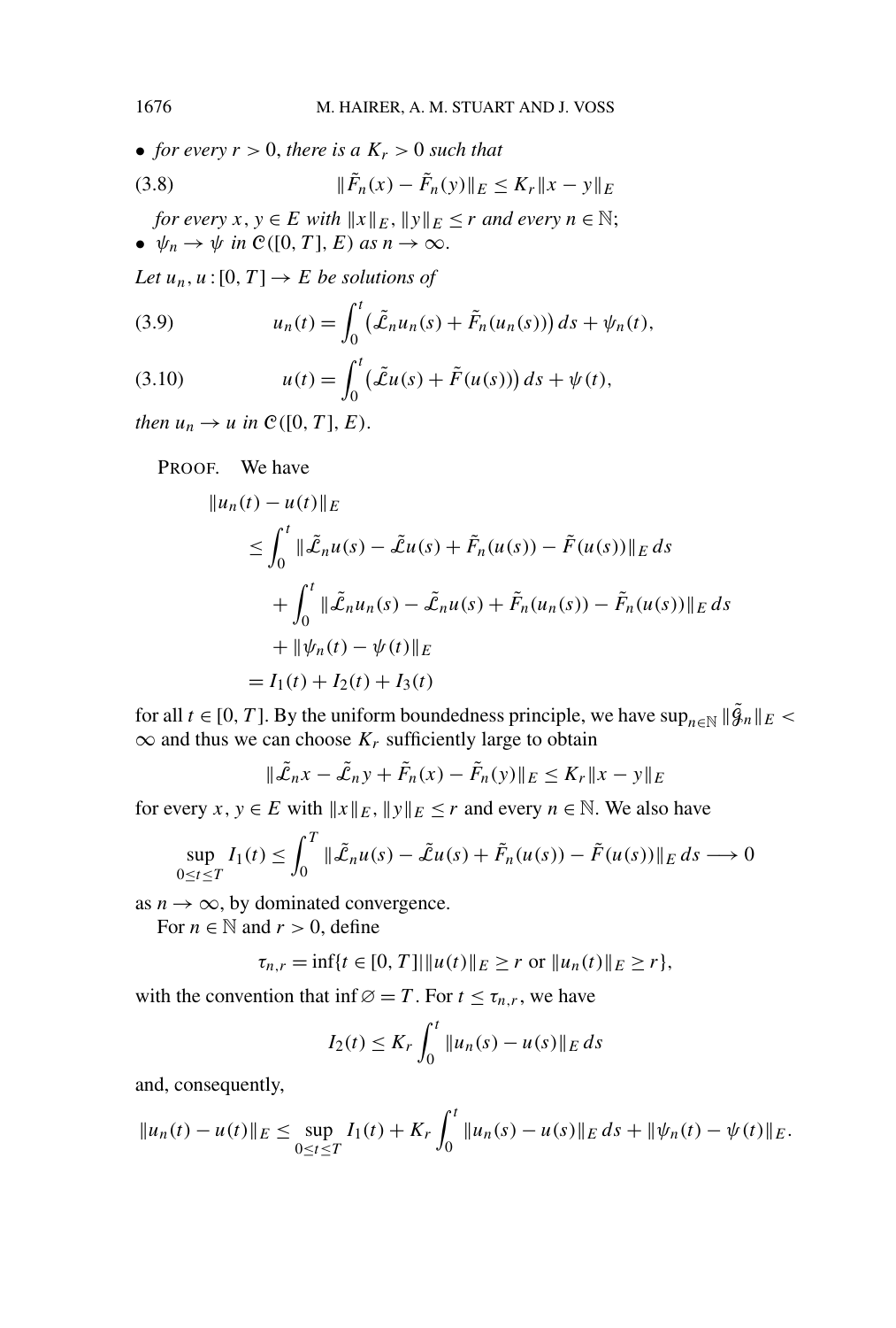- *for every $r > 0$, there is a $K_r > 0$ such that*

$$\|\tilde{F}_n(x) - \tilde{F}_n(y)\|_E \le K_r \|x - y\|_E \tag{3.8}$$

*for every $x, y \in E$ with $\|x\|_E, \|y\|_E \le r$ and every $n \in \mathbb{N}$;*
- *$\psi_n \to \psi$ in $\mathcal{C}([0, T], E)$ as $n \to \infty$.*

*Let $u_n, u : [0, T] \to E$ be solutions of*

$$u_n(t) = \int_0^t \big(\tilde{\mathcal{L}}_n u_n(s) + \tilde{F}_n(u_n(s))\big)\, ds + \psi_n(t), \tag{3.9}$$

$$u(t) = \int_0^t \big(\tilde{\mathcal{L}} u(s) + \tilde{F}(u(s))\big)\, ds + \psi(t), \tag{3.10}$$

*then $u_n \to u$ in $\mathcal{C}([0, T], E)$.*

PROOF. We have

$$\begin{aligned}
&\|u_n(t) - u(t)\|_E \\
&\quad \le \int_0^t \|\tilde{\mathcal{L}}_n u(s) - \tilde{\mathcal{L}} u(s) + \tilde{F}_n(u(s)) - \tilde{F}(u(s))\|_E \, ds \\
&\qquad + \int_0^t \|\tilde{\mathcal{L}}_n u_n(s) - \tilde{\mathcal{L}}_n u(s) + \tilde{F}_n(u_n(s)) - \tilde{F}_n(u(s))\|_E \, ds \\
&\qquad + \|\psi_n(t) - \psi(t)\|_E \\
&\quad = I_1(t) + I_2(t) + I_3(t)
\end{aligned}$$

for all $t \in [0, T]$. By the uniform boundedness principle, we have $\sup_{n \in \mathbb{N}} \|\tilde{\mathcal{G}}_n\|_E < \infty$ and thus we can choose $K_r$ sufficiently large to obtain

$$\|\tilde{\mathcal{L}}_n x - \tilde{\mathcal{L}}_n y + \tilde{F}_n(x) - \tilde{F}_n(y)\|_E \le K_r \|x - y\|_E$$

for every $x, y \in E$ with $\|x\|_E, \|y\|_E \le r$ and every $n \in \mathbb{N}$. We also have

$$\sup_{0 \le t \le T} I_1(t) \le \int_0^T \|\tilde{\mathcal{L}}_n u(s) - \tilde{\mathcal{L}} u(s) + \tilde{F}_n(u(s)) - \tilde{F}(u(s))\|_E \, ds \longrightarrow 0$$

as $n \to \infty$, by dominated convergence.

For $n \in \mathbb{N}$ and $r > 0$, define

$$\tau_{n,r} = \inf\{t \in [0, T] \,|\, \|u(t)\|_E \ge r \text{ or } \|u_n(t)\|_E \ge r\},$$

with the convention that $\inf \varnothing = T$. For $t \le \tau_{n,r}$, we have

$$I_2(t) \le K_r \int_0^t \|u_n(s) - u(s)\|_E \, ds$$

and, consequently,

$$\|u_n(t) - u(t)\|_E \le \sup_{0 \le t \le T} I_1(t) + K_r \int_0^t \|u_n(s) - u(s)\|_E \, ds + \|\psi_n(t) - \psi(t)\|_E.$$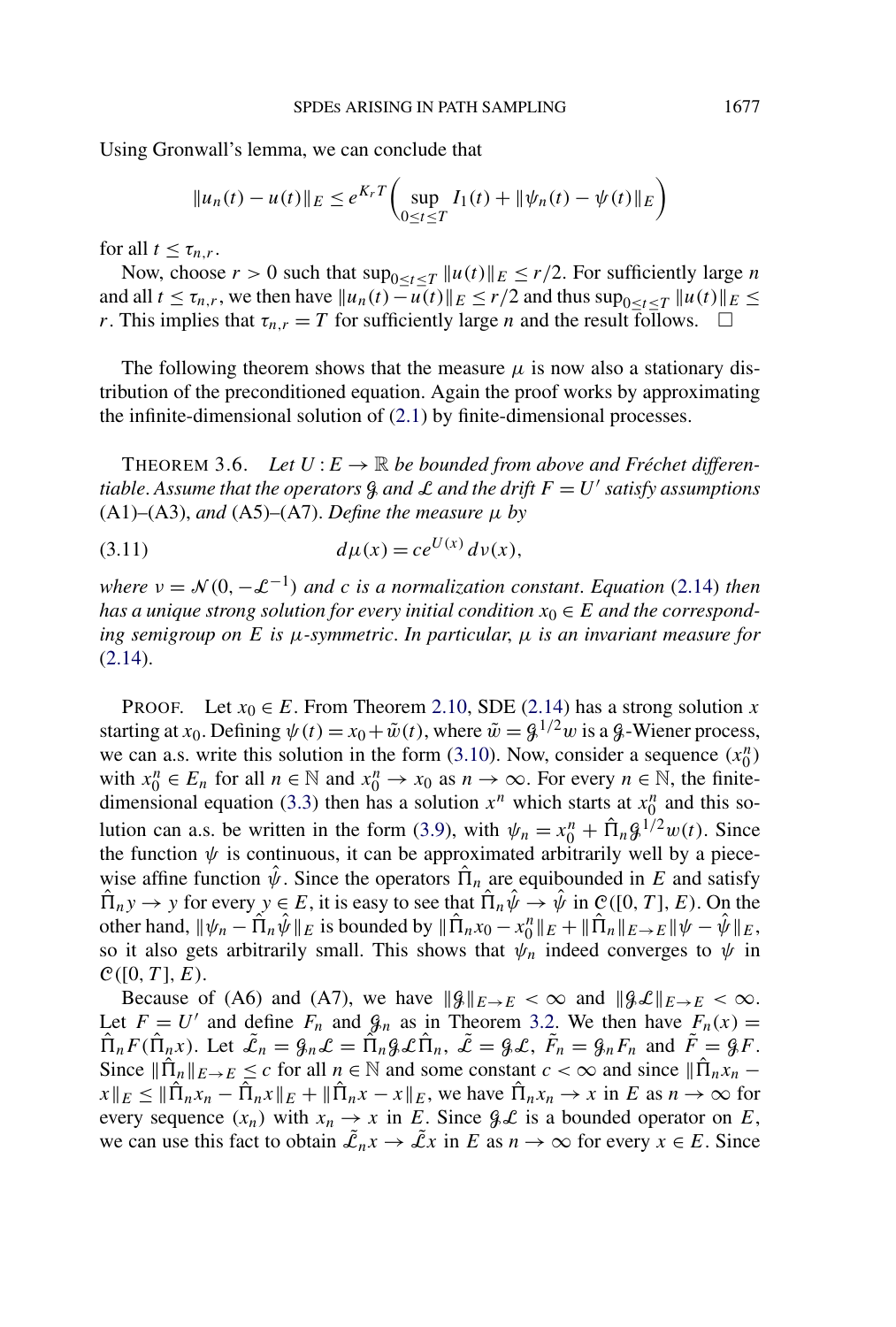Using Gronwall's lemma, we can conclude that

$$\|u_n(t) - u(t)\|_E \le e^{K_r T}\Big(\sup_{0\le t\le T} I_1(t) + \|\psi_n(t) - \psi(t)\|_E\Big)$$

for all $t \le \tau_{n,r}$.

Now, choose $r > 0$ such that $\sup_{0\le t\le T} \|u(t)\|_E \le r/2$. For sufficiently large $n$ and all $t \le \tau_{n,r}$, we then have $\|u_n(t) - u(t)\|_E \le r/2$ and thus $\sup_{0\le t\le T} \|u(t)\|_E \le r$. This implies that $\tau_{n,r} = T$ for sufficiently large $n$ and the result follows. $\square$

The following theorem shows that the measure $\mu$ is now also a stationary distribution of the preconditioned equation. Again the proof works by approximating the infinite-dimensional solution of (2.1) by finite-dimensional processes.

THEOREM 3.6. *Let $U : E \to \mathbb{R}$ be bounded from above and Fréchet differentiable. Assume that the operators $\mathcal{G}$ and $\mathcal{L}$ and the drift $F = U'$ satisfy assumptions* (A1)–(A3), *and* (A5)–(A7). *Define the measure $\mu$ by*

$$d\mu(x) = ce^{U(x)}\, d\nu(x), \tag{3.11}$$

*where $\nu = \mathcal{N}(0, -\mathcal{L}^{-1})$ and $c$ is a normalization constant. Equation* (2.14) *then has a unique strong solution for every initial condition $x_0 \in E$ and the corresponding semigroup on $E$ is $\mu$-symmetric. In particular, $\mu$ is an invariant measure for* (2.14).

PROOF. Let $x_0 \in E$. From Theorem 2.10, SDE (2.14) has a strong solution $x$ starting at $x_0$. Defining $\psi(t) = x_0 + \tilde{w}(t)$, where $\tilde{w} = \mathcal{G}^{1/2} w$ is a $\mathcal{G}$-Wiener process, we can a.s. write this solution in the form (3.10). Now, consider a sequence $(x_0^n)$ with $x_0^n \in E_n$ for all $n \in \mathbb{N}$ and $x_0^n \to x_0$ as $n \to \infty$. For every $n \in \mathbb{N}$, the finite-dimensional equation (3.3) then has a solution $x^n$ which starts at $x_0^n$ and this solution can a.s. be written in the form (3.9), with $\psi_n = x_0^n + \hat{\Pi}_n \mathcal{G}^{1/2} w(t)$. Since the function $\psi$ is continuous, it can be approximated arbitrarily well by a piecewise affine function $\hat{\psi}$. Since the operators $\hat{\Pi}_n$ are equibounded in $E$ and satisfy $\hat{\Pi}_n y \to y$ for every $y \in E$, it is easy to see that $\hat{\Pi}_n \hat{\psi} \to \hat{\psi}$ in $\mathcal{C}([0, T], E)$. On the other hand, $\|\psi_n - \hat{\Pi}_n \hat{\psi}\|_E$ is bounded by $\|\hat{\Pi}_n x_0 - x_0^n\|_E + \|\hat{\Pi}_n\|_{E\to E} \|\psi - \hat{\psi}\|_E$, so it also gets arbitrarily small. This shows that $\psi_n$ indeed converges to $\psi$ in $\mathcal{C}([0, T], E)$.

Because of (A6) and (A7), we have $\|\mathcal{G}\|_{E\to E} < \infty$ and $\|\mathcal{G}\mathcal{L}\|_{E\to E} < \infty$. Let $F = U'$ and define $F_n$ and $\mathcal{G}_n$ as in Theorem 3.2. We then have $F_n(x) = \hat{\Pi}_n F(\hat{\Pi}_n x)$. Let $\tilde{\mathcal{L}}_n = \mathcal{G}_n \mathcal{L} = \hat{\Pi}_n \mathcal{G}\mathcal{L}\hat{\Pi}_n$, $\tilde{\mathcal{L}} = \mathcal{G}\mathcal{L}$, $\tilde{F}_n = \mathcal{G}_n F_n$ and $\tilde{F} = \mathcal{G} F$. Since $\|\hat{\Pi}_n\|_{E\to E} \le c$ for all $n \in \mathbb{N}$ and some constant $c < \infty$ and since $\|\hat{\Pi}_n x_n - x\|_E \le \|\hat{\Pi}_n x_n - \hat{\Pi}_n x\|_E + \|\hat{\Pi}_n x - x\|_E$, we have $\hat{\Pi}_n x_n \to x$ in $E$ as $n \to \infty$ for every sequence $(x_n)$ with $x_n \to x$ in $E$. Since $\mathcal{G}\mathcal{L}$ is a bounded operator on $E$, we can use this fact to obtain $\tilde{\mathcal{L}}_n x \to \tilde{\mathcal{L}} x$ in $E$ as $n \to \infty$ for every $x \in E$. Since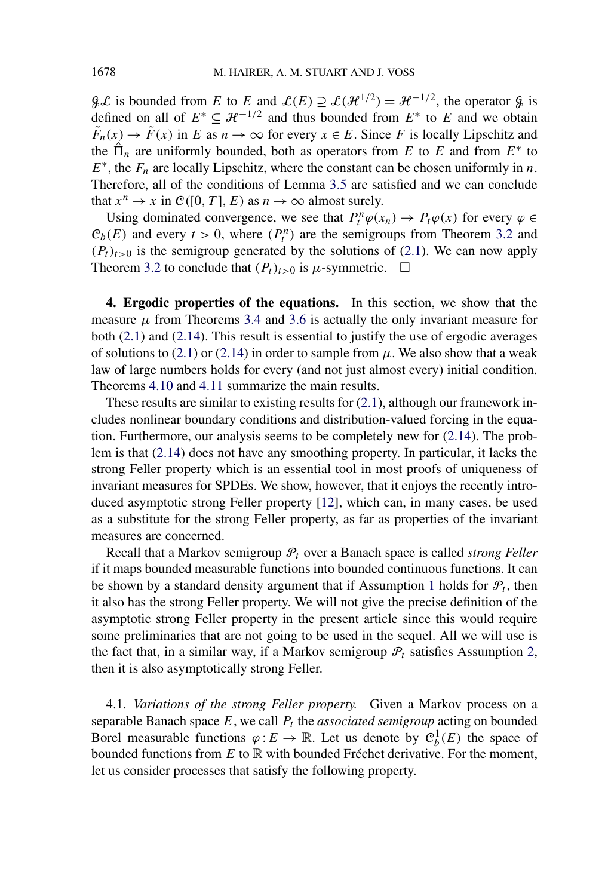$\mathcal{G}\mathcal{L}$ is bounded from $E$ to $E$ and $\mathcal{L}(E) \supseteq \mathcal{L}(\mathcal{H}^{1/2}) = \mathcal{H}^{-1/2}$, the operator $\mathcal{G}$ is defined on all of $E^* \subseteq \mathcal{H}^{-1/2}$ and thus bounded from $E^*$ to $E$ and we obtain $\tilde{F}_n(x) \to \tilde{F}(x)$ in $E$ as $n \to \infty$ for every $x \in E$. Since $F$ is locally Lipschitz and the $\hat{\Pi}_n$ are uniformly bounded, both as operators from $E$ to $E$ and from $E^*$ to $E^*$, the $F_n$ are locally Lipschitz, where the constant can be chosen uniformly in $n$. Therefore, all of the conditions of Lemma 3.5 are satisfied and we can conclude that $x^n \to x$ in $\mathcal{C}([0, T], E)$ as $n \to \infty$ almost surely.

Using dominated convergence, we see that $P_t^n \varphi(x_n) \to P_t \varphi(x)$ for every $\varphi \in \mathcal{C}_b(E)$ and every $t > 0$, where $(P_t^n)$ are the semigroups from Theorem 3.2 and $(P_t)_{t>0}$ is the semigroup generated by the solutions of (2.1). We can now apply Theorem 3.2 to conclude that $(P_t)_{t>0}$ is $\mu$-symmetric. $\square$

## 4. Ergodic properties of the equations.

In this section, we show that the measure $\mu$ from Theorems 3.4 and 3.6 is actually the only invariant measure for both (2.1) and (2.14). This result is essential to justify the use of ergodic averages of solutions to (2.1) or (2.14) in order to sample from $\mu$. We also show that a weak law of large numbers holds for every (and not just almost every) initial condition. Theorems 4.10 and 4.11 summarize the main results.

These results are similar to existing results for (2.1), although our framework includes nonlinear boundary conditions and distribution-valued forcing in the equation. Furthermore, our analysis seems to be completely new for (2.14). The problem is that (2.14) does not have any smoothing property. In particular, it lacks the strong Feller property which is an essential tool in most proofs of uniqueness of invariant measures for SPDEs. We show, however, that it enjoys the recently introduced asymptotic strong Feller property [12], which can, in many cases, be used as a substitute for the strong Feller property, as far as properties of the invariant measures are concerned.

Recall that a Markov semigroup $\mathcal{P}_t$ over a Banach space is called *strong Feller* if it maps bounded measurable functions into bounded continuous functions. It can be shown by a standard density argument that if Assumption 1 holds for $\mathcal{P}_t$, then it also has the strong Feller property. We will not give the precise definition of the asymptotic strong Feller property in the present article since this would require some preliminaries that are not going to be used in the sequel. All we will use is the fact that, in a similar way, if a Markov semigroup $\mathcal{P}_t$ satisfies Assumption 2, then it is also asymptotically strong Feller.

### 4.1. *Variations of the strong Feller property.*

Given a Markov process on a separable Banach space $E$, we call $P_t$ the *associated semigroup* acting on bounded Borel measurable functions $\varphi : E \to \mathbb{R}$. Let us denote by $\mathcal{C}_b^1(E)$ the space of bounded functions from $E$ to $\mathbb{R}$ with bounded Fréchet derivative. For the moment, let us consider processes that satisfy the following property.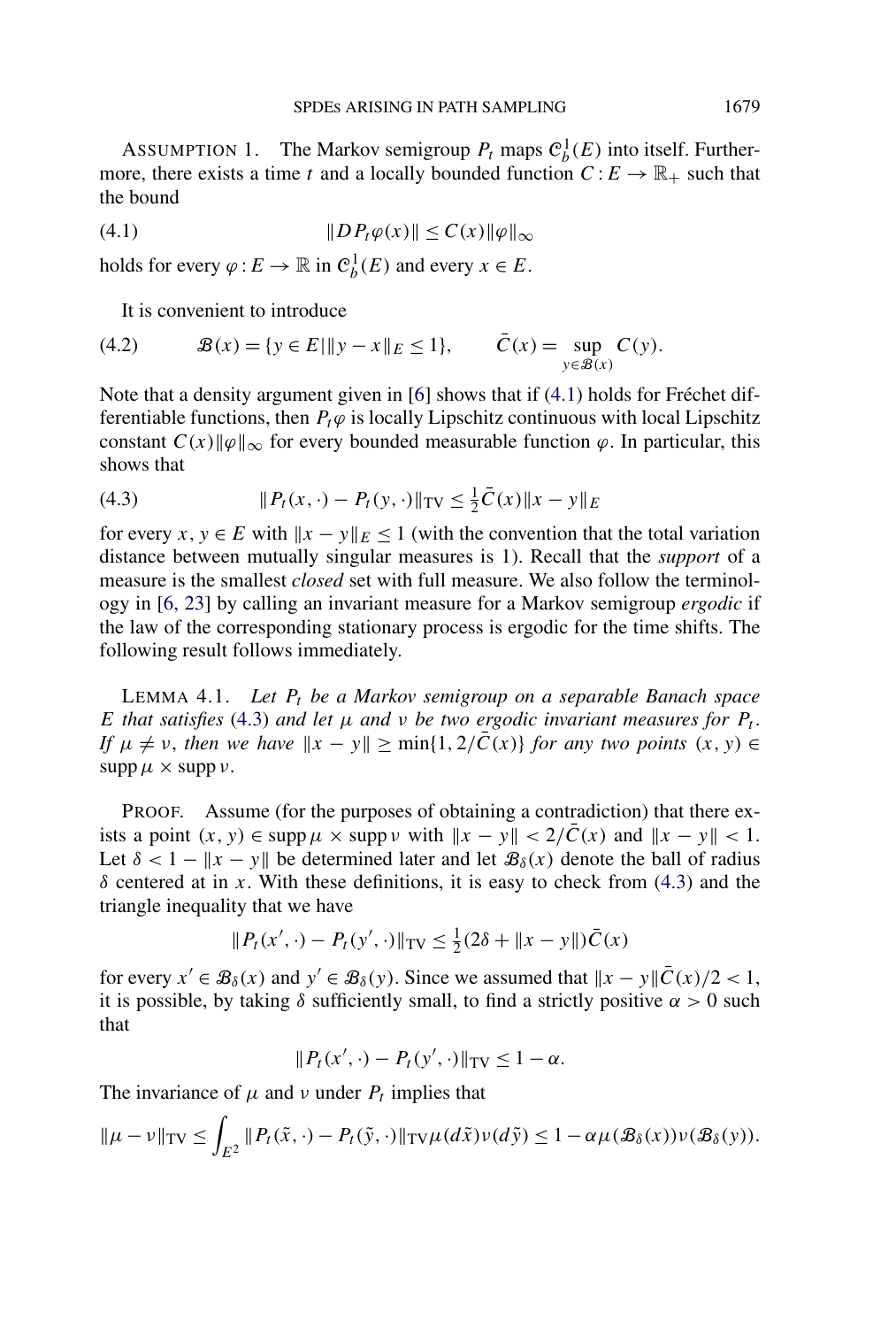ASSUMPTION 1. The Markov semigroup $P_t$ maps $\mathcal{C}_b^1(E)$ into itself. Furthermore, there exists a time $t$ and a locally bounded function $C : E \to \mathbb{R}_+$ such that the bound

$$\|DP_t\varphi(x)\| \le C(x)\|\varphi\|_\infty \tag{4.1}$$

holds for every $\varphi : E \to \mathbb{R}$ in $\mathcal{C}_b^1(E)$ and every $x \in E$.

It is convenient to introduce

$$\mathcal{B}(x) = \{y \in E \,|\, \|y - x\|_E \le 1\}, \qquad \bar{C}(x) = \sup_{y \in \mathcal{B}(x)} C(y). \tag{4.2}$$

Note that a density argument given in [6] shows that if (4.1) holds for Fréchet differentiable functions, then $P_t\varphi$ is locally Lipschitz continuous with local Lipschitz constant $C(x)\|\varphi\|_\infty$ for every bounded measurable function $\varphi$. In particular, this shows that

$$\|P_t(x, \cdot) - P_t(y, \cdot)\|_{\mathrm{TV}} \le \tfrac{1}{2}\bar{C}(x)\|x - y\|_E \tag{4.3}$$

for every $x, y \in E$ with $\|x - y\|_E \le 1$ (with the convention that the total variation distance between mutually singular measures is 1). Recall that the *support* of a measure is the smallest *closed* set with full measure. We also follow the terminology in [6, 23] by calling an invariant measure for a Markov semigroup *ergodic* if the law of the corresponding stationary process is ergodic for the time shifts. The following result follows immediately.

LEMMA 4.1. *Let $P_t$ be a Markov semigroup on a separable Banach space $E$ that satisfies* (4.3) *and let $\mu$ and $\nu$ be two ergodic invariant measures for $P_t$. If $\mu \ne \nu$, then we have $\|x - y\| \ge \min\{1, 2/\bar{C}(x)\}$ for any two points $(x, y) \in \operatorname{supp}\mu \times \operatorname{supp}\nu$.*

PROOF. Assume (for the purposes of obtaining a contradiction) that there exists a point $(x, y) \in \operatorname{supp}\mu \times \operatorname{supp}\nu$ with $\|x - y\| < 2/\bar{C}(x)$ and $\|x - y\| < 1$. Let $\delta < 1 - \|x - y\|$ be determined later and let $\mathcal{B}_\delta(x)$ denote the ball of radius $\delta$ centered at in $x$. With these definitions, it is easy to check from (4.3) and the triangle inequality that we have

$$\|P_t(x', \cdot) - P_t(y', \cdot)\|_{\mathrm{TV}} \le \tfrac{1}{2}(2\delta + \|x - y\|)\bar{C}(x)$$

for every $x' \in \mathcal{B}_\delta(x)$ and $y' \in \mathcal{B}_\delta(y)$. Since we assumed that $\|x - y\|\bar{C}(x)/2 < 1$, it is possible, by taking $\delta$ sufficiently small, to find a strictly positive $\alpha > 0$ such that

$$\|P_t(x', \cdot) - P_t(y', \cdot)\|_{\mathrm{TV}} \le 1 - \alpha.$$

The invariance of $\mu$ and $\nu$ under $P_t$ implies that

$$\|\mu - \nu\|_{\mathrm{TV}} \le \int_{E^2} \|P_t(\tilde{x}, \cdot) - P_t(\tilde{y}, \cdot)\|_{\mathrm{TV}}\mu(d\tilde{x})\nu(d\tilde{y}) \le 1 - \alpha\mu(\mathcal{B}_\delta(x))\nu(\mathcal{B}_\delta(y)).$$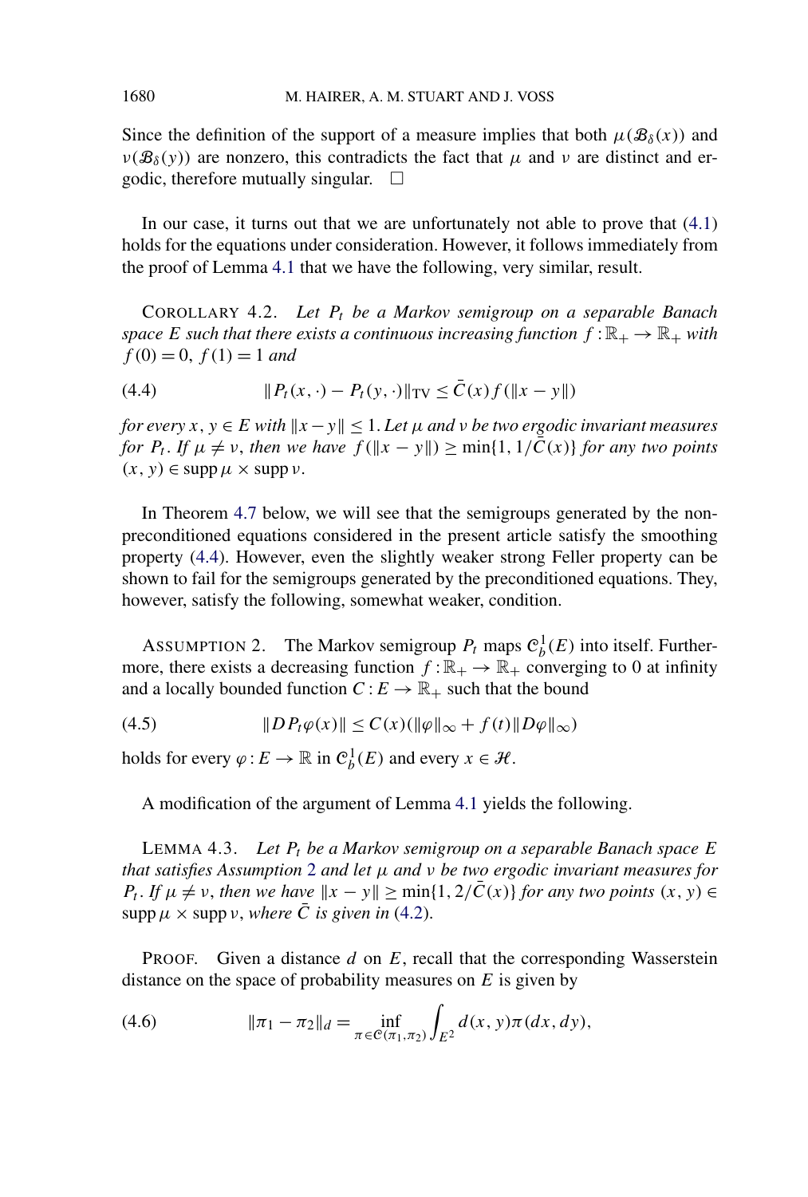Since the definition of the support of a measure implies that both $\mu(\mathcal{B}_\delta(x))$ and $\nu(\mathcal{B}_\delta(y))$ are nonzero, this contradicts the fact that $\mu$ and $\nu$ are distinct and ergodic, therefore mutually singular. $\square$

In our case, it turns out that we are unfortunately not able to prove that (4.1) holds for the equations under consideration. However, it follows immediately from the proof of Lemma 4.1 that we have the following, very similar, result.

COROLLARY 4.2. *Let $P_t$ be a Markov semigroup on a separable Banach space $E$ such that there exists a continuous increasing function $f : \mathbb{R}_+ \to \mathbb{R}_+$ with $f(0) = 0$, $f(1) = 1$ and*

$$\|P_t(x,\cdot) - P_t(y,\cdot)\|_{\mathrm{TV}} \le \bar{C}(x) f(\|x - y\|) \tag{4.4}$$

*for every $x, y \in E$ with $\|x - y\| \le 1$. Let $\mu$ and $\nu$ be two ergodic invariant measures for $P_t$. If $\mu \ne \nu$, then we have $f(\|x - y\|) \ge \min\{1, 1/\bar{C}(x)\}$ for any two points $(x, y) \in \operatorname{supp}\mu \times \operatorname{supp}\nu$.*

In Theorem 4.7 below, we will see that the semigroups generated by the non-preconditioned equations considered in the present article satisfy the smoothing property (4.4). However, even the slightly weaker strong Feller property can be shown to fail for the semigroups generated by the preconditioned equations. They, however, satisfy the following, somewhat weaker, condition.

ASSUMPTION 2. The Markov semigroup $P_t$ maps $\mathcal{C}_b^1(E)$ into itself. Furthermore, there exists a decreasing function $f : \mathbb{R}_+ \to \mathbb{R}_+$ converging to 0 at infinity and a locally bounded function $C : E \to \mathbb{R}_+$ such that the bound

$$\|DP_t\varphi(x)\| \le C(x)(\|\varphi\|_\infty + f(t)\|D\varphi\|_\infty) \tag{4.5}$$

holds for every $\varphi : E \to \mathbb{R}$ in $\mathcal{C}_b^1(E)$ and every $x \in \mathcal{H}$.

A modification of the argument of Lemma 4.1 yields the following.

LEMMA 4.3. *Let $P_t$ be a Markov semigroup on a separable Banach space $E$ that satisfies Assumption 2 and let $\mu$ and $\nu$ be two ergodic invariant measures for $P_t$. If $\mu \ne \nu$, then we have $\|x - y\| \ge \min\{1, 2/\bar{C}(x)\}$ for any two points $(x, y) \in \operatorname{supp}\mu \times \operatorname{supp}\nu$, where $\bar{C}$ is given in (4.2).*

PROOF. Given a distance $d$ on $E$, recall that the corresponding Wasserstein distance on the space of probability measures on $E$ is given by

$$\|\pi_1 - \pi_2\|_d = \inf_{\pi \in \mathcal{C}(\pi_1, \pi_2)} \int_{E^2} d(x, y)\pi(dx, dy), \tag{4.6}$$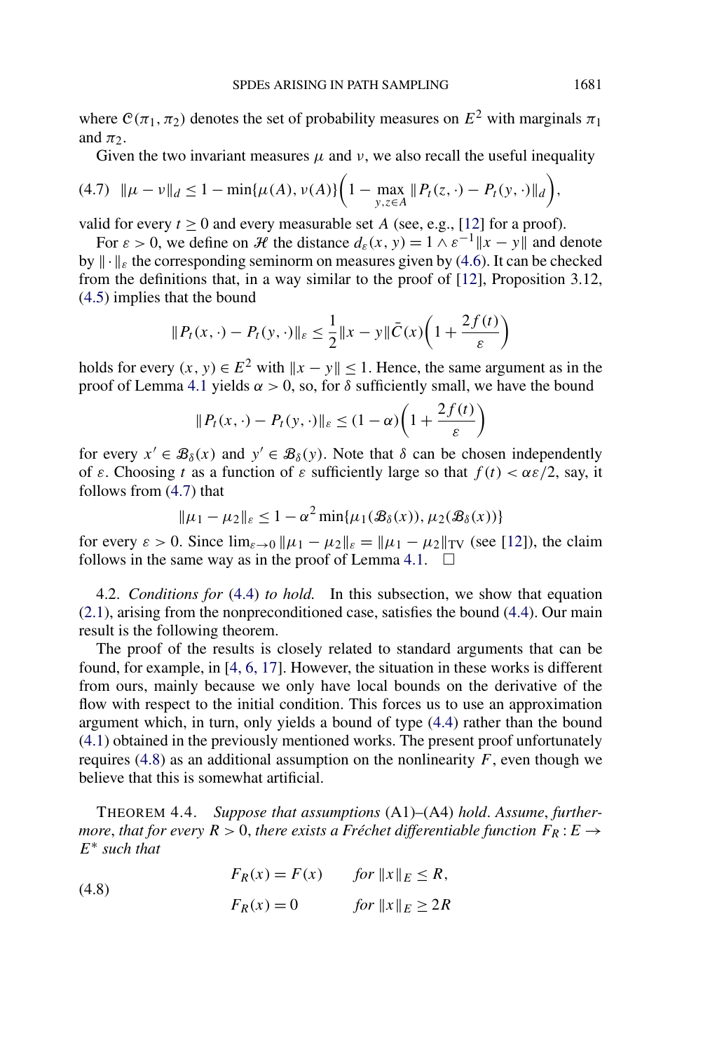where $\mathcal{C}(\pi_1, \pi_2)$ denotes the set of probability measures on $E^2$ with marginals $\pi_1$ and $\pi_2$.

Given the two invariant measures $\mu$ and $\nu$, we also recall the useful inequality

$$\|\mu - \nu\|_d \le 1 - \min\{\mu(A), \nu(A)\}\left(1 - \max_{y,z\in A} \|P_t(z, \cdot) - P_t(y, \cdot)\|_d\right), \tag{4.7}$$

valid for every $t \ge 0$ and every measurable set $A$ (see, e.g., [12] for a proof).

For $\varepsilon > 0$, we define on $\mathcal{H}$ the distance $d_\varepsilon(x, y) = 1 \wedge \varepsilon^{-1}\|x - y\|$ and denote by $\|\cdot\|_\varepsilon$ the corresponding seminorm on measures given by (4.6). It can be checked from the definitions that, in a way similar to the proof of [12], Proposition 3.12, (4.5) implies that the bound

$$\|P_t(x, \cdot) - P_t(y, \cdot)\|_\varepsilon \le \frac{1}{2}\|x - y\|\bar{C}(x)\left(1 + \frac{2f(t)}{\varepsilon}\right)$$

holds for every $(x, y) \in E^2$ with $\|x - y\| \le 1$. Hence, the same argument as in the proof of Lemma 4.1 yields $\alpha > 0$, so, for $\delta$ sufficiently small, we have the bound

$$\|P_t(x, \cdot) - P_t(y, \cdot)\|_\varepsilon \le (1 - \alpha)\left(1 + \frac{2f(t)}{\varepsilon}\right)$$

for every $x' \in \mathcal{B}_\delta(x)$ and $y' \in \mathcal{B}_\delta(y)$. Note that $\delta$ can be chosen independently of $\varepsilon$. Choosing $t$ as a function of $\varepsilon$ sufficiently large so that $f(t) < \alpha\varepsilon/2$, say, it follows from (4.7) that

$$\|\mu_1 - \mu_2\|_\varepsilon \le 1 - \alpha^2 \min\{\mu_1(\mathcal{B}_\delta(x)), \mu_2(\mathcal{B}_\delta(x))\}$$

for every $\varepsilon > 0$. Since $\lim_{\varepsilon\to 0} \|\mu_1 - \mu_2\|_\varepsilon = \|\mu_1 - \mu_2\|_{\mathrm{TV}}$ (see [12]), the claim follows in the same way as in the proof of Lemma 4.1. $\square$

4.2. *Conditions for* (4.4) *to hold.* In this subsection, we show that equation (2.1), arising from the nonpreconditioned case, satisfies the bound (4.4). Our main result is the following theorem.

The proof of the results is closely related to standard arguments that can be found, for example, in [4, 6, 17]. However, the situation in these works is different from ours, mainly because we only have local bounds on the derivative of the flow with respect to the initial condition. This forces us to use an approximation argument which, in turn, only yields a bound of type (4.4) rather than the bound (4.1) obtained in the previously mentioned works. The present proof unfortunately requires (4.8) as an additional assumption on the nonlinearity $F$, even though we believe that this is somewhat artificial.

THEOREM 4.4. *Suppose that assumptions* (A1)–(A4) *hold. Assume, furthermore, that for every $R > 0$, there exists a Fréchet differentiable function $F_R : E \to E^*$ such that*

$$\begin{aligned} F_R(x) &= F(x) \qquad \text{for } \|x\|_E \le R, \\ F_R(x) &= 0 \qquad \text{for } \|x\|_E \ge 2R \end{aligned} \tag{4.8}$$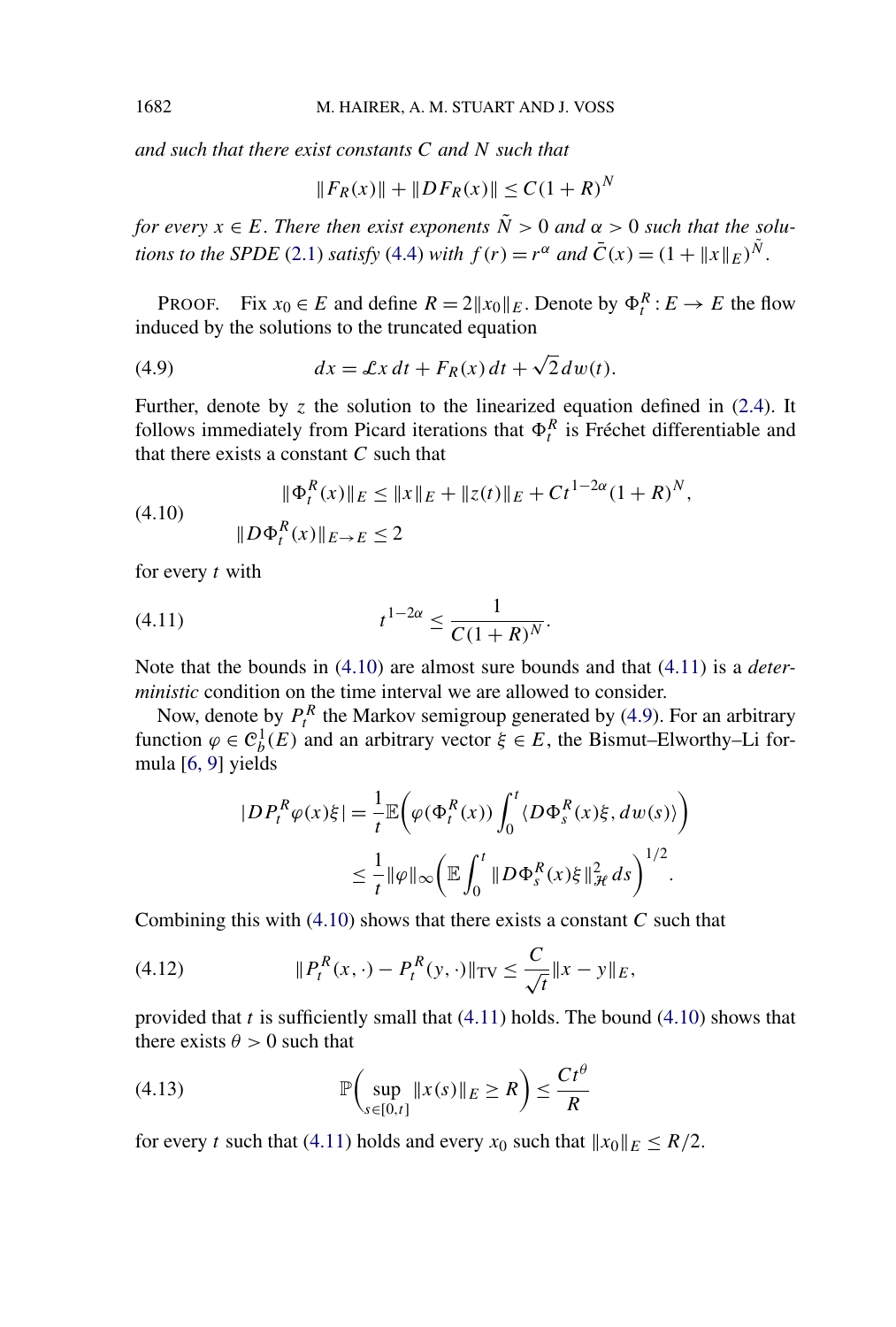*and such that there exist constants $C$ and $N$ such that*

$$\|F_R(x)\| + \|DF_R(x)\| \le C(1+R)^N$$

*for every $x \in E$. There then exist exponents $\tilde{N} > 0$ and $\alpha > 0$ such that the solutions to the SPDE* (2.1) *satisfy* (4.4) *with $f(r) = r^\alpha$ and $\bar{C}(x) = (1 + \|x\|_E)^{\tilde{N}}$.*

PROOF. Fix $x_0 \in E$ and define $R = 2\|x_0\|_E$. Denote by $\Phi_t^R : E \to E$ the flow induced by the solutions to the truncated equation

$$dx = \mathcal{L}x\,dt + F_R(x)\,dt + \sqrt{2}\,dw(t). \tag{4.9}$$

Further, denote by $z$ the solution to the linearized equation defined in (2.4). It follows immediately from Picard iterations that $\Phi_t^R$ is Fréchet differentiable and that there exists a constant $C$ such that

$$\begin{aligned}
\|\Phi_t^R(x)\|_E &\le \|x\|_E + \|z(t)\|_E + Ct^{1-2\alpha}(1+R)^N, \\
\|D\Phi_t^R(x)\|_{E \to E} &\le 2
\end{aligned} \tag{4.10}$$

for every $t$ with

$$t^{1-2\alpha} \le \frac{1}{C(1+R)^N}. \tag{4.11}$$

Note that the bounds in (4.10) are almost sure bounds and that (4.11) is a *deterministic* condition on the time interval we are allowed to consider.

Now, denote by $P_t^R$ the Markov semigroup generated by (4.9). For an arbitrary function $\varphi \in \mathcal{C}_b^1(E)$ and an arbitrary vector $\xi \in E$, the Bismut–Elworthy–Li formula [6, 9] yields

$$\begin{aligned}
|DP_t^R\varphi(x)\xi| &= \frac{1}{t}\mathbb{E}\left(\varphi(\Phi_t^R(x)) \int_0^t \langle D\Phi_s^R(x)\xi, dw(s)\rangle\right) \\
&\le \frac{1}{t}\|\varphi\|_\infty \left(\mathbb{E}\int_0^t \|D\Phi_s^R(x)\xi\|_{\mathcal{H}}^2\,ds\right)^{1/2}.
\end{aligned}$$

Combining this with (4.10) shows that there exists a constant $C$ such that

$$\|P_t^R(x,\cdot) - P_t^R(y,\cdot)\|_{\mathrm{TV}} \le \frac{C}{\sqrt{t}}\|x-y\|_E, \tag{4.12}$$

provided that $t$ is sufficiently small that (4.11) holds. The bound (4.10) shows that there exists $\theta > 0$ such that

$$\mathbb{P}\left(\sup_{s \in [0,t]} \|x(s)\|_E \ge R\right) \le \frac{Ct^\theta}{R} \tag{4.13}$$

for every $t$ such that (4.11) holds and every $x_0$ such that $\|x_0\|_E \le R/2$.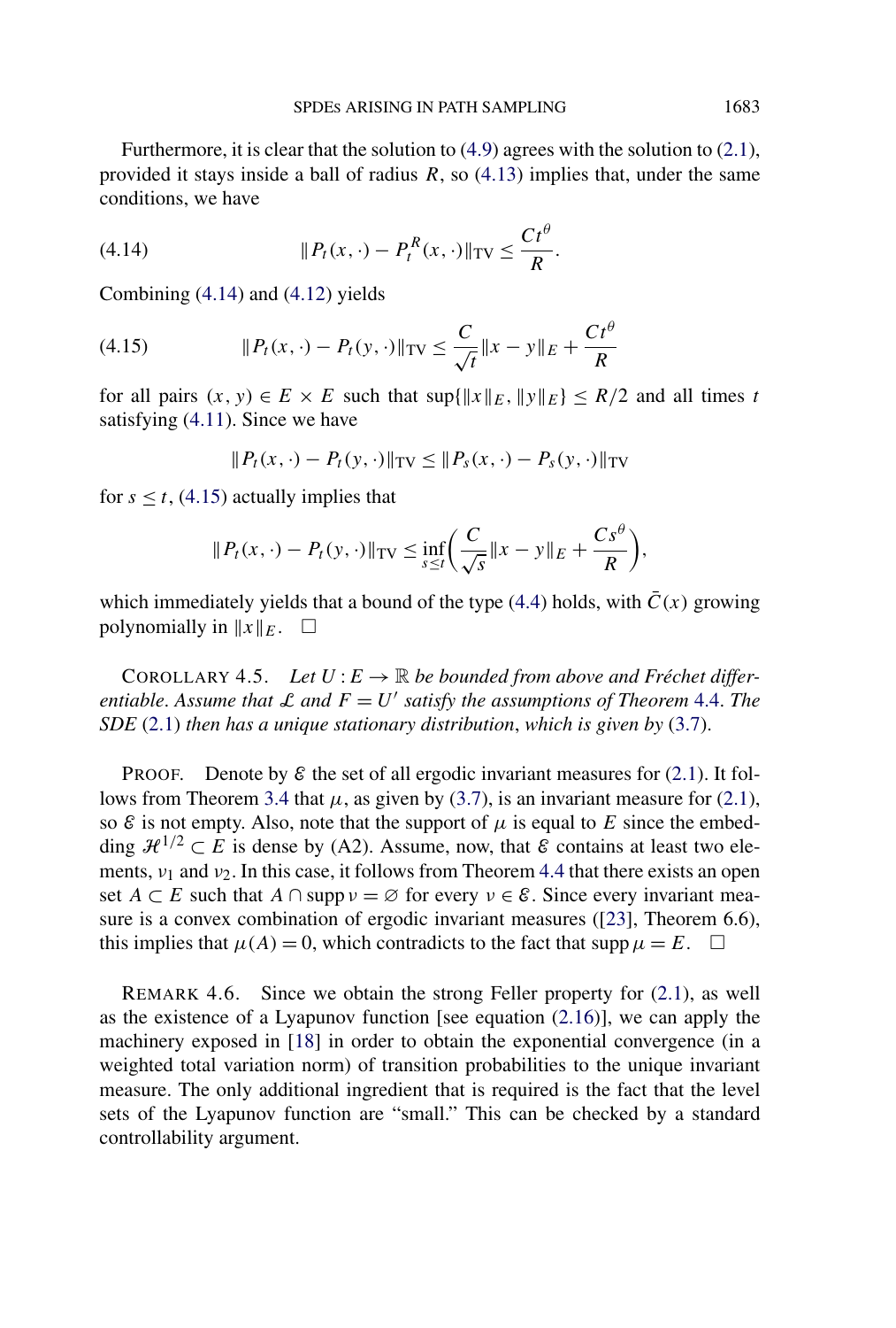Furthermore, it is clear that the solution to (4.9) agrees with the solution to (2.1), provided it stays inside a ball of radius $R$, so (4.13) implies that, under the same conditions, we have

$$\|P_t(x,\cdot) - P_t^R(x,\cdot)\|_{\mathrm{TV}} \le \frac{Ct^\theta}{R}. \tag{4.14}$$

Combining (4.14) and (4.12) yields

$$\|P_t(x,\cdot) - P_t(y,\cdot)\|_{\mathrm{TV}} \le \frac{C}{\sqrt{t}}\|x-y\|_E + \frac{Ct^\theta}{R} \tag{4.15}$$

for all pairs $(x, y) \in E \times E$ such that $\sup\{\|x\|_E, \|y\|_E\} \le R/2$ and all times $t$ satisfying (4.11). Since we have

$$\|P_t(x,\cdot) - P_t(y,\cdot)\|_{\mathrm{TV}} \le \|P_s(x,\cdot) - P_s(y,\cdot)\|_{\mathrm{TV}}$$

for $s \le t$, (4.15) actually implies that

$$\|P_t(x,\cdot) - P_t(y,\cdot)\|_{\mathrm{TV}} \le \inf_{s\le t}\left(\frac{C}{\sqrt{s}}\|x-y\|_E + \frac{Cs^\theta}{R}\right),$$

which immediately yields that a bound of the type (4.4) holds, with $\bar{C}(x)$ growing polynomially in $\|x\|_E$. $\square$

COROLLARY 4.5. *Let $U : E \to \mathbb{R}$ be bounded from above and Fréchet differentiable. Assume that $\mathcal{L}$ and $F = U'$ satisfy the assumptions of Theorem 4.4. The SDE (2.1) then has a unique stationary distribution, which is given by (3.7).*

PROOF. Denote by $\mathcal{E}$ the set of all ergodic invariant measures for (2.1). It follows from Theorem 3.4 that $\mu$, as given by (3.7), is an invariant measure for (2.1), so $\mathcal{E}$ is not empty. Also, note that the support of $\mu$ is equal to $E$ since the embedding $\mathcal{H}^{1/2} \subset E$ is dense by (A2). Assume, now, that $\mathcal{E}$ contains at least two elements, $\nu_1$ and $\nu_2$. In this case, it follows from Theorem 4.4 that there exists an open set $A \subset E$ such that $A \cap \operatorname{supp} \nu = \varnothing$ for every $\nu \in \mathcal{E}$. Since every invariant measure is a convex combination of ergodic invariant measures ([23], Theorem 6.6), this implies that $\mu(A) = 0$, which contradicts to the fact that $\operatorname{supp} \mu = E$. $\square$

REMARK 4.6. Since we obtain the strong Feller property for (2.1), as well as the existence of a Lyapunov function [see equation (2.16)], we can apply the machinery exposed in [18] in order to obtain the exponential convergence (in a weighted total variation norm) of transition probabilities to the unique invariant measure. The only additional ingredient that is required is the fact that the level sets of the Lyapunov function are "small." This can be checked by a standard controllability argument.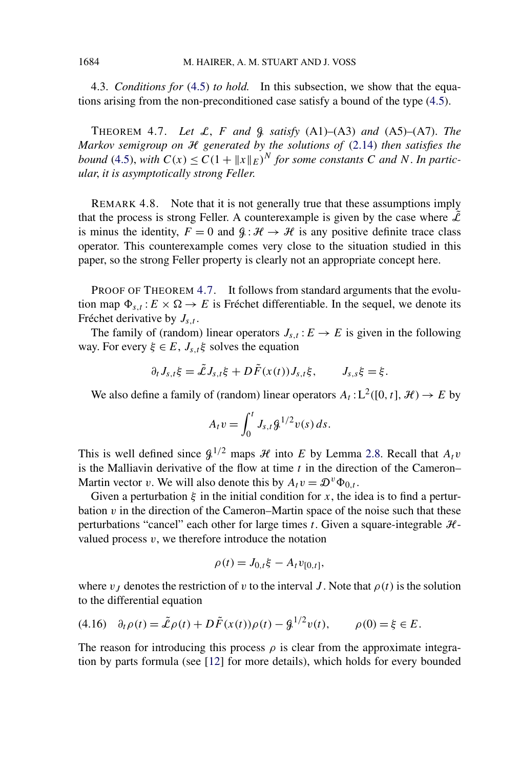4.3. *Conditions for* (4.5) *to hold.* In this subsection, we show that the equations arising from the non-preconditioned case satisfy a bound of the type (4.5).

THEOREM 4.7. *Let $\mathcal{L}$, $F$ and $\mathcal{G}$ satisfy* (A1)–(A3) *and* (A5)–(A7). *The Markov semigroup on $\mathcal{H}$ generated by the solutions of* (2.14) *then satisfies the bound* (4.5), *with $C(x) \leq C(1 + \|x\|_E)^N$ for some constants $C$ and $N$. In particular, it is asymptotically strong Feller.*

REMARK 4.8. Note that it is not generally true that these assumptions imply that the process is strong Feller. A counterexample is given by the case where $\tilde{\mathcal{L}}$ is minus the identity, $F = 0$ and $\mathcal{G} : \mathcal{H} \to \mathcal{H}$ is any positive definite trace class operator. This counterexample comes very close to the situation studied in this paper, so the strong Feller property is clearly not an appropriate concept here.

PROOF OF THEOREM 4.7. It follows from standard arguments that the evolution map $\Phi_{s,t} : E \times \Omega \to E$ is Fréchet differentiable. In the sequel, we denote its Fréchet derivative by $J_{s,t}$.

The family of (random) linear operators $J_{s,t} : E \to E$ is given in the following way. For every $\xi \in E$, $J_{s,t}\xi$ solves the equation

$$\partial_t J_{s,t}\xi = \tilde{\mathcal{L}} J_{s,t}\xi + D\tilde{F}(x(t)) J_{s,t}\xi, \qquad J_{s,s}\xi = \xi.$$

We also define a family of (random) linear operators $A_t : \mathrm{L}^2([0,t], \mathcal{H}) \to E$ by

$$A_t v = \int_0^t J_{s,t} \mathcal{G}^{1/2} v(s)\, ds.$$

This is well defined since $\mathcal{G}^{1/2}$ maps $\mathcal{H}$ into $E$ by Lemma 2.8. Recall that $A_t v$ is the Malliavin derivative of the flow at time $t$ in the direction of the Cameron–Martin vector $v$. We will also denote this by $A_t v = \mathcal{D}^v \Phi_{0,t}$.

Given a perturbation $\xi$ in the initial condition for $x$, the idea is to find a perturbation $v$ in the direction of the Cameron–Martin space of the noise such that these perturbations "cancel" each other for large times $t$. Given a square-integrable $\mathcal{H}$-valued process $v$, we therefore introduce the notation

$$\rho(t) = J_{0,t}\xi - A_t v_{[0,t]},$$

where $v_J$ denotes the restriction of $v$ to the interval $J$. Note that $\rho(t)$ is the solution to the differential equation

$$\partial_t \rho(t) = \tilde{\mathcal{L}}\rho(t) + D\tilde{F}(x(t))\rho(t) - \mathcal{G}^{1/2} v(t), \qquad \rho(0) = \xi \in E. \tag{4.16}$$

The reason for introducing this process $\rho$ is clear from the approximate integration by parts formula (see [12] for more details), which holds for every bounded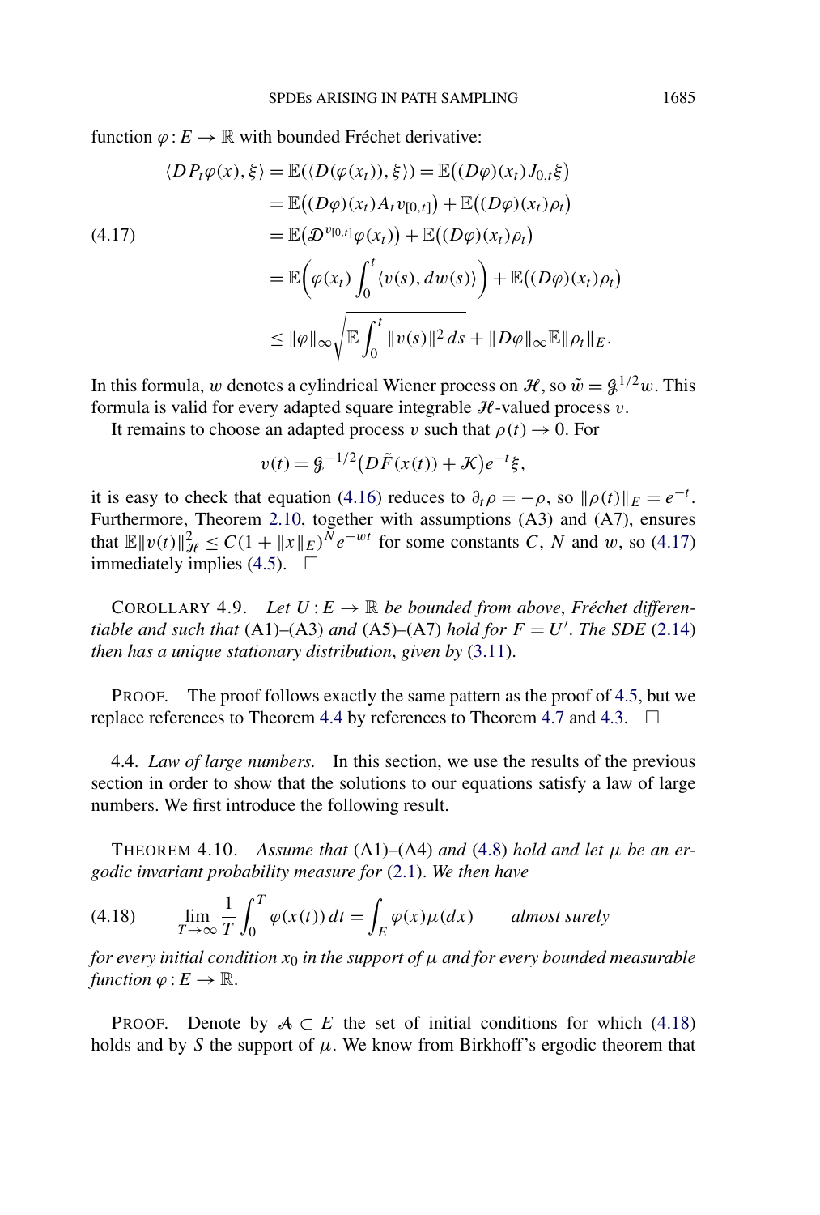function $\varphi : E \to \mathbb{R}$ with bounded Fréchet derivative:

$$
\begin{aligned}
\langle D P_t \varphi(x), \xi \rangle &= \mathbb{E}(\langle D(\varphi(x_t)), \xi \rangle) = \mathbb{E}\big((D\varphi)(x_t) J_{0,t}\xi\big) \\
&= \mathbb{E}\big((D\varphi)(x_t) A_t v_{[0,t]}\big) + \mathbb{E}\big((D\varphi)(x_t)\rho_t\big) \\
&= \mathbb{E}\big(\mathcal{D}^{v_{[0,t]}}\varphi(x_t)\big) + \mathbb{E}\big((D\varphi)(x_t)\rho_t\big) \\
&= \mathbb{E}\Big(\varphi(x_t)\int_0^t \langle v(s), dw(s)\rangle\Big) + \mathbb{E}\big((D\varphi)(x_t)\rho_t\big) \\
&\leq \|\varphi\|_\infty \sqrt{\mathbb{E}\int_0^t \|v(s)\|^2\, ds} + \|D\varphi\|_\infty \mathbb{E}\|\rho_t\|_E.
\end{aligned}
\tag{4.17}
$$

In this formula, $w$ denotes a cylindrical Wiener process on $\mathcal{H}$, so $\tilde{w} = \mathcal{G}^{1/2} w$. This formula is valid for every adapted square integrable $\mathcal{H}$-valued process $v$.

It remains to choose an adapted process $v$ such that $\rho(t) \to 0$. For

$$
v(t) = \mathcal{G}^{-1/2}\big(D\tilde{F}(x(t)) + \mathcal{K}\big)e^{-t}\xi,
$$

it is easy to check that equation (4.16) reduces to $\partial_t \rho = -\rho$, so $\|\rho(t)\|_E = e^{-t}$. Furthermore, Theorem 2.10, together with assumptions (A3) and (A7), ensures that $\mathbb{E}\|v(t)\|_{\mathcal{H}}^2 \leq C(1 + \|x\|_E)^N e^{-wt}$ for some constants $C$, $N$ and $w$, so (4.17) immediately implies (4.5). $\square$

COROLLARY 4.9. *Let $U : E \to \mathbb{R}$ be bounded from above, Fréchet differentiable and such that* (A1)–(A3) *and* (A5)–(A7) *hold for $F = U'$. The SDE* (2.14) *then has a unique stationary distribution, given by* (3.11).

PROOF. The proof follows exactly the same pattern as the proof of 4.5, but we replace references to Theorem 4.4 by references to Theorem 4.7 and 4.3. $\square$

4.4. *Law of large numbers.* In this section, we use the results of the previous section in order to show that the solutions to our equations satisfy a law of large numbers. We first introduce the following result.

THEOREM 4.10. *Assume that* (A1)–(A4) *and* (4.8) *hold and let $\mu$ be an ergodic invariant probability measure for* (2.1). *We then have*

$$
\lim_{T\to\infty} \frac{1}{T}\int_0^T \varphi(x(t))\, dt = \int_E \varphi(x)\mu(dx) \qquad \textit{almost surely} \tag{4.18}
$$

*for every initial condition $x_0$ in the support of $\mu$ and for every bounded measurable function $\varphi : E \to \mathbb{R}$.*

PROOF. Denote by $\mathcal{A} \subset E$ the set of initial conditions for which (4.18) holds and by $S$ the support of $\mu$. We know from Birkhoff's ergodic theorem that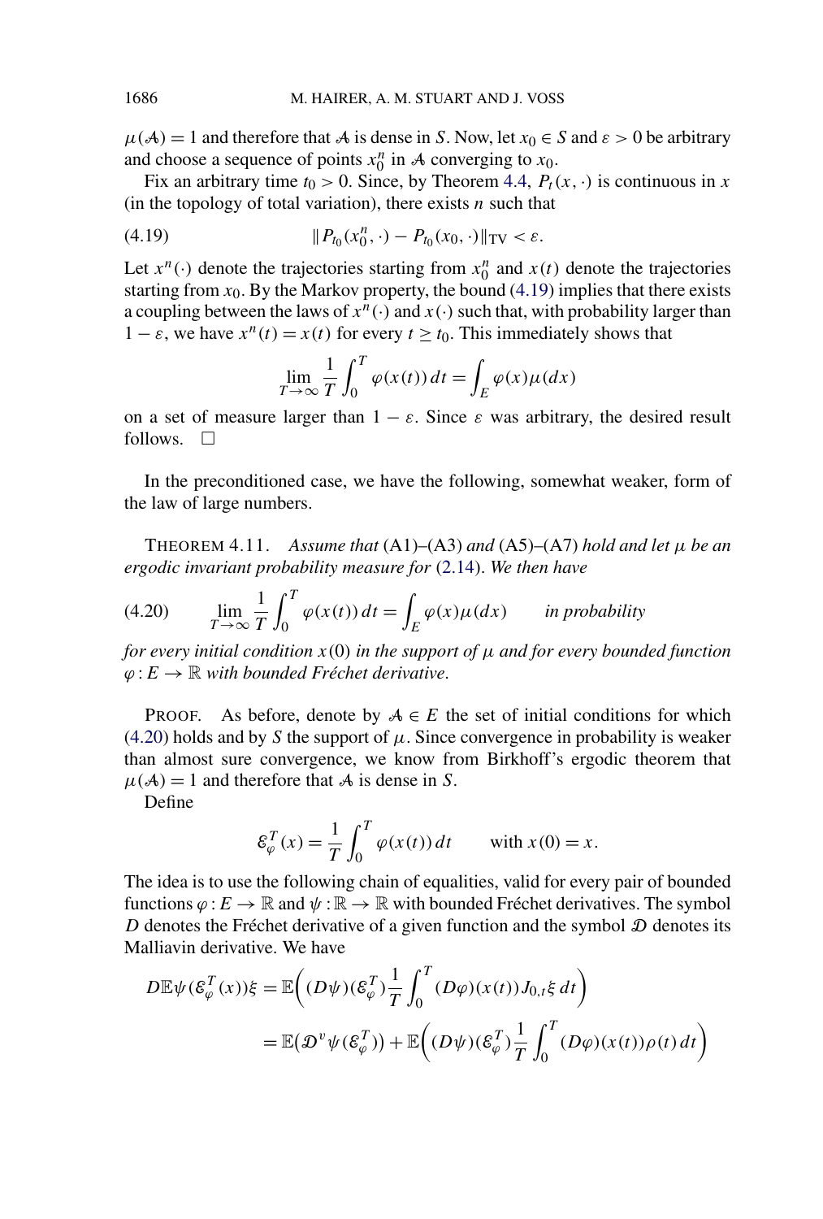$\mu(\mathcal{A}) = 1$ and therefore that $\mathcal{A}$ is dense in $S$. Now, let $x_0 \in S$ and $\varepsilon > 0$ be arbitrary and choose a sequence of points $x_0^n$ in $\mathcal{A}$ converging to $x_0$.

Fix an arbitrary time $t_0 > 0$. Since, by Theorem 4.4, $P_t(x, \cdot)$ is continuous in $x$ (in the topology of total variation), there exists $n$ such that

$$\|P_{t_0}(x_0^n, \cdot) - P_{t_0}(x_0, \cdot)\|_{\mathrm{TV}} < \varepsilon. \tag{4.19}$$

Let $x^n(\cdot)$ denote the trajectories starting from $x_0^n$ and $x(t)$ denote the trajectories starting from $x_0$. By the Markov property, the bound (4.19) implies that there exists a coupling between the laws of $x^n(\cdot)$ and $x(\cdot)$ such that, with probability larger than $1 - \varepsilon$, we have $x^n(t) = x(t)$ for every $t \geq t_0$. This immediately shows that

$$\lim_{T\to\infty} \frac{1}{T}\int_0^T \varphi(x(t))\,dt = \int_E \varphi(x)\mu(dx)$$

on a set of measure larger than $1 - \varepsilon$. Since $\varepsilon$ was arbitrary, the desired result follows. $\square$

In the preconditioned case, we have the following, somewhat weaker, form of the law of large numbers.

THEOREM 4.11. *Assume that* (A1)–(A3) *and* (A5)–(A7) *hold and let* $\mu$ *be an ergodic invariant probability measure for* (2.14). *We then have*

$$\lim_{T\to\infty} \frac{1}{T}\int_0^T \varphi(x(t))\,dt = \int_E \varphi(x)\mu(dx) \qquad \textit{in probability} \tag{4.20}$$

*for every initial condition* $x(0)$ *in the support of* $\mu$ *and for every bounded function* $\varphi : E \to \mathbb{R}$ *with bounded Fréchet derivative.*

PROOF. As before, denote by $\mathcal{A} \in E$ the set of initial conditions for which (4.20) holds and by $S$ the support of $\mu$. Since convergence in probability is weaker than almost sure convergence, we know from Birkhoff's ergodic theorem that $\mu(\mathcal{A}) = 1$ and therefore that $\mathcal{A}$ is dense in $S$.

Define

$$\mathcal{E}_\varphi^T(x) = \frac{1}{T}\int_0^T \varphi(x(t))\,dt \qquad \text{with } x(0) = x.$$

The idea is to use the following chain of equalities, valid for every pair of bounded functions $\varphi : E \to \mathbb{R}$ and $\psi : \mathbb{R} \to \mathbb{R}$ with bounded Fréchet derivatives. The symbol $D$ denotes the Fréchet derivative of a given function and the symbol $\mathcal{D}$ denotes its Malliavin derivative. We have

$$\begin{aligned}
D\mathbb{E}\psi(\mathcal{E}_\varphi^T(x))\xi &= \mathbb{E}\biggl((D\psi)(\mathcal{E}_\varphi^T)\frac{1}{T}\int_0^T (D\varphi)(x(t))J_{0,t}\xi\,dt\biggr) \\
&= \mathbb{E}\bigl(\mathcal{D}^v\psi(\mathcal{E}_\varphi^T)\bigr) + \mathbb{E}\biggl((D\psi)(\mathcal{E}_\varphi^T)\frac{1}{T}\int_0^T (D\varphi)(x(t))\rho(t)\,dt\biggr)
\end{aligned}$$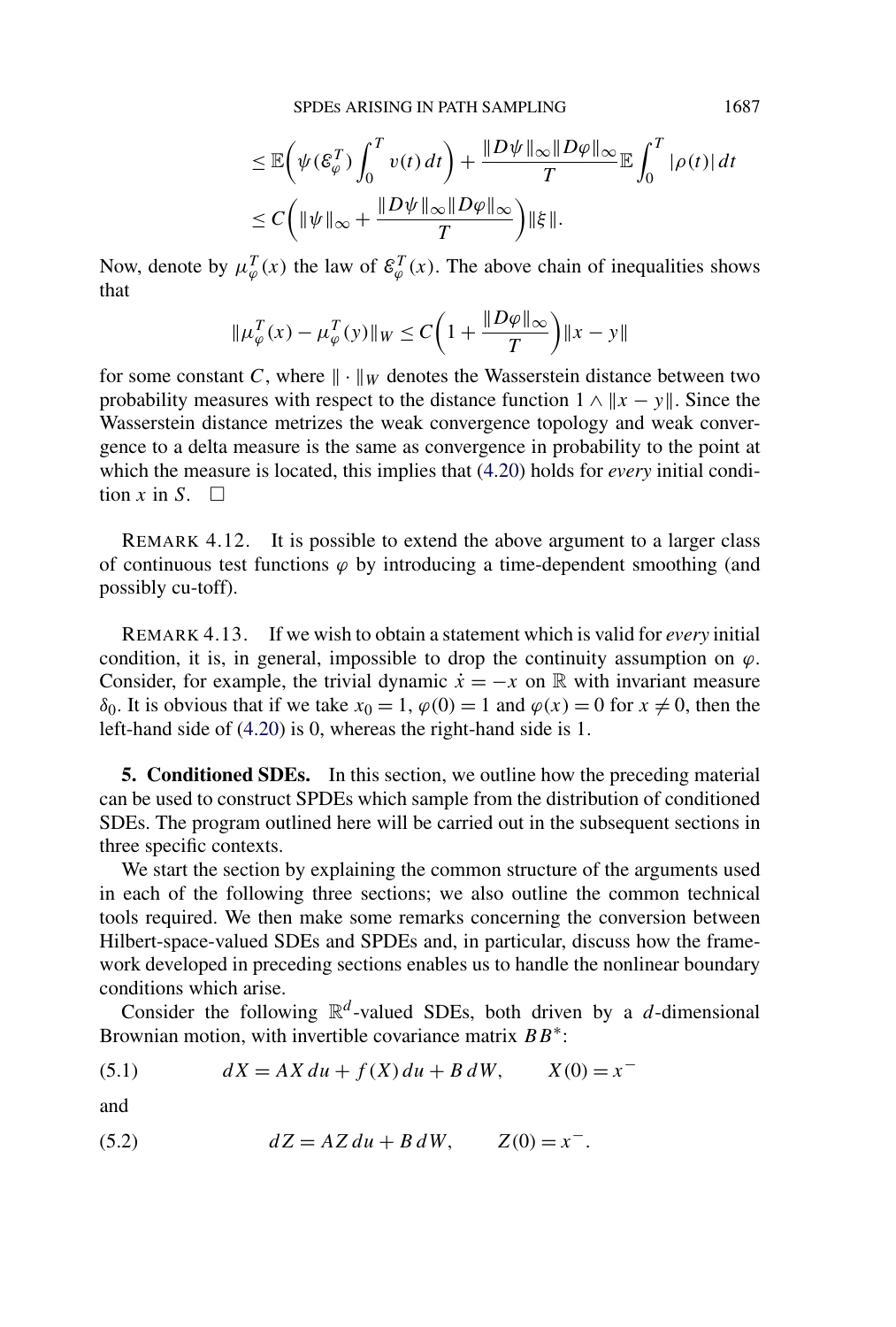$$
\begin{aligned}
&\leq \mathbb{E}\biggl(\psi(\mathcal{E}_\varphi^T)\int_0^T v(t)\,dt\biggr) + \frac{\|D\psi\|_\infty \|D\varphi\|_\infty}{T}\mathbb{E}\int_0^T |\rho(t)|\,dt \\
&\leq C\biggl(\|\psi\|_\infty + \frac{\|D\psi\|_\infty \|D\varphi\|_\infty}{T}\biggr)\|\xi\|.
\end{aligned}
$$

Now, denote by $\mu_\varphi^T(x)$ the law of $\mathcal{E}_\varphi^T(x)$. The above chain of inequalities shows that

$$
\|\mu_\varphi^T(x) - \mu_\varphi^T(y)\|_W \leq C\biggl(1 + \frac{\|D\varphi\|_\infty}{T}\biggr)\|x - y\|
$$

for some constant $C$, where $\|\cdot\|_W$ denotes the Wasserstein distance between two probability measures with respect to the distance function $1 \wedge \|x - y\|$. Since the Wasserstein distance metrizes the weak convergence topology and weak convergence to a delta measure is the same as convergence in probability to the point at which the measure is located, this implies that (4.20) holds for *every* initial condition $x$ in $S$. $\square$

REMARK 4.12. It is possible to extend the above argument to a larger class of continuous test functions $\varphi$ by introducing a time-dependent smoothing (and possibly cu-toff).

REMARK 4.13. If we wish to obtain a statement which is valid for *every* initial condition, it is, in general, impossible to drop the continuity assumption on $\varphi$. Consider, for example, the trivial dynamic $\dot{x} = -x$ on $\mathbb{R}$ with invariant measure $\delta_0$. It is obvious that if we take $x_0 = 1$, $\varphi(0) = 1$ and $\varphi(x) = 0$ for $x \neq 0$, then the left-hand side of (4.20) is 0, whereas the right-hand side is 1.

## 5. Conditioned SDEs.

In this section, we outline how the preceding material can be used to construct SPDEs which sample from the distribution of conditioned SDEs. The program outlined here will be carried out in the subsequent sections in three specific contexts.

We start the section by explaining the common structure of the arguments used in each of the following three sections; we also outline the common technical tools required. We then make some remarks concerning the conversion between Hilbert-space-valued SDEs and SPDEs and, in particular, discuss how the framework developed in preceding sections enables us to handle the nonlinear boundary conditions which arise.

Consider the following $\mathbb{R}^d$-valued SDEs, both driven by a $d$-dimensional Brownian motion, with invertible covariance matrix $BB^*$:

$$
dX = AX\,du + f(X)\,du + B\,dW, \qquad X(0) = x^- \tag{5.1}
$$

and

$$
dZ = AZ\,du + B\,dW, \qquad Z(0) = x^-. \tag{5.2}
$$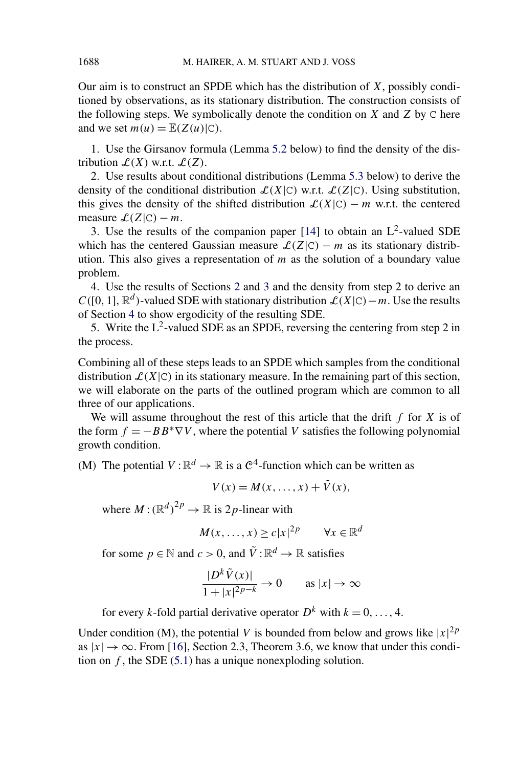Our aim is to construct an SPDE which has the distribution of $X$, possibly conditioned by observations, as its stationary distribution. The construction consists of the following steps. We symbolically denote the condition on $X$ and $Z$ by $\subset$ here and we set $m(u) = \mathbb{E}(Z(u)|\subset)$.

1. Use the Girsanov formula (Lemma 5.2 below) to find the density of the distribution $\mathcal{L}(X)$ w.r.t. $\mathcal{L}(Z)$.
2. Use results about conditional distributions (Lemma 5.3 below) to derive the density of the conditional distribution $\mathcal{L}(X|\subset)$ w.r.t. $\mathcal{L}(Z|\subset)$. Using substitution, this gives the density of the shifted distribution $\mathcal{L}(X|\subset) - m$ w.r.t. the centered measure $\mathcal{L}(Z|\subset) - m$.
3. Use the results of the companion paper [14] to obtain an $\mathrm{L}^2$-valued SDE which has the centered Gaussian measure $\mathcal{L}(Z|\subset) - m$ as its stationary distribution. This also gives a representation of $m$ as the solution of a boundary value problem.
4. Use the results of Sections 2 and 3 and the density from step 2 to derive an $C([0,1], \mathbb{R}^d)$-valued SDE with stationary distribution $\mathcal{L}(X|\subset) - m$. Use the results of Section 4 to show ergodicity of the resulting SDE.
5. Write the $\mathrm{L}^2$-valued SDE as an SPDE, reversing the centering from step 2 in the process.

Combining all of these steps leads to an SPDE which samples from the conditional distribution $\mathcal{L}(X|\subset)$ in its stationary measure. In the remaining part of this section, we will elaborate on the parts of the outlined program which are common to all three of our applications.

We will assume throughout the rest of this article that the drift $f$ for $X$ is of the form $f = -BB^*\nabla V$, where the potential $V$ satisfies the following polynomial growth condition.

(M) The potential $V : \mathbb{R}^d \to \mathbb{R}$ is a $\mathcal{C}^4$-function which can be written as

$$V(x) = M(x, \ldots, x) + \tilde{V}(x),$$

where $M : (\mathbb{R}^d)^{2p} \to \mathbb{R}$ is $2p$-linear with

$$M(x, \ldots, x) \geq c|x|^{2p} \qquad \forall x \in \mathbb{R}^d$$

for some $p \in \mathbb{N}$ and $c > 0$, and $\tilde{V} : \mathbb{R}^d \to \mathbb{R}$ satisfies

$$\frac{|D^k \tilde{V}(x)|}{1 + |x|^{2p-k}} \to 0 \qquad \text{as } |x| \to \infty$$

for every $k$-fold partial derivative operator $D^k$ with $k = 0, \ldots, 4$.

Under condition (M), the potential $V$ is bounded from below and grows like $|x|^{2p}$ as $|x| \to \infty$. From [16], Section 2.3, Theorem 3.6, we know that under this condition on $f$, the SDE (5.1) has a unique nonexploding solution.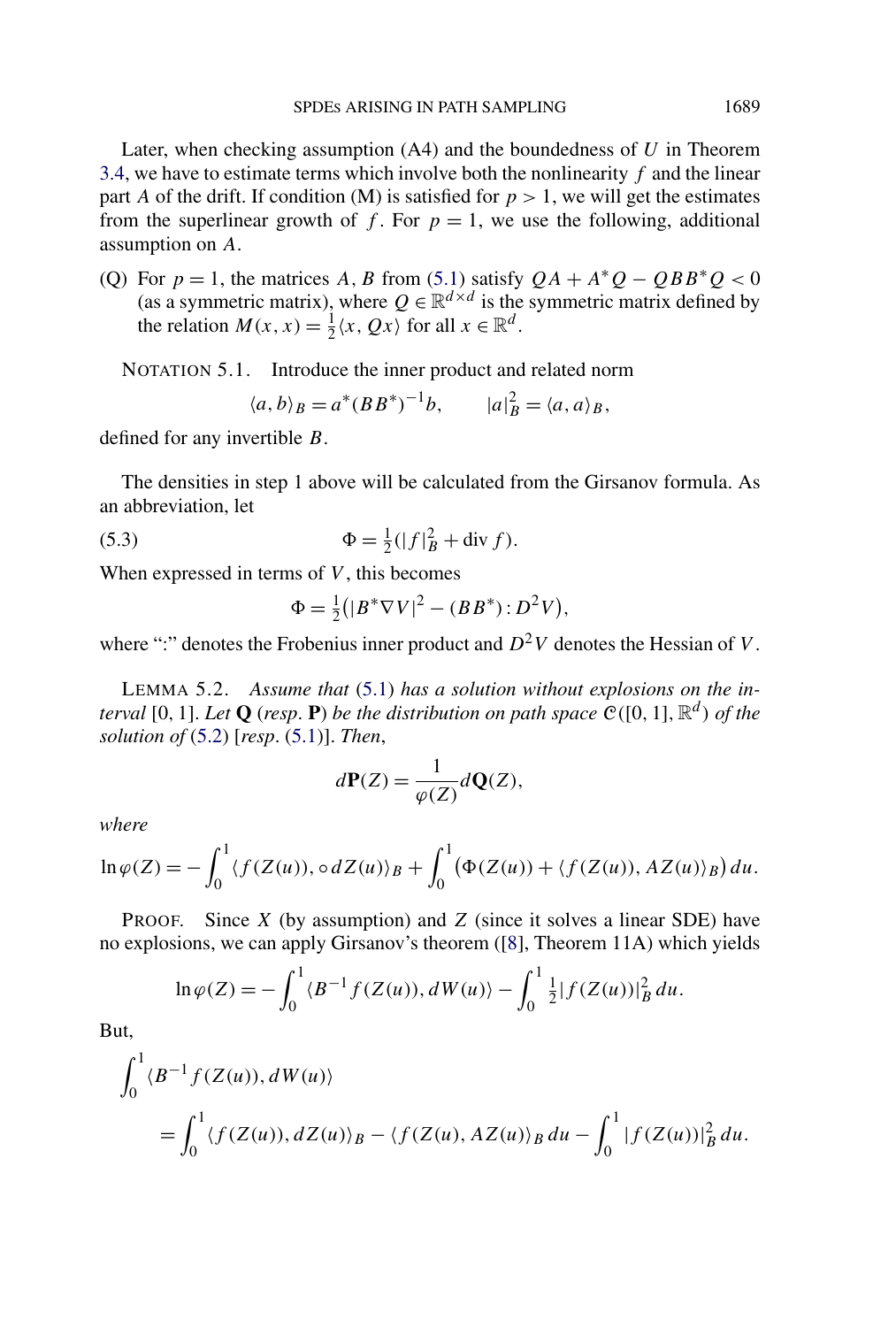Later, when checking assumption (A4) and the boundedness of $U$ in Theorem 3.4, we have to estimate terms which involve both the nonlinearity $f$ and the linear part $A$ of the drift. If condition (M) is satisfied for $p > 1$, we will get the estimates from the superlinear growth of $f$. For $p = 1$, we use the following, additional assumption on $A$.

(Q) For $p = 1$, the matrices $A$, $B$ from (5.1) satisfy $QA + A^*Q - QBB^*Q < 0$ (as a symmetric matrix), where $Q \in \mathbb{R}^{d\times d}$ is the symmetric matrix defined by the relation $M(x,x) = \frac{1}{2}\langle x, Qx\rangle$ for all $x \in \mathbb{R}^d$.

NOTATION 5.1. Introduce the inner product and related norm

$$\langle a, b\rangle_B = a^*(BB^*)^{-1}b, \qquad |a|_B^2 = \langle a, a\rangle_B,$$

defined for any invertible $B$.

The densities in step 1 above will be calculated from the Girsanov formula. As an abbreviation, let

$$\Phi = \tfrac{1}{2}(|f|_B^2 + \operatorname{div} f). \tag{5.3}$$

When expressed in terms of $V$, this becomes

$$\Phi = \tfrac{1}{2}\big(|B^*\nabla V|^2 - (BB^*) : D^2 V\big),$$

where ":" denotes the Frobenius inner product and $D^2V$ denotes the Hessian of $V$.

LEMMA 5.2. *Assume that* (5.1) *has a solution without explosions on the interval* $[0,1]$. *Let* $\mathbf{Q}$ (*resp.* $\mathbf{P}$) *be the distribution on path space* $\mathcal{C}([0,1],\mathbb{R}^d)$ *of the solution of* (5.2) [*resp.* (5.1)]. *Then*,

$$d\mathbf{P}(Z) = \frac{1}{\varphi(Z)} d\mathbf{Q}(Z),$$

*where*

$$\ln\varphi(Z) = -\int_0^1 \langle f(Z(u)), \circ\, dZ(u)\rangle_B + \int_0^1 \big(\Phi(Z(u)) + \langle f(Z(u)), AZ(u)\rangle_B\big)\, du.$$

PROOF. Since $X$ (by assumption) and $Z$ (since it solves a linear SDE) have no explosions, we can apply Girsanov's theorem ([8], Theorem 11A) which yields

$$\ln\varphi(Z) = -\int_0^1 \langle B^{-1} f(Z(u)), dW(u)\rangle - \int_0^1 \tfrac{1}{2}|f(Z(u))|_B^2\, du.$$

But,

$$\begin{aligned}
&\int_0^1 \langle B^{-1} f(Z(u)), dW(u)\rangle \\
&\qquad = \int_0^1 \langle f(Z(u)), dZ(u)\rangle_B - \langle f(Z(u), AZ(u)\rangle_B\, du - \int_0^1 |f(Z(u))|_B^2\, du.
\end{aligned}$$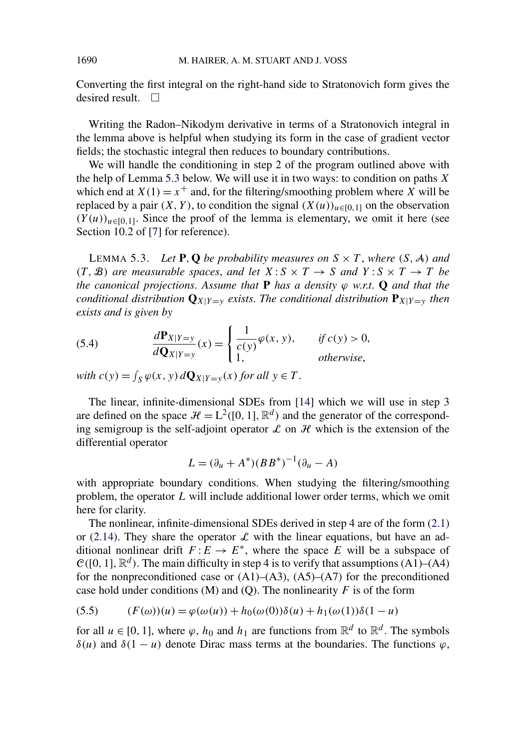Converting the first integral on the right-hand side to Stratonovich form gives the desired result. $\square$

Writing the Radon–Nikodym derivative in terms of a Stratonovich integral in the lemma above is helpful when studying its form in the case of gradient vector fields; the stochastic integral then reduces to boundary contributions.

We will handle the conditioning in step 2 of the program outlined above with the help of Lemma 5.3 below. We will use it in two ways: to condition on paths $X$ which end at $X(1) = x^+$ and, for the filtering/smoothing problem where $X$ will be replaced by a pair $(X, Y)$, to condition the signal $(X(u))_{u\in[0,1]}$ on the observation $(Y(u))_{u\in[0,1]}$. Since the proof of the lemma is elementary, we omit it here (see Section 10.2 of [7] for reference).

LEMMA 5.3. *Let* $\mathbf{P}, \mathbf{Q}$ *be probability measures on* $S \times T$, *where* $(S, \mathcal{A})$ *and* $(T, \mathcal{B})$ *are measurable spaces, and let* $X : S \times T \to S$ *and* $Y : S \times T \to T$ *be the canonical projections. Assume that* $\mathbf{P}$ *has a density* $\varphi$ *w.r.t.* $\mathbf{Q}$ *and that the conditional distribution* $\mathbf{Q}_{X|Y=y}$ *exists. The conditional distribution* $\mathbf{P}_{X|Y=y}$ *then exists and is given by*

$$\frac{d\mathbf{P}_{X|Y=y}}{d\mathbf{Q}_{X|Y=y}}(x) = \begin{cases} \dfrac{1}{c(y)}\varphi(x, y), & \text{if } c(y) > 0, \\ 1, & \text{otherwise}, \end{cases} \tag{5.4}$$

*with* $c(y) = \int_S \varphi(x, y)\, d\mathbf{Q}_{X|Y=y}(x)$ *for all* $y \in T$.

The linear, infinite-dimensional SDEs from [14] which we will use in step 3 are defined on the space $\mathcal{H} = \mathrm{L}^2([0,1], \mathbb{R}^d)$ and the generator of the corresponding semigroup is the self-adjoint operator $\mathcal{L}$ on $\mathcal{H}$ which is the extension of the differential operator

$$L = (\partial_u + A^*)(BB^*)^{-1}(\partial_u - A)$$

with appropriate boundary conditions. When studying the filtering/smoothing problem, the operator $L$ will include additional lower order terms, which we omit here for clarity.

The nonlinear, infinite-dimensional SDEs derived in step 4 are of the form (2.1) or (2.14). They share the operator $\mathcal{L}$ with the linear equations, but have an additional nonlinear drift $F : E \to E^*$, where the space $E$ will be a subspace of $\mathcal{C}([0,1], \mathbb{R}^d)$. The main difficulty in step 4 is to verify that assumptions (A1)–(A4) for the nonpreconditioned case or (A1)–(A3), (A5)–(A7) for the preconditioned case hold under conditions (M) and (Q). The nonlinearity $F$ is of the form

$$(F(\omega))(u) = \varphi(\omega(u)) + h_0(\omega(0))\delta(u) + h_1(\omega(1))\delta(1-u) \tag{5.5}$$

for all $u \in [0,1]$, where $\varphi$, $h_0$ and $h_1$ are functions from $\mathbb{R}^d$ to $\mathbb{R}^d$. The symbols $\delta(u)$ and $\delta(1-u)$ denote Dirac mass terms at the boundaries. The functions $\varphi$,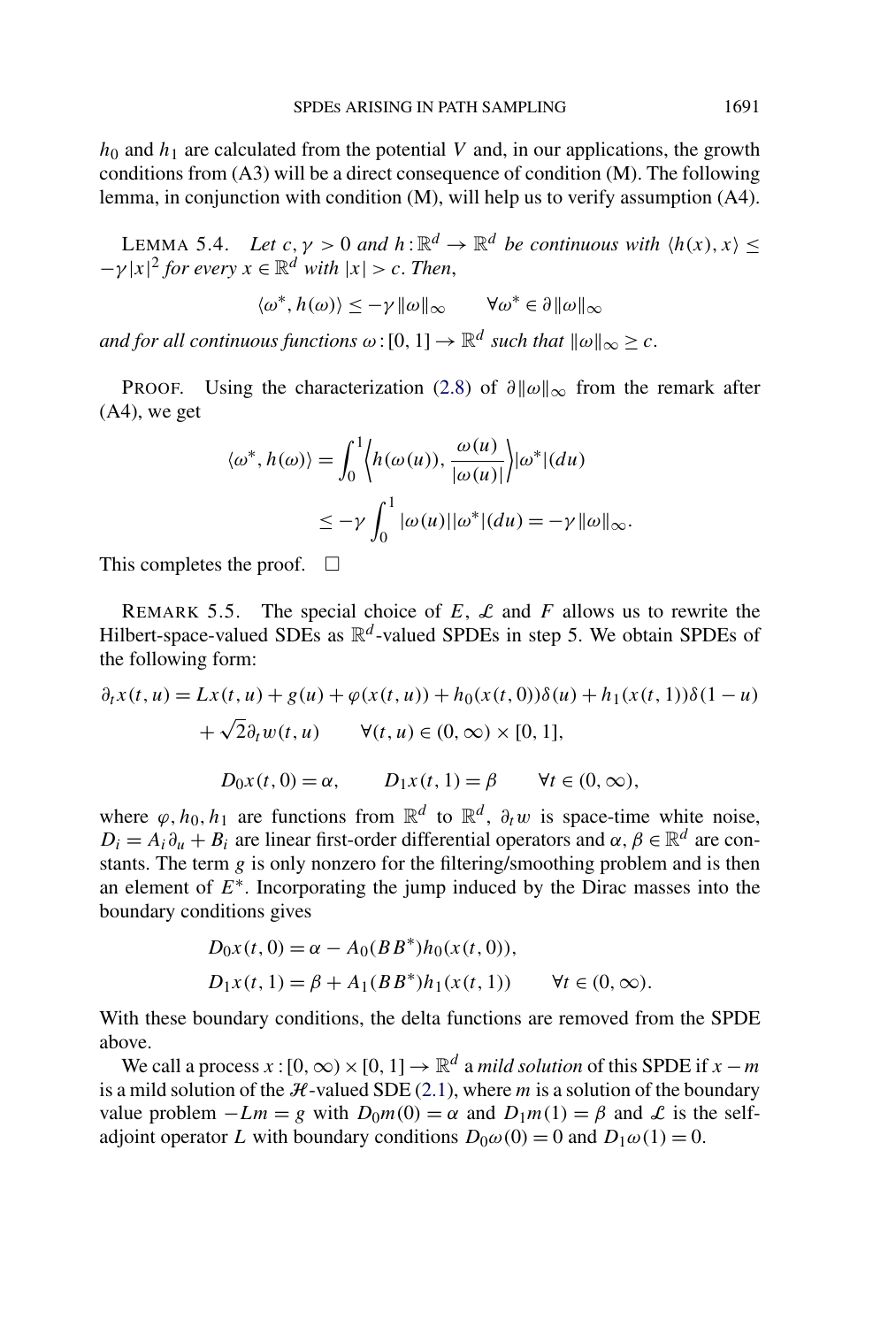$h_0$ and $h_1$ are calculated from the potential $V$ and, in our applications, the growth conditions from (A3) will be a direct consequence of condition (M). The following lemma, in conjunction with condition (M), will help us to verify assumption (A4).

LEMMA 5.4. *Let $c, \gamma > 0$ and $h : \mathbb{R}^d \to \mathbb{R}^d$ be continuous with $\langle h(x), x\rangle \le -\gamma |x|^2$ for every $x \in \mathbb{R}^d$ with $|x| > c$. Then,*

$$\langle \omega^*, h(\omega)\rangle \le -\gamma \|\omega\|_\infty \qquad \forall \omega^* \in \partial \|\omega\|_\infty$$

*and for all continuous functions $\omega : [0, 1] \to \mathbb{R}^d$ such that $\|\omega\|_\infty \ge c$.*

PROOF. Using the characterization (2.8) of $\partial\|\omega\|_\infty$ from the remark after (A4), we get

$$\begin{aligned}
\langle \omega^*, h(\omega)\rangle &= \int_0^1 \left\langle h(\omega(u)), \frac{\omega(u)}{|\omega(u)|}\right\rangle |\omega^*|(du) \\
&\le -\gamma \int_0^1 |\omega(u)||\omega^*|(du) = -\gamma\|\omega\|_\infty.
\end{aligned}$$

This completes the proof. $\square$

REMARK 5.5. The special choice of $E$, $\mathcal{L}$ and $F$ allows us to rewrite the Hilbert-space-valued SDEs as $\mathbb{R}^d$-valued SPDEs in step 5. We obtain SPDEs of the following form:

$$\begin{aligned}
\partial_t x(t, u) &= Lx(t, u) + g(u) + \varphi(x(t, u)) + h_0(x(t, 0))\delta(u) + h_1(x(t, 1))\delta(1-u) \\
&\quad + \sqrt{2}\partial_t w(t, u) \qquad \forall (t, u) \in (0, \infty) \times [0, 1],
\end{aligned}$$

$$D_0 x(t, 0) = \alpha, \qquad D_1 x(t, 1) = \beta \qquad \forall t \in (0, \infty),$$

where $\varphi, h_0, h_1$ are functions from $\mathbb{R}^d$ to $\mathbb{R}^d$, $\partial_t w$ is space-time white noise, $D_i = A_i\partial_u + B_i$ are linear first-order differential operators and $\alpha, \beta \in \mathbb{R}^d$ are constants. The term $g$ is only nonzero for the filtering/smoothing problem and is then an element of $E^*$. Incorporating the jump induced by the Dirac masses into the boundary conditions gives

$$\begin{aligned}
D_0 x(t, 0) &= \alpha - A_0(BB^*)h_0(x(t, 0)), \\
D_1 x(t, 1) &= \beta + A_1(BB^*)h_1(x(t, 1)) \qquad \forall t \in (0, \infty).
\end{aligned}$$

With these boundary conditions, the delta functions are removed from the SPDE above.

We call a process $x : [0, \infty) \times [0, 1] \to \mathbb{R}^d$ a *mild solution* of this SPDE if $x - m$ is a mild solution of the $\mathcal{H}$-valued SDE (2.1), where $m$ is a solution of the boundary value problem $-Lm = g$ with $D_0 m(0) = \alpha$ and $D_1 m(1) = \beta$ and $\mathcal{L}$ is the self-adjoint operator $L$ with boundary conditions $D_0\omega(0) = 0$ and $D_1\omega(1) = 0$.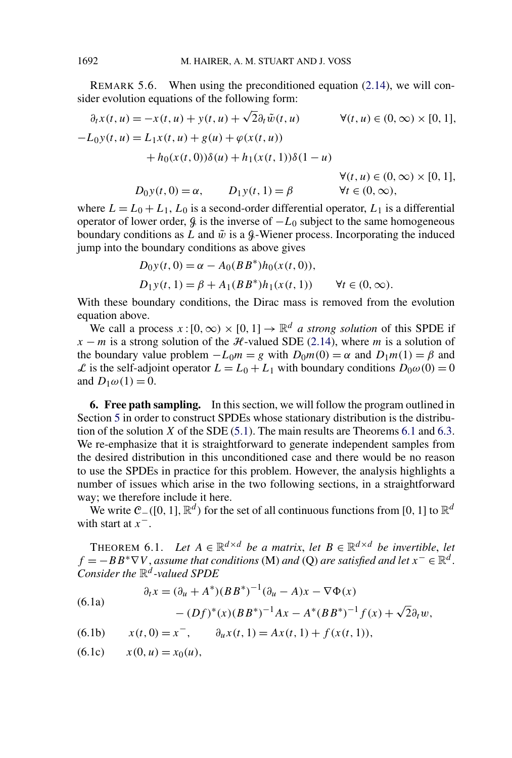REMARK 5.6. When using the preconditioned equation (2.14), we will consider evolution equations of the following form:

$$
\begin{aligned}
\partial_t x(t,u) &= -x(t,u) + y(t,u) + \sqrt{2}\partial_t \tilde{w}(t,u) && \forall (t,u) \in (0,\infty)\times[0,1],\\
-L_0 y(t,u) &= L_1 x(t,u) + g(u) + \varphi(x(t,u)) \\
&\qquad + h_0(x(t,0))\delta(u) + h_1(x(t,1))\delta(1-u) \\
& && \forall (t,u) \in (0,\infty)\times[0,1],\\
D_0 y(t,0) &= \alpha, \qquad D_1 y(t,1) = \beta && \forall t \in (0,\infty),
\end{aligned}
$$

where $L = L_0 + L_1$, $L_0$ is a second-order differential operator, $L_1$ is a differential operator of lower order, $\mathcal{G}$ is the inverse of $-L_0$ subject to the same homogeneous boundary conditions as $L$ and $\tilde{w}$ is a $\mathcal{G}$-Wiener process. Incorporating the induced jump into the boundary conditions as above gives

$$
\begin{aligned}
D_0 y(t,0) &= \alpha - A_0(BB^*)h_0(x(t,0)),\\
D_1 y(t,1) &= \beta + A_1(BB^*)h_1(x(t,1)) \qquad \forall t \in (0,\infty).
\end{aligned}
$$

With these boundary conditions, the Dirac mass is removed from the evolution equation above.

We call a process $x : [0,\infty)\times[0,1] \to \mathbb{R}^d$ *a strong solution* of this SPDE if $x - m$ is a strong solution of the $\mathcal{H}$-valued SDE (2.14), where $m$ is a solution of the boundary value problem $-L_0 m = g$ with $D_0 m(0) = \alpha$ and $D_1 m(1) = \beta$ and $\mathcal{L}$ is the self-adjoint operator $L = L_0 + L_1$ with boundary conditions $D_0\omega(0) = 0$ and $D_1\omega(1) = 0$.

## 6. Free path sampling.

In this section, we will follow the program outlined in Section 5 in order to construct SPDEs whose stationary distribution is the distribution of the solution $X$ of the SDE (5.1). The main results are Theorems 6.1 and 6.3. We re-emphasize that it is straightforward to generate independent samples from the desired distribution in this unconditioned case and there would be no reason to use the SPDEs in practice for this problem. However, the analysis highlights a number of issues which arise in the two following sections, in a straightforward way; we therefore include it here.

We write $\mathcal{C}_-([0,1],\mathbb{R}^d)$ for the set of all continuous functions from $[0,1]$ to $\mathbb{R}^d$ with start at $x^-$.

THEOREM 6.1. *Let $A \in \mathbb{R}^{d\times d}$ be a matrix, let $B \in \mathbb{R}^{d\times d}$ be invertible, let $f = -BB^*\nabla V$, assume that conditions* (M) *and* (Q) *are satisfied and let $x^- \in \mathbb{R}^d$. Consider the $\mathbb{R}^d$-valued SPDE*

$$
\begin{aligned}
\partial_t x &= (\partial_u + A^*)(BB^*)^{-1}(\partial_u - A)x - \nabla\Phi(x) \\
&\qquad - (Df)^*(x)(BB^*)^{-1}Ax - A^*(BB^*)^{-1}f(x) + \sqrt{2}\partial_t w,
\end{aligned} \tag{6.1a}
$$

$$
x(t,0) = x^-, \qquad \partial_u x(t,1) = Ax(t,1) + f(x(t,1)), \tag{6.1b}
$$

$$
x(0,u) = x_0(u), \tag{6.1c}
$$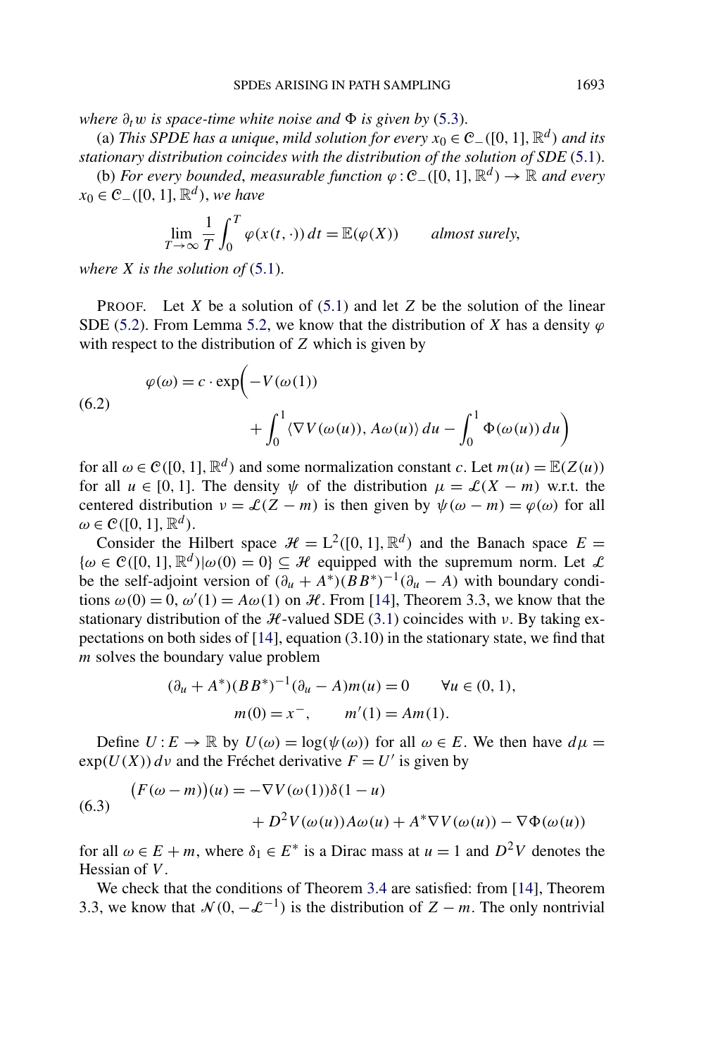*where $\partial_t w$ is space-time white noise and $\Phi$ is given by* (5.3).

(a) *This SPDE has a unique, mild solution for every $x_0 \in \mathcal{C}_-([0,1],\mathbb{R}^d)$ and its stationary distribution coincides with the distribution of the solution of SDE* (5.1).

(b) *For every bounded, measurable function $\varphi : \mathcal{C}_-([0,1],\mathbb{R}^d) \to \mathbb{R}$ and every $x_0 \in \mathcal{C}_-([0,1],\mathbb{R}^d)$, we have*

$$\lim_{T\to\infty} \frac{1}{T}\int_0^T \varphi(x(t,\cdot))\,dt = \mathbb{E}(\varphi(X)) \qquad \textit{almost surely},$$

*where $X$ is the solution of* (5.1).

PROOF. Let $X$ be a solution of (5.1) and let $Z$ be the solution of the linear SDE (5.2). From Lemma 5.2, we know that the distribution of $X$ has a density $\varphi$ with respect to the distribution of $Z$ which is given by

$$\varphi(\omega) = c \cdot \exp\biggl(-V(\omega(1)) + \int_0^1 \langle \nabla V(\omega(u)), A\omega(u)\rangle\,du - \int_0^1 \Phi(\omega(u))\,du\biggr) \tag{6.2}$$

for all $\omega \in \mathcal{C}([0,1],\mathbb{R}^d)$ and some normalization constant $c$. Let $m(u) = \mathbb{E}(Z(u))$ for all $u \in [0,1]$. The density $\psi$ of the distribution $\mu = \mathcal{L}(X - m)$ w.r.t. the centered distribution $\nu = \mathcal{L}(Z - m)$ is then given by $\psi(\omega - m) = \varphi(\omega)$ for all $\omega \in \mathcal{C}([0,1],\mathbb{R}^d)$.

Consider the Hilbert space $\mathcal{H} = \mathrm{L}^2([0,1],\mathbb{R}^d)$ and the Banach space $E = \{\omega \in \mathcal{C}([0,1],\mathbb{R}^d) \mid \omega(0) = 0\} \subseteq \mathcal{H}$ equipped with the supremum norm. Let $\mathcal{L}$ be the self-adjoint version of $(\partial_u + A^*)(BB^*)^{-1}(\partial_u - A)$ with boundary conditions $\omega(0) = 0$, $\omega'(1) = A\omega(1)$ on $\mathcal{H}$. From [14], Theorem 3.3, we know that the stationary distribution of the $\mathcal{H}$-valued SDE (3.1) coincides with $\nu$. By taking expectations on both sides of [14], equation (3.10) in the stationary state, we find that $m$ solves the boundary value problem

$$\begin{aligned}
(\partial_u + A^*)(BB^*)^{-1}(\partial_u - A)m(u) &= 0 \qquad \forall u \in (0,1),\\
m(0) = x^-, \qquad m'(1) &= Am(1).
\end{aligned}$$

Define $U : E \to \mathbb{R}$ by $U(\omega) = \log(\psi(\omega))$ for all $\omega \in E$. We then have $d\mu = \exp(U(X))\,d\nu$ and the Fréchet derivative $F = U'$ is given by

$$\bigl(F(\omega - m)\bigr)(u) = -\nabla V(\omega(1))\delta(1-u) + D^2V(\omega(u))A\omega(u) + A^*\nabla V(\omega(u)) - \nabla\Phi(\omega(u)) \tag{6.3}$$

for all $\omega \in E + m$, where $\delta_1 \in E^*$ is a Dirac mass at $u = 1$ and $D^2V$ denotes the Hessian of $V$.

We check that the conditions of Theorem 3.4 are satisfied: from [14], Theorem 3.3, we know that $\mathcal{N}(0, -\mathcal{L}^{-1})$ is the distribution of $Z - m$. The only nontrivial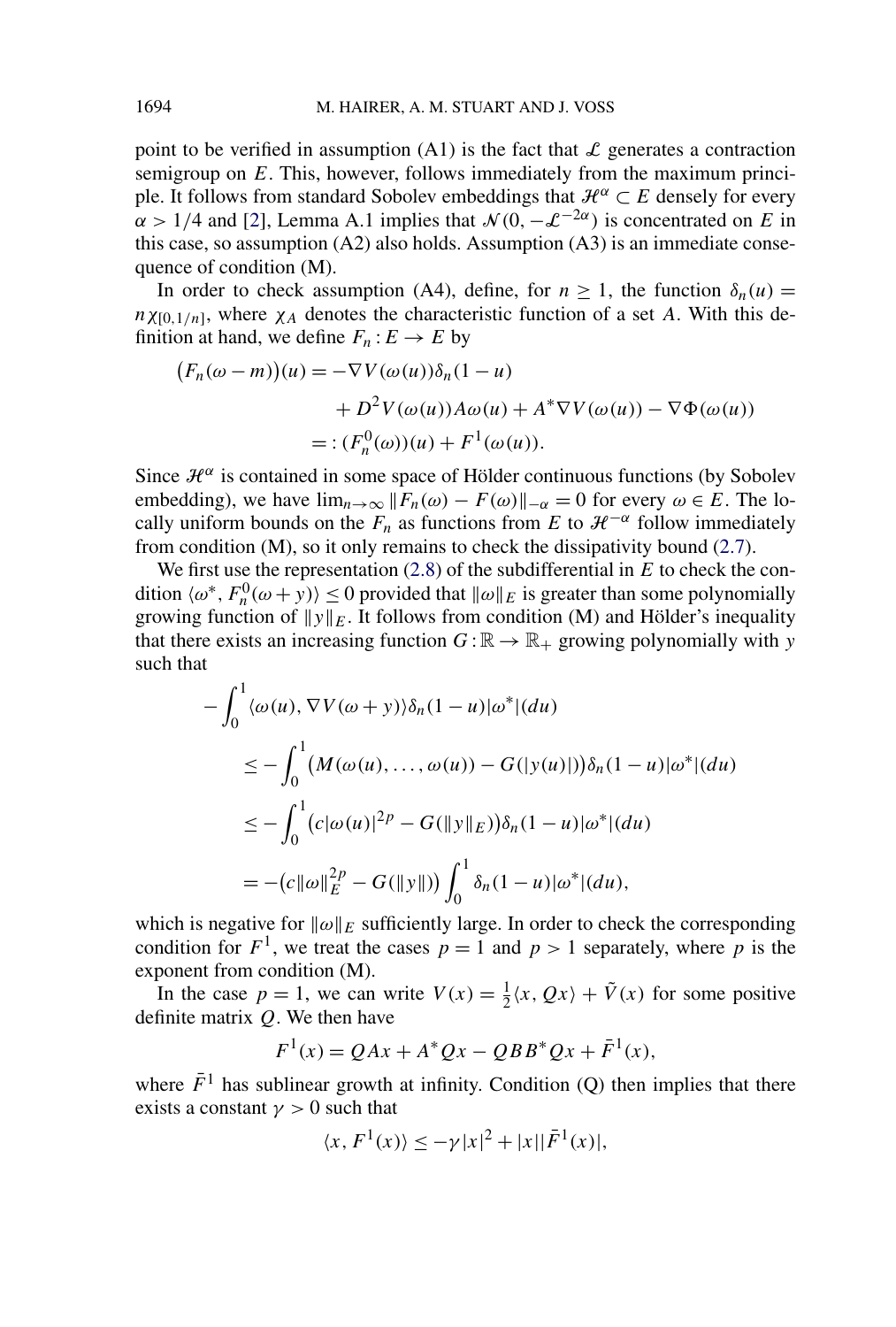point to be verified in assumption (A1) is the fact that $\mathcal{L}$ generates a contraction semigroup on $E$. This, however, follows immediately from the maximum principle. It follows from standard Sobolev embeddings that $\mathcal{H}^\alpha \subset E$ densely for every $\alpha > 1/4$ and [2], Lemma A.1 implies that $\mathcal{N}(0, -\mathcal{L}^{-2\alpha})$ is concentrated on $E$ in this case, so assumption (A2) also holds. Assumption (A3) is an immediate consequence of condition (M).

In order to check assumption (A4), define, for $n \geq 1$, the function $\delta_n(u) = n\chi_{[0,1/n]}$, where $\chi_A$ denotes the characteristic function of a set $A$. With this definition at hand, we define $F_n : E \to E$ by

$$
\begin{aligned}
\big(F_n(\omega - m)\big)(u) &= -\nabla V(\omega(u))\delta_n(1-u) \\
&\qquad + D^2 V(\omega(u))A\omega(u) + A^*\nabla V(\omega(u)) - \nabla\Phi(\omega(u)) \\
&=: (F_n^0(\omega))(u) + F^1(\omega(u)).
\end{aligned}
$$

Since $\mathcal{H}^\alpha$ is contained in some space of Hölder continuous functions (by Sobolev embedding), we have $\lim_{n\to\infty} \|F_n(\omega) - F(\omega)\|_{-\alpha} = 0$ for every $\omega \in E$. The locally uniform bounds on the $F_n$ as functions from $E$ to $\mathcal{H}^{-\alpha}$ follow immediately from condition (M), so it only remains to check the dissipativity bound (2.7).

We first use the representation (2.8) of the subdifferential in $E$ to check the condition $\langle \omega^*, F_n^0(\omega + y)\rangle \leq 0$ provided that $\|\omega\|_E$ is greater than some polynomially growing function of $\|y\|_E$. It follows from condition (M) and Hölder's inequality that there exists an increasing function $G : \mathbb{R} \to \mathbb{R}_+$ growing polynomially with $y$ such that

$$
\begin{aligned}
&-\int_0^1 \langle \omega(u), \nabla V(\omega + y)\rangle \delta_n(1-u)|\omega^*|(du) \\
&\qquad \leq -\int_0^1 \big(M(\omega(u), \ldots, \omega(u)) - G(|y(u)|)\big)\delta_n(1-u)|\omega^*|(du) \\
&\qquad \leq -\int_0^1 \big(c|\omega(u)|^{2p} - G(\|y\|_E)\big)\delta_n(1-u)|\omega^*|(du) \\
&\qquad = -\big(c\|\omega\|_E^{2p} - G(\|y\|)\big)\int_0^1 \delta_n(1-u)|\omega^*|(du),
\end{aligned}
$$

which is negative for $\|\omega\|_E$ sufficiently large. In order to check the corresponding condition for $F^1$, we treat the cases $p = 1$ and $p > 1$ separately, where $p$ is the exponent from condition (M).

In the case $p = 1$, we can write $V(x) = \frac{1}{2}\langle x, Qx\rangle + \tilde{V}(x)$ for some positive definite matrix $Q$. We then have

$$
F^1(x) = QAx + A^*Qx - QBB^*Qx + \bar{F}^1(x),
$$

where $\bar{F}^1$ has sublinear growth at infinity. Condition (Q) then implies that there exists a constant $\gamma > 0$ such that

$$
\langle x, F^1(x)\rangle \leq -\gamma|x|^2 + |x||\bar{F}^1(x)|,
$$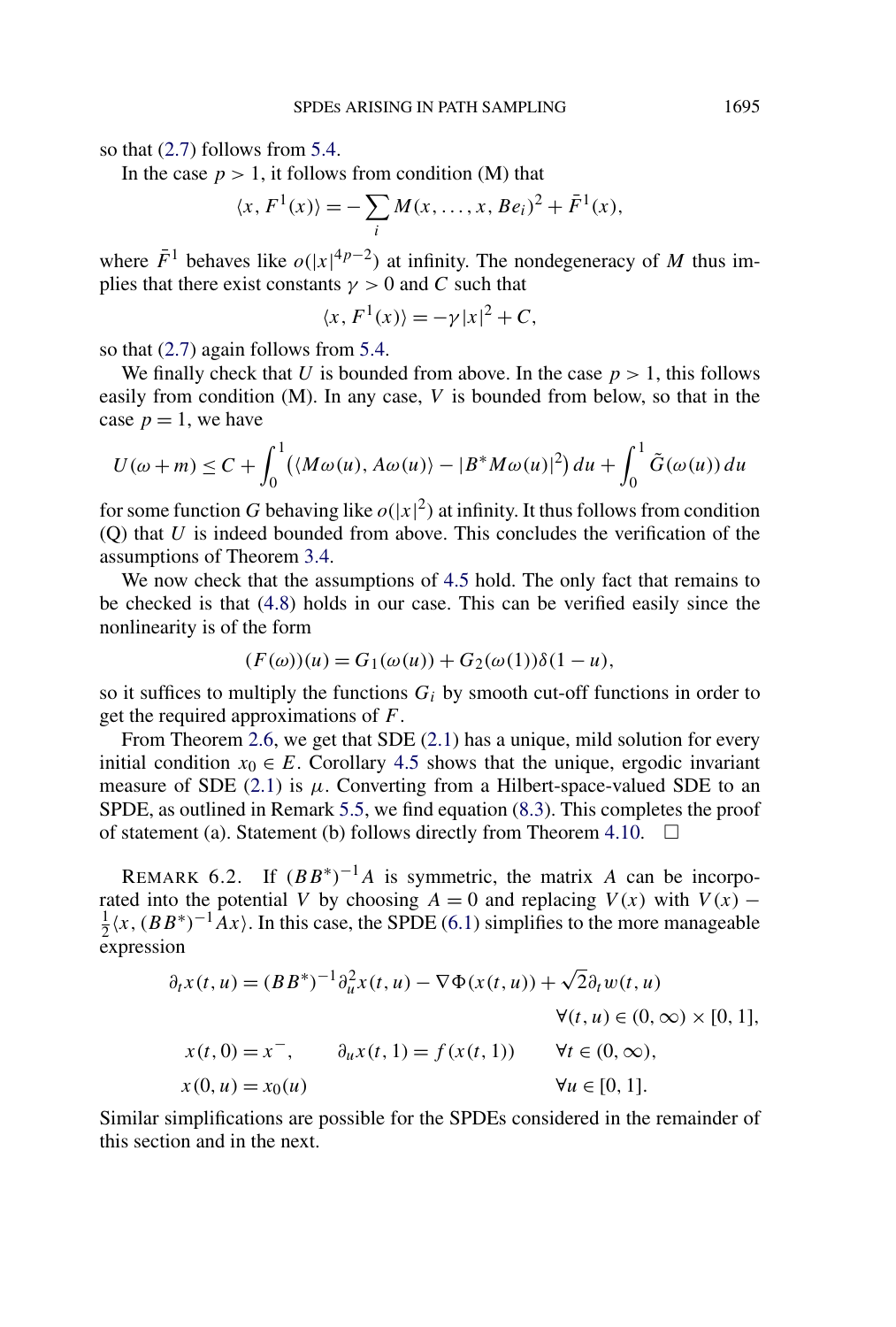so that (2.7) follows from 5.4.

In the case $p > 1$, it follows from condition (M) that

$$\langle x, F^1(x)\rangle = -\sum_i M(x, \dots, x, Be_i)^2 + \bar{F}^1(x),$$

where $\bar{F}^1$ behaves like $o(|x|^{4p-2})$ at infinity. The nondegeneracy of $M$ thus implies that there exist constants $\gamma > 0$ and $C$ such that

$$\langle x, F^1(x)\rangle = -\gamma |x|^2 + C,$$

so that (2.7) again follows from 5.4.

We finally check that $U$ is bounded from above. In the case $p > 1$, this follows easily from condition (M). In any case, $V$ is bounded from below, so that in the case $p = 1$, we have

$$U(\omega + m) \le C + \int_0^1 \big(\langle M\omega(u), A\omega(u)\rangle - |B^* M\omega(u)|^2\big)\, du + \int_0^1 \tilde{G}(\omega(u))\, du$$

for some function $G$ behaving like $o(|x|^2)$ at infinity. It thus follows from condition (Q) that $U$ is indeed bounded from above. This concludes the verification of the assumptions of Theorem 3.4.

We now check that the assumptions of 4.5 hold. The only fact that remains to be checked is that (4.8) holds in our case. This can be verified easily since the nonlinearity is of the form

$$(F(\omega))(u) = G_1(\omega(u)) + G_2(\omega(1))\delta(1 - u),$$

so it suffices to multiply the functions $G_i$ by smooth cut-off functions in order to get the required approximations of $F$.

From Theorem 2.6, we get that SDE (2.1) has a unique, mild solution for every initial condition $x_0 \in E$. Corollary 4.5 shows that the unique, ergodic invariant measure of SDE (2.1) is $\mu$. Converting from a Hilbert-space-valued SDE to an SPDE, as outlined in Remark 5.5, we find equation (8.3). This completes the proof of statement (a). Statement (b) follows directly from Theorem 4.10. $\square$

REMARK 6.2. If $(BB^*)^{-1}A$ is symmetric, the matrix $A$ can be incorporated into the potential $V$ by choosing $A = 0$ and replacing $V(x)$ with $V(x) - \frac{1}{2}\langle x, (BB^*)^{-1}Ax\rangle$. In this case, the SPDE (6.1) simplifies to the more manageable expression

$$\begin{aligned}
\partial_t x(t,u) &= (BB^*)^{-1}\partial_u^2 x(t,u) - \nabla\Phi(x(t,u)) + \sqrt{2}\,\partial_t w(t,u) \\
&\qquad\qquad\qquad\qquad \forall (t,u) \in (0,\infty) \times [0,1], \\
x(t,0) &= x^-, \qquad \partial_u x(t,1) = f(x(t,1)) \qquad \forall t \in (0,\infty), \\
x(0,u) &= x_0(u) \qquad\qquad\qquad\qquad \forall u \in [0,1].
\end{aligned}$$

Similar simplifications are possible for the SPDEs considered in the remainder of this section and in the next.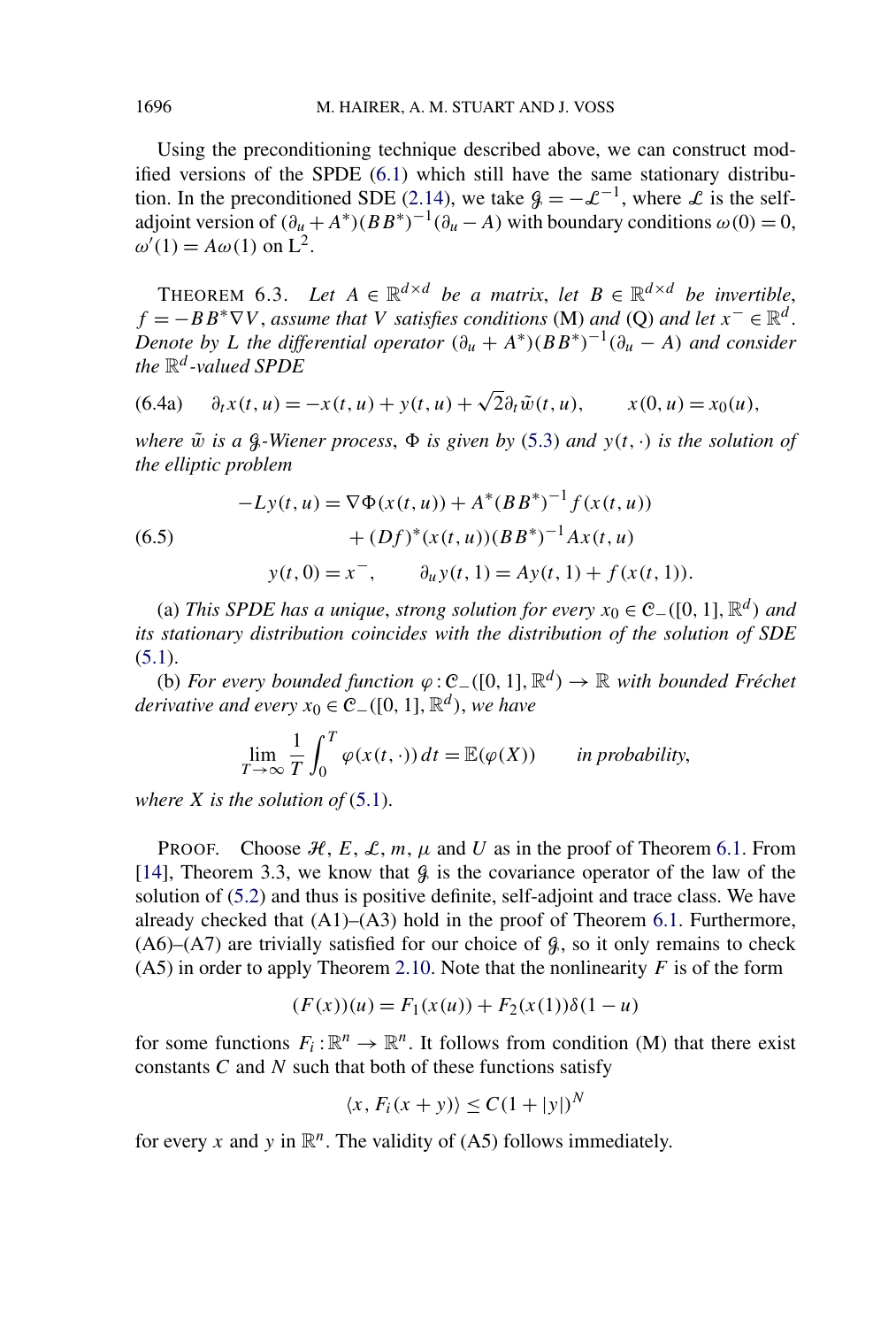Using the preconditioning technique described above, we can construct modified versions of the SPDE (6.1) which still have the same stationary distribution. In the preconditioned SDE (2.14), we take $\mathcal{G} = -\mathcal{L}^{-1}$, where $\mathcal{L}$ is the self-adjoint version of $(\partial_u + A^*)(BB^*)^{-1}(\partial_u - A)$ with boundary conditions $\omega(0) = 0$, $\omega'(1) = A\omega(1)$ on $\mathrm{L}^2$.

THEOREM 6.3. *Let $A \in \mathbb{R}^{d\times d}$ be a matrix, let $B \in \mathbb{R}^{d\times d}$ be invertible, $f = -BB^*\nabla V$, assume that $V$ satisfies conditions* (M) *and* (Q) *and let $x^- \in \mathbb{R}^d$. Denote by $L$ the differential operator $(\partial_u + A^*)(BB^*)^{-1}(\partial_u - A)$ and consider the $\mathbb{R}^d$-valued SPDE*

$$\partial_t x(t,u) = -x(t,u) + y(t,u) + \sqrt{2}\partial_t \tilde{w}(t,u), \qquad x(0,u) = x_0(u), \tag{6.4a}$$

*where $\tilde{w}$ is a $\mathcal{G}$-Wiener process, $\Phi$ is given by* (5.3) *and $y(t,\cdot)$ is the solution of the elliptic problem*

$$\begin{aligned} -Ly(t,u) &= \nabla\Phi(x(t,u)) + A^*(BB^*)^{-1} f(x(t,u)) \\ &\quad + (Df)^*(x(t,u))(BB^*)^{-1}Ax(t,u) \\ y(t,0) &= x^-, \qquad \partial_u y(t,1) = Ay(t,1) + f(x(t,1)). \end{aligned} \tag{6.5}$$

(a) *This SPDE has a unique, strong solution for every $x_0 \in \mathcal{C}_-([0,1],\mathbb{R}^d)$ and its stationary distribution coincides with the distribution of the solution of SDE* (5.1).

(b) *For every bounded function $\varphi : \mathcal{C}_-([0,1],\mathbb{R}^d) \to \mathbb{R}$ with bounded Fréchet derivative and every $x_0 \in \mathcal{C}_-([0,1],\mathbb{R}^d)$, we have*

$$\lim_{T\to\infty} \frac{1}{T}\int_0^T \varphi(x(t,\cdot))\,dt = \mathbb{E}(\varphi(X)) \qquad \textit{in probability},$$

*where $X$ is the solution of* (5.1).

PROOF. Choose $\mathcal{H}$, $E$, $\mathcal{L}$, $m$, $\mu$ and $U$ as in the proof of Theorem 6.1. From [14], Theorem 3.3, we know that $\mathcal{G}$ is the covariance operator of the law of the solution of (5.2) and thus is positive definite, self-adjoint and trace class. We have already checked that (A1)–(A3) hold in the proof of Theorem 6.1. Furthermore, (A6)–(A7) are trivially satisfied for our choice of $\mathcal{G}$, so it only remains to check (A5) in order to apply Theorem 2.10. Note that the nonlinearity $F$ is of the form

$$(F(x))(u) = F_1(x(u)) + F_2(x(1))\delta(1-u)$$

for some functions $F_i : \mathbb{R}^n \to \mathbb{R}^n$. It follows from condition (M) that there exist constants $C$ and $N$ such that both of these functions satisfy

$$\langle x, F_i(x+y)\rangle \le C(1+|y|)^N$$

for every $x$ and $y$ in $\mathbb{R}^n$. The validity of (A5) follows immediately.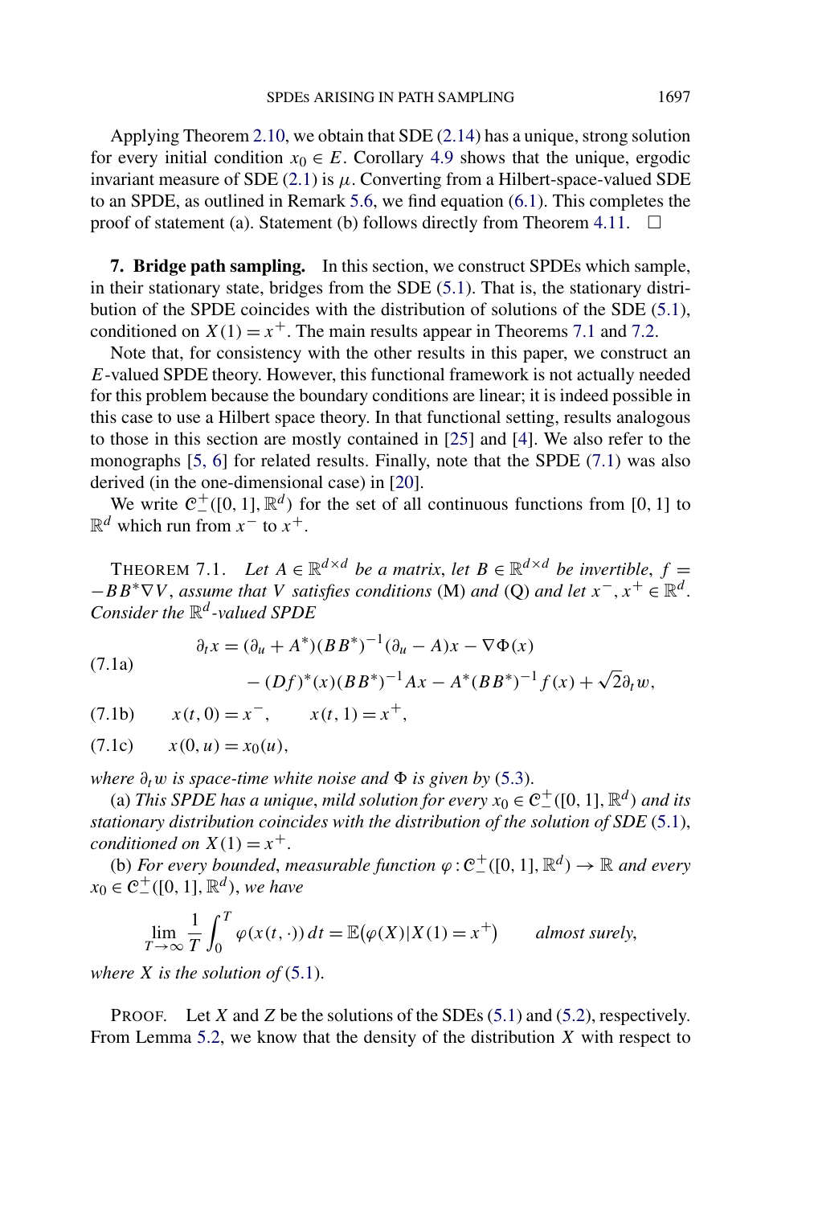Applying Theorem 2.10, we obtain that SDE (2.14) has a unique, strong solution for every initial condition $x_0 \in E$. Corollary 4.9 shows that the unique, ergodic invariant measure of SDE (2.1) is $\mu$. Converting from a Hilbert-space-valued SDE to an SPDE, as outlined in Remark 5.6, we find equation (6.1). This completes the proof of statement (a). Statement (b) follows directly from Theorem 4.11. $\square$

## 7. Bridge path sampling.

In this section, we construct SPDEs which sample, in their stationary state, bridges from the SDE (5.1). That is, the stationary distribution of the SPDE coincides with the distribution of solutions of the SDE (5.1), conditioned on $X(1) = x^+$. The main results appear in Theorems 7.1 and 7.2.

Note that, for consistency with the other results in this paper, we construct an $E$-valued SPDE theory. However, this functional framework is not actually needed for this problem because the boundary conditions are linear; it is indeed possible in this case to use a Hilbert space theory. In that functional setting, results analogous to those in this section are mostly contained in [25] and [4]. We also refer to the monographs [5, 6] for related results. Finally, note that the SPDE (7.1) was also derived (in the one-dimensional case) in [20].

We write $\mathcal{C}_-^+([0,1],\mathbb{R}^d)$ for the set of all continuous functions from $[0,1]$ to $\mathbb{R}^d$ which run from $x^-$ to $x^+$.

THEOREM 7.1. *Let $A \in \mathbb{R}^{d\times d}$ be a matrix, let $B \in \mathbb{R}^{d\times d}$ be invertible, $f = -BB^*\nabla V$, assume that $V$ satisfies conditions* (M) *and* (Q) *and let $x^-, x^+ \in \mathbb{R}^d$. Consider the $\mathbb{R}^d$-valued SPDE*

$$\begin{aligned}
\partial_t x &= (\partial_u + A^*)(BB^*)^{-1}(\partial_u - A)x - \nabla\Phi(x) \\
&\quad - (Df)^*(x)(BB^*)^{-1}Ax - A^*(BB^*)^{-1}f(x) + \sqrt{2}\partial_t w,
\end{aligned} \tag{7.1a}$$

$$x(t,0) = x^-, \qquad x(t,1) = x^+, \tag{7.1b}$$

$$x(0,u) = x_0(u), \tag{7.1c}$$

*where $\partial_t w$ is space-time white noise and $\Phi$ is given by* (5.3).

(a) *This SPDE has a unique, mild solution for every $x_0 \in \mathcal{C}_-^+([0,1],\mathbb{R}^d)$ and its stationary distribution coincides with the distribution of the solution of SDE* (5.1), *conditioned on $X(1) = x^+$.*

(b) *For every bounded, measurable function $\varphi : \mathcal{C}_-^+([0,1],\mathbb{R}^d) \to \mathbb{R}$ and every $x_0 \in \mathcal{C}_-^+([0,1],\mathbb{R}^d)$, we have*

$$\lim_{T\to\infty} \frac{1}{T}\int_0^T \varphi(x(t,\cdot))\,dt = \mathbb{E}\big(\varphi(X)\,|\,X(1) = x^+\big) \qquad \textit{almost surely,}$$

*where $X$ is the solution of* (5.1).

PROOF. Let $X$ and $Z$ be the solutions of the SDEs (5.1) and (5.2), respectively. From Lemma 5.2, we know that the density of the distribution $X$ with respect to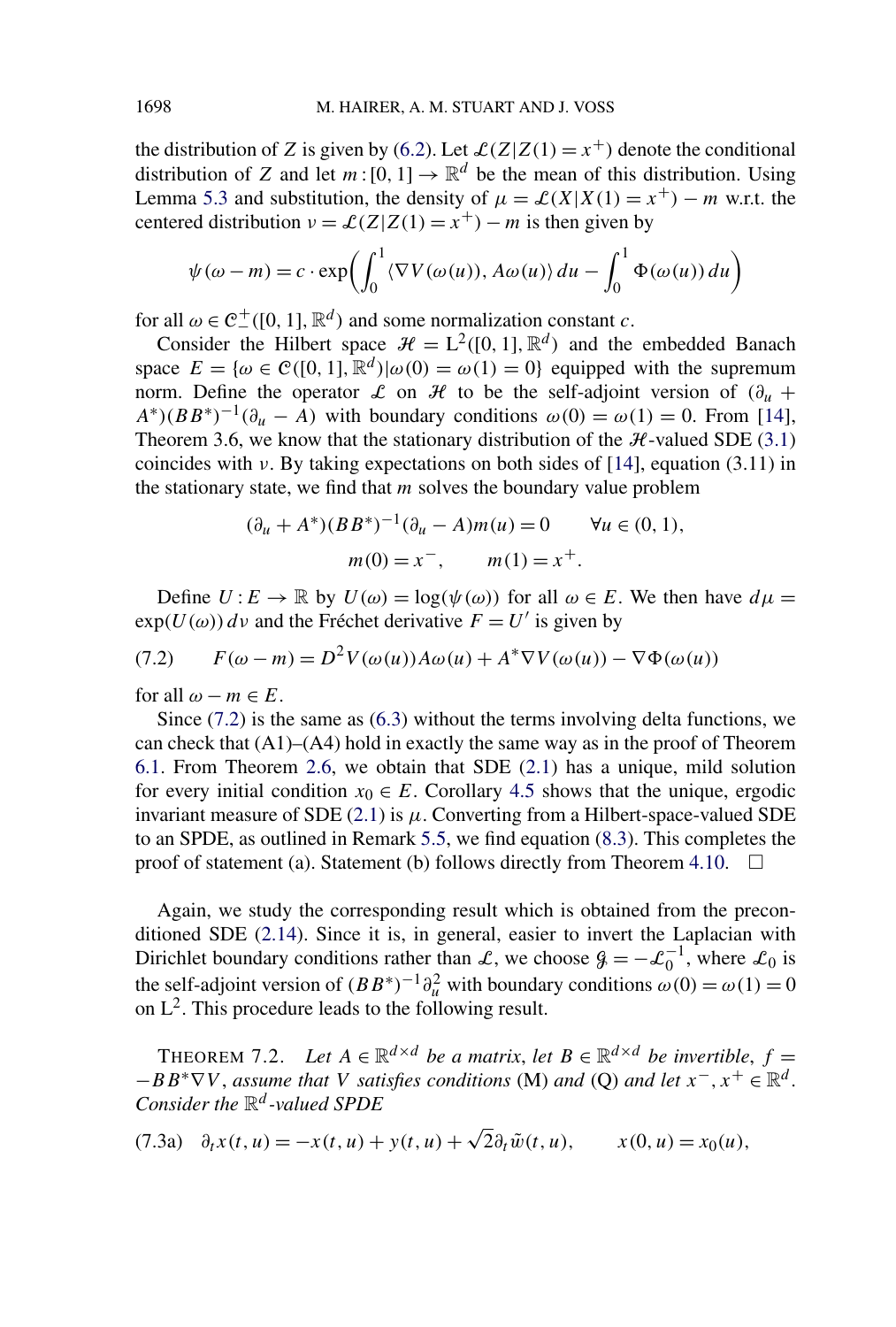the distribution of $Z$ is given by (6.2). Let $\mathcal{L}(Z|Z(1) = x^+)$ denote the conditional distribution of $Z$ and let $m : [0, 1] \to \mathbb{R}^d$ be the mean of this distribution. Using Lemma 5.3 and substitution, the density of $\mu = \mathcal{L}(X|X(1) = x^+) - m$ w.r.t. the centered distribution $\nu = \mathcal{L}(Z|Z(1) = x^+) - m$ is then given by

$$\psi(\omega - m) = c \cdot \exp\left(\int_0^1 \langle \nabla V(\omega(u)), A\omega(u)\rangle \, du - \int_0^1 \Phi(\omega(u)) \, du\right)$$

for all $\omega \in \mathcal{C}_-^+([0, 1], \mathbb{R}^d)$ and some normalization constant $c$.

Consider the Hilbert space $\mathcal{H} = \mathrm{L}^2([0, 1], \mathbb{R}^d)$ and the embedded Banach space $E = \{\omega \in \mathcal{C}([0, 1], \mathbb{R}^d) | \omega(0) = \omega(1) = 0\}$ equipped with the supremum norm. Define the operator $\mathcal{L}$ on $\mathcal{H}$ to be the self-adjoint version of $(\partial_u + A^*)(BB^*)^{-1}(\partial_u - A)$ with boundary conditions $\omega(0) = \omega(1) = 0$. From [14], Theorem 3.6, we know that the stationary distribution of the $\mathcal{H}$-valued SDE (3.1) coincides with $\nu$. By taking expectations on both sides of [14], equation (3.11) in the stationary state, we find that $m$ solves the boundary value problem

$$(\partial_u + A^*)(BB^*)^{-1}(\partial_u - A)m(u) = 0 \qquad \forall u \in (0, 1),$$
$$m(0) = x^-, \qquad m(1) = x^+.$$

Define $U : E \to \mathbb{R}$ by $U(\omega) = \log(\psi(\omega))$ for all $\omega \in E$. We then have $d\mu = \exp(U(\omega)) \, d\nu$ and the Fréchet derivative $F = U'$ is given by

$$F(\omega - m) = D^2 V(\omega(u))A\omega(u) + A^* \nabla V(\omega(u)) - \nabla\Phi(\omega(u)) \tag{7.2}$$

for all $\omega - m \in E$.

Since (7.2) is the same as (6.3) without the terms involving delta functions, we can check that (A1)–(A4) hold in exactly the same way as in the proof of Theorem 6.1. From Theorem 2.6, we obtain that SDE (2.1) has a unique, mild solution for every initial condition $x_0 \in E$. Corollary 4.5 shows that the unique, ergodic invariant measure of SDE (2.1) is $\mu$. Converting from a Hilbert-space-valued SDE to an SPDE, as outlined in Remark 5.5, we find equation (8.3). This completes the proof of statement (a). Statement (b) follows directly from Theorem 4.10. $\square$

Again, we study the corresponding result which is obtained from the preconditioned SDE (2.14). Since it is, in general, easier to invert the Laplacian with Dirichlet boundary conditions rather than $\mathcal{L}$, we choose $\mathcal{G} = -\mathcal{L}_0^{-1}$, where $\mathcal{L}_0$ is the self-adjoint version of $(BB^*)^{-1}\partial_u^2$ with boundary conditions $\omega(0) = \omega(1) = 0$ on $\mathrm{L}^2$. This procedure leads to the following result.

THEOREM 7.2. *Let $A \in \mathbb{R}^{d\times d}$ be a matrix, let $B \in \mathbb{R}^{d\times d}$ be invertible, $f = -BB^*\nabla V$, assume that $V$ satisfies conditions* (M) *and* (Q) *and let $x^-, x^+ \in \mathbb{R}^d$. Consider the $\mathbb{R}^d$-valued SPDE*

$$\partial_t x(t, u) = -x(t, u) + y(t, u) + \sqrt{2}\partial_t \tilde{w}(t, u), \qquad x(0, u) = x_0(u), \tag{7.3a}$$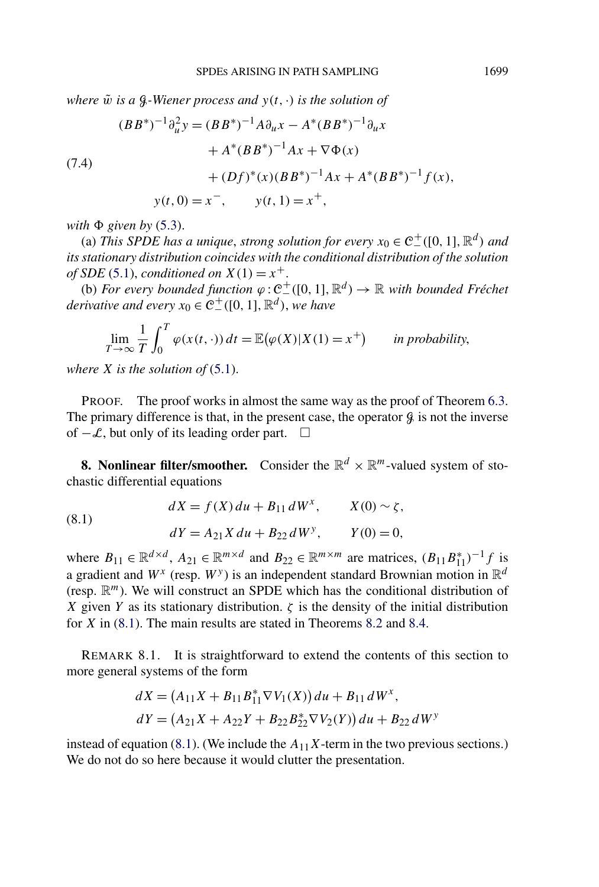*where $\tilde{w}$ is a $\mathcal{G}$-Wiener process and $y(t,\cdot)$ is the solution of*

$$
\begin{aligned}
(BB^*)^{-1}\partial_u^2 y &= (BB^*)^{-1}A\partial_u x - A^*(BB^*)^{-1}\partial_u x \\
&\quad + A^*(BB^*)^{-1}Ax + \nabla\Phi(x) \\
&\quad + (Df)^*(x)(BB^*)^{-1}Ax + A^*(BB^*)^{-1}f(x), \\
y(t,0) &= x^-, \qquad y(t,1) = x^+,
\end{aligned} \tag{7.4}
$$

*with $\Phi$ given by* (5.3).

(a) *This SPDE has a unique, strong solution for every $x_0 \in \mathcal{C}_-^+([0,1],\mathbb{R}^d)$ and its stationary distribution coincides with the conditional distribution of the solution of SDE* (5.1), *conditioned on $X(1) = x^+$.*

(b) *For every bounded function $\varphi : \mathcal{C}_-^+([0,1],\mathbb{R}^d) \to \mathbb{R}$ with bounded Fréchet derivative and every $x_0 \in \mathcal{C}_-^+([0,1],\mathbb{R}^d)$, we have*

$$
\lim_{T\to\infty} \frac{1}{T}\int_0^T \varphi(x(t,\cdot))\,dt = \mathbb{E}\big(\varphi(X)|X(1) = x^+\big) \qquad \textit{in probability},
$$

*where $X$ is the solution of* (5.1).

PROOF. The proof works in almost the same way as the proof of Theorem 6.3. The primary difference is that, in the present case, the operator $\mathcal{G}$ is not the inverse of $-\mathcal{L}$, but only of its leading order part. $\square$

## 8. Nonlinear filter/smoother.

Consider the $\mathbb{R}^d \times \mathbb{R}^m$-valued system of stochastic differential equations

$$
\begin{aligned}
dX &= f(X)\,du + B_{11}\,dW^x, \qquad X(0) \sim \zeta, \\
dY &= A_{21}X\,du + B_{22}\,dW^y, \qquad Y(0) = 0,
\end{aligned} \tag{8.1}
$$

where $B_{11} \in \mathbb{R}^{d\times d}$, $A_{21} \in \mathbb{R}^{m\times d}$ and $B_{22} \in \mathbb{R}^{m\times m}$ are matrices, $(B_{11}B_{11}^*)^{-1}f$ is a gradient and $W^x$ (resp. $W^y$) is an independent standard Brownian motion in $\mathbb{R}^d$ (resp. $\mathbb{R}^m$). We will construct an SPDE which has the conditional distribution of $X$ given $Y$ as its stationary distribution. $\zeta$ is the density of the initial distribution for $X$ in (8.1). The main results are stated in Theorems 8.2 and 8.4.

REMARK 8.1. It is straightforward to extend the contents of this section to more general systems of the form

$$
\begin{aligned}
dX &= \big(A_{11}X + B_{11}B_{11}^*\nabla V_1(X)\big)\,du + B_{11}\,dW^x, \\
dY &= \big(A_{21}X + A_{22}Y + B_{22}B_{22}^*\nabla V_2(Y)\big)\,du + B_{22}\,dW^y
\end{aligned}
$$

instead of equation (8.1). (We include the $A_{11}X$-term in the two previous sections.) We do not do so here because it would clutter the presentation.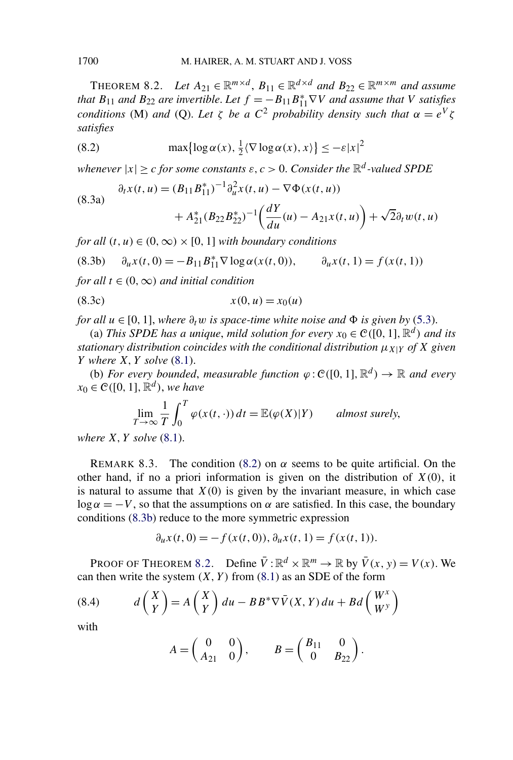THEOREM 8.2. *Let $A_{21} \in \mathbb{R}^{m\times d}$, $B_{11} \in \mathbb{R}^{d\times d}$ and $B_{22} \in \mathbb{R}^{m\times m}$ and assume that $B_{11}$ and $B_{22}$ are invertible. Let $f = -B_{11}B_{11}^*\nabla V$ and assume that $V$ satisfies conditions* (M) *and* (Q). *Let $\zeta$ be a $C^2$ probability density such that $\alpha = e^V\zeta$ satisfies*

$$\max\{\log\alpha(x), \tfrac{1}{2}\langle\nabla\log\alpha(x), x\rangle\} \le -\varepsilon|x|^2 \tag{8.2}$$

*whenever $|x| \ge c$ for some constants $\varepsilon, c > 0$. Consider the $\mathbb{R}^d$-valued SPDE*

$$\begin{aligned}\partial_t x(t,u) &= (B_{11}B_{11}^*)^{-1}\partial_u^2 x(t,u) - \nabla\Phi(x(t,u)) \\ &\quad + A_{21}^*(B_{22}B_{22}^*)^{-1}\left(\frac{dY}{du}(u) - A_{21}x(t,u)\right) + \sqrt{2}\partial_t w(t,u)\end{aligned} \tag{8.3a}$$

*for all $(t,u) \in (0,\infty)\times[0,1]$ with boundary conditions*

$$\partial_u x(t,0) = -B_{11}B_{11}^*\nabla\log\alpha(x(t,0)), \qquad \partial_u x(t,1) = f(x(t,1)) \tag{8.3b}$$

*for all $t \in (0,\infty)$ and initial condition*

$$x(0,u) = x_0(u) \tag{8.3c}$$

*for all $u \in [0,1]$, where $\partial_t w$ is space-time white noise and $\Phi$ is given by* (5.3).

(a) *This SPDE has a unique, mild solution for every $x_0 \in \mathcal{C}([0,1],\mathbb{R}^d)$ and its stationary distribution coincides with the conditional distribution $\mu_{X|Y}$ of $X$ given $Y$ where $X, Y$ solve* (8.1).

(b) *For every bounded, measurable function $\varphi: \mathcal{C}([0,1],\mathbb{R}^d) \to \mathbb{R}$ and every $x_0 \in \mathcal{C}([0,1],\mathbb{R}^d)$, we have*

$$\lim_{T\to\infty}\frac{1}{T}\int_0^T \varphi(x(t,\cdot))\,dt = \mathbb{E}(\varphi(X)|Y) \qquad \textit{almost surely,}$$

*where $X, Y$ solve* (8.1).

REMARK 8.3. The condition (8.2) on $\alpha$ seems to be quite artificial. On the other hand, if no a priori information is given on the distribution of $X(0)$, it is natural to assume that $X(0)$ is given by the invariant measure, in which case $\log\alpha = -V$, so that the assumptions on $\alpha$ are satisfied. In this case, the boundary conditions (8.3b) reduce to the more symmetric expression

$$\partial_u x(t,0) = -f(x(t,0)), \partial_u x(t,1) = f(x(t,1)).$$

PROOF OF THEOREM 8.2. Define $\bar{V}: \mathbb{R}^d \times \mathbb{R}^m \to \mathbb{R}$ by $\bar{V}(x,y) = V(x)$. We can then write the system $(X,Y)$ from (8.1) as an SDE of the form

$$d\begin{pmatrix} X \\ Y \end{pmatrix} = A\begin{pmatrix} X \\ Y \end{pmatrix}du - BB^*\nabla\bar{V}(X,Y)\,du + B\,d\begin{pmatrix} W^x \\ W^y \end{pmatrix} \tag{8.4}$$

with

$$A = \begin{pmatrix} 0 & 0 \\ A_{21} & 0 \end{pmatrix}, \qquad B = \begin{pmatrix} B_{11} & 0 \\ 0 & B_{22} \end{pmatrix}.$$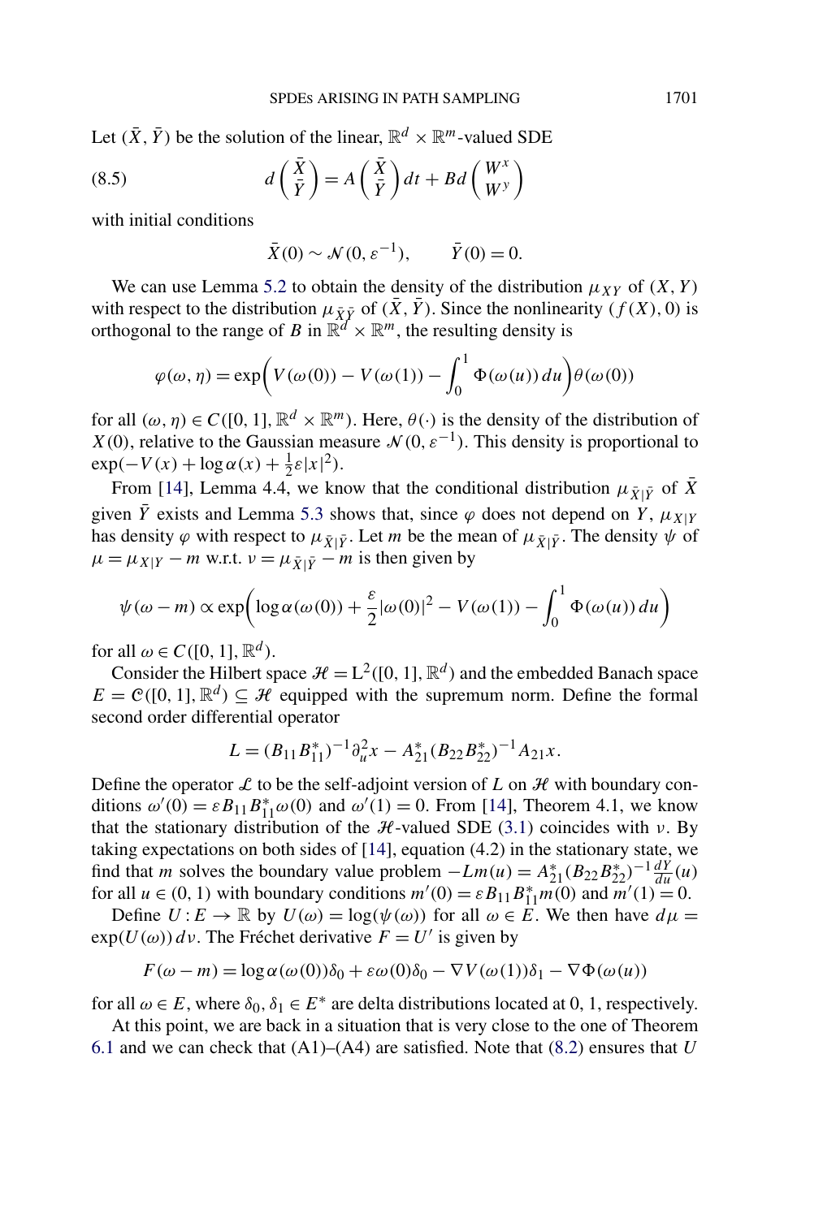Let $(\bar{X}, \bar{Y})$ be the solution of the linear, $\mathbb{R}^d \times \mathbb{R}^m$-valued SDE

$$
d\begin{pmatrix} \bar{X} \\ \bar{Y} \end{pmatrix} = A \begin{pmatrix} \bar{X} \\ \bar{Y} \end{pmatrix} dt + B d\begin{pmatrix} W^x \\ W^y \end{pmatrix} \tag{8.5}
$$

with initial conditions

$$
\bar{X}(0) \sim \mathcal{N}(0, \varepsilon^{-1}), \qquad \bar{Y}(0) = 0.
$$

We can use Lemma 5.2 to obtain the density of the distribution $\mu_{XY}$ of $(X, Y)$ with respect to the distribution $\mu_{\bar{X}\bar{Y}}$ of $(\bar{X}, \bar{Y})$. Since the nonlinearity $(f(X), 0)$ is orthogonal to the range of $B$ in $\mathbb{R}^d \times \mathbb{R}^m$, the resulting density is

$$
\varphi(\omega, \eta) = \exp\biggl(V(\omega(0)) - V(\omega(1)) - \int_0^1 \Phi(\omega(u))\, du\biggr)\theta(\omega(0))
$$

for all $(\omega, \eta) \in C([0,1], \mathbb{R}^d \times \mathbb{R}^m)$. Here, $\theta(\cdot)$ is the density of the distribution of $X(0)$, relative to the Gaussian measure $\mathcal{N}(0, \varepsilon^{-1})$. This density is proportional to $\exp(-V(x) + \log\alpha(x) + \frac{1}{2}\varepsilon|x|^2)$.

From [14], Lemma 4.4, we know that the conditional distribution $\mu_{\bar{X}|\bar{Y}}$ of $\bar{X}$ given $\bar{Y}$ exists and Lemma 5.3 shows that, since $\varphi$ does not depend on $Y$, $\mu_{X|Y}$ has density $\varphi$ with respect to $\mu_{\bar{X}|\bar{Y}}$. Let $m$ be the mean of $\mu_{\bar{X}|\bar{Y}}$. The density $\psi$ of $\mu = \mu_{X|Y} - m$ w.r.t. $\nu = \mu_{\bar{X}|\bar{Y}} - m$ is then given by

$$
\psi(\omega - m) \propto \exp\biggl(\log\alpha(\omega(0)) + \frac{\varepsilon}{2}|\omega(0)|^2 - V(\omega(1)) - \int_0^1 \Phi(\omega(u))\, du\biggr)
$$

for all $\omega \in C([0,1], \mathbb{R}^d)$.

Consider the Hilbert space $\mathcal{H} = \mathrm{L}^2([0,1], \mathbb{R}^d)$ and the embedded Banach space $E = \mathcal{C}([0,1], \mathbb{R}^d) \subseteq \mathcal{H}$ equipped with the supremum norm. Define the formal second order differential operator

$$
L = (B_{11}B_{11}^*)^{-1}\partial_u^2 x - A_{21}^*(B_{22}B_{22}^*)^{-1}A_{21}x.
$$

Define the operator $\mathcal{L}$ to be the self-adjoint version of $L$ on $\mathcal{H}$ with boundary conditions $\omega'(0) = \varepsilon B_{11}B_{11}^*\omega(0)$ and $\omega'(1) = 0$. From [14], Theorem 4.1, we know that the stationary distribution of the $\mathcal{H}$-valued SDE (3.1) coincides with $\nu$. By taking expectations on both sides of [14], equation (4.2) in the stationary state, we find that $m$ solves the boundary value problem $-Lm(u) = A_{21}^*(B_{22}B_{22}^*)^{-1}\frac{dY}{du}(u)$ for all $u \in (0,1)$ with boundary conditions $m'(0) = \varepsilon B_{11}B_{11}^* m(0)$ and $m'(1) = 0$.

Define $U : E \to \mathbb{R}$ by $U(\omega) = \log(\psi(\omega))$ for all $\omega \in E$. We then have $d\mu = \exp(U(\omega))\, d\nu$. The Fréchet derivative $F = U'$ is given by

$$
F(\omega - m) = \log\alpha(\omega(0))\delta_0 + \varepsilon\omega(0)\delta_0 - \nabla V(\omega(1))\delta_1 - \nabla\Phi(\omega(u))
$$

for all $\omega \in E$, where $\delta_0, \delta_1 \in E^*$ are delta distributions located at 0, 1, respectively.

At this point, we are back in a situation that is very close to the one of Theorem 6.1 and we can check that (A1)–(A4) are satisfied. Note that (8.2) ensures that $U$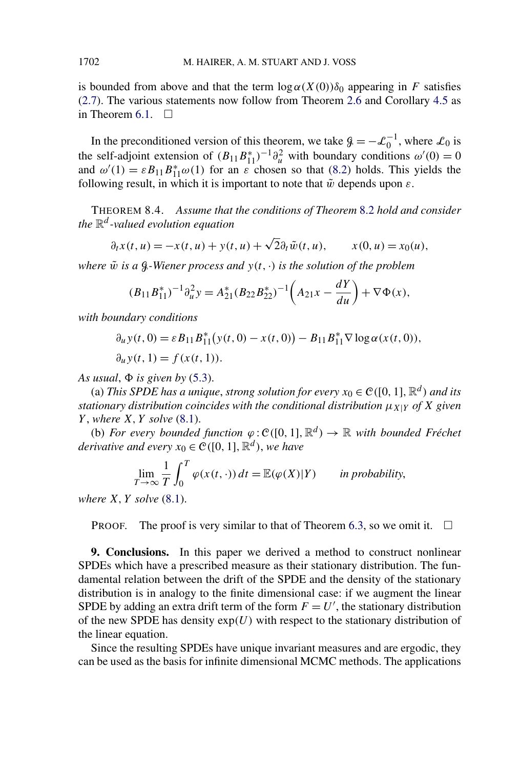is bounded from above and that the term $\log \alpha(X(0))\delta_0$ appearing in $F$ satisfies (2.7). The various statements now follow from Theorem 2.6 and Corollary 4.5 as in Theorem 6.1. $\square$

In the preconditioned version of this theorem, we take $\mathcal{G} = -\mathcal{L}_0^{-1}$, where $\mathcal{L}_0$ is the self-adjoint extension of $(B_{11}B_{11}^*)^{-1}\partial_u^2$ with boundary conditions $\omega'(0) = 0$ and $\omega'(1) = \varepsilon B_{11}B_{11}^*\omega(1)$ for an $\varepsilon$ chosen so that (8.2) holds. This yields the following result, in which it is important to note that $\tilde{w}$ depends upon $\varepsilon$.

THEOREM 8.4. *Assume that the conditions of Theorem 8.2 hold and consider the $\mathbb{R}^d$-valued evolution equation*

$$\partial_t x(t,u) = -x(t,u) + y(t,u) + \sqrt{2}\partial_t \tilde{w}(t,u), \qquad x(0,u) = x_0(u),$$

*where $\tilde{w}$ is a $\mathcal{G}$-Wiener process and $y(t,\cdot)$ is the solution of the problem*

$$(B_{11}B_{11}^*)^{-1}\partial_u^2 y = A_{21}^*(B_{22}B_{22}^*)^{-1}\left(A_{21}x - \frac{dY}{du}\right) + \nabla\Phi(x),$$

*with boundary conditions*

$$\begin{aligned}
\partial_u y(t,0) &= \varepsilon B_{11}B_{11}^*\big(y(t,0) - x(t,0)\big) - B_{11}B_{11}^*\nabla \log\alpha(x(t,0)),\\
\partial_u y(t,1) &= f(x(t,1)).
\end{aligned}$$

*As usual, $\Phi$ is given by (5.3).*

(a) *This SPDE has a unique, strong solution for every $x_0 \in \mathcal{C}([0,1],\mathbb{R}^d)$ and its stationary distribution coincides with the conditional distribution $\mu_{X|Y}$ of $X$ given $Y$, where $X$, $Y$ solve (8.1).*

(b) *For every bounded function $\varphi : \mathcal{C}([0,1],\mathbb{R}^d) \to \mathbb{R}$ with bounded Fréchet derivative and every $x_0 \in \mathcal{C}([0,1],\mathbb{R}^d)$, we have*

$$\lim_{T\to\infty} \frac{1}{T}\int_0^T \varphi(x(t,\cdot))\,dt = \mathbb{E}(\varphi(X)|Y) \qquad \text{in probability},$$

*where $X$, $Y$ solve (8.1).*

PROOF. The proof is very similar to that of Theorem 6.3, so we omit it. $\square$

**9. Conclusions.** In this paper we derived a method to construct nonlinear SPDEs which have a prescribed measure as their stationary distribution. The fundamental relation between the drift of the SPDE and the density of the stationary distribution is in analogy to the finite dimensional case: if we augment the linear SPDE by adding an extra drift term of the form $F = U'$, the stationary distribution of the new SPDE has density $\exp(U)$ with respect to the stationary distribution of the linear equation.

Since the resulting SPDEs have unique invariant measures and are ergodic, they can be used as the basis for infinite dimensional MCMC methods. The applications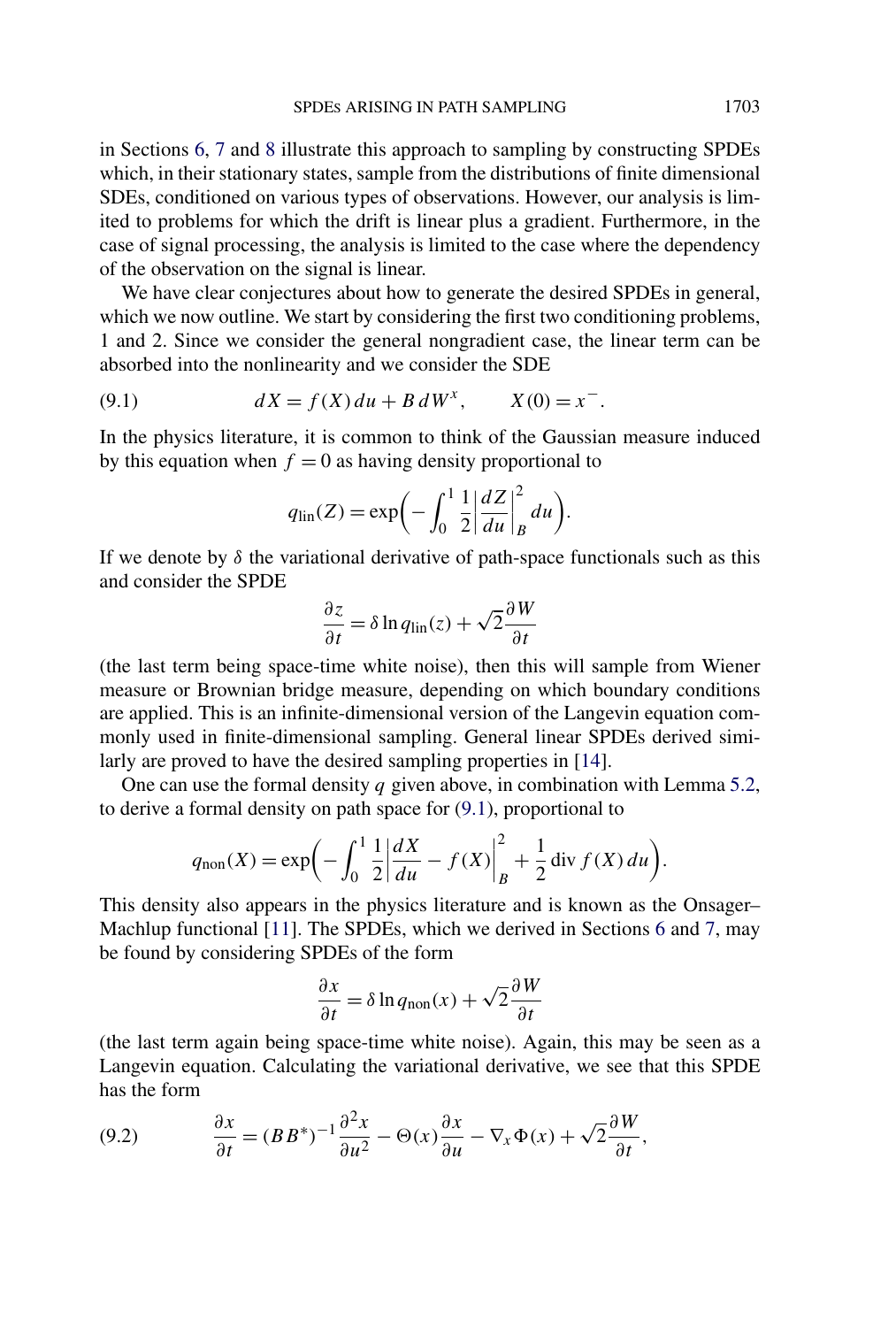in Sections 6, 7 and 8 illustrate this approach to sampling by constructing SPDEs which, in their stationary states, sample from the distributions of finite dimensional SDEs, conditioned on various types of observations. However, our analysis is limited to problems for which the drift is linear plus a gradient. Furthermore, in the case of signal processing, the analysis is limited to the case where the dependency of the observation on the signal is linear.

We have clear conjectures about how to generate the desired SPDEs in general, which we now outline. We start by considering the first two conditioning problems, 1 and 2. Since we consider the general nongradient case, the linear term can be absorbed into the nonlinearity and we consider the SDE

$$dX = f(X)\,du + B\,dW^x, \qquad X(0) = x^-. \tag{9.1}$$

In the physics literature, it is common to think of the Gaussian measure induced by this equation when $f = 0$ as having density proportional to

$$q_{\text{lin}}(Z) = \exp\left(-\int_0^1 \frac{1}{2}\left|\frac{dZ}{du}\right|_B^2 du\right).$$

If we denote by $\delta$ the variational derivative of path-space functionals such as this and consider the SPDE

$$\frac{\partial z}{\partial t} = \delta \ln q_{\text{lin}}(z) + \sqrt{2}\frac{\partial W}{\partial t}$$

(the last term being space-time white noise), then this will sample from Wiener measure or Brownian bridge measure, depending on which boundary conditions are applied. This is an infinite-dimensional version of the Langevin equation commonly used in finite-dimensional sampling. General linear SPDEs derived similarly are proved to have the desired sampling properties in [14].

One can use the formal density $q$ given above, in combination with Lemma 5.2, to derive a formal density on path space for (9.1), proportional to

$$q_{\text{non}}(X) = \exp\left(-\int_0^1 \frac{1}{2}\left|\frac{dX}{du} - f(X)\right|_B^2 + \frac{1}{2}\operatorname{div} f(X)\,du\right).$$

This density also appears in the physics literature and is known as the Onsager–Machlup functional [11]. The SPDEs, which we derived in Sections 6 and 7, may be found by considering SPDEs of the form

$$\frac{\partial x}{\partial t} = \delta \ln q_{\text{non}}(x) + \sqrt{2}\frac{\partial W}{\partial t}$$

(the last term again being space-time white noise). Again, this may be seen as a Langevin equation. Calculating the variational derivative, we see that this SPDE has the form

$$\frac{\partial x}{\partial t} = (BB^*)^{-1}\frac{\partial^2 x}{\partial u^2} - \Theta(x)\frac{\partial x}{\partial u} - \nabla_x \Phi(x) + \sqrt{2}\frac{\partial W}{\partial t}, \tag{9.2}$$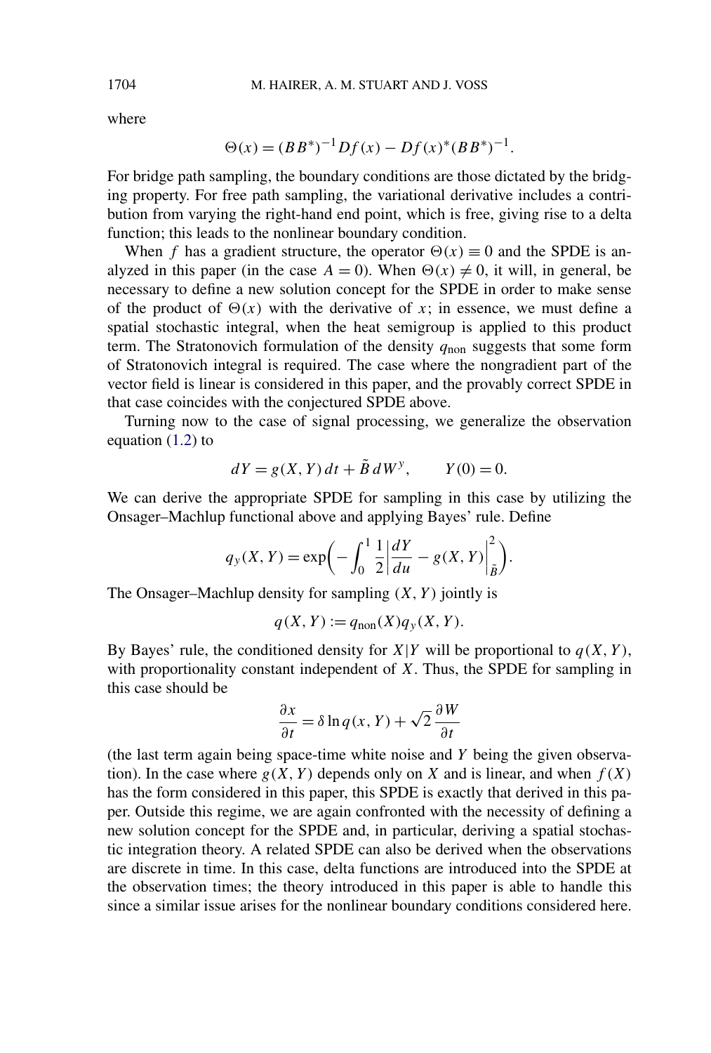where

$$\Theta(x) = (BB^*)^{-1}Df(x) - Df(x)^*(BB^*)^{-1}.$$

For bridge path sampling, the boundary conditions are those dictated by the bridging property. For free path sampling, the variational derivative includes a contribution from varying the right-hand end point, which is free, giving rise to a delta function; this leads to the nonlinear boundary condition.

When $f$ has a gradient structure, the operator $\Theta(x) \equiv 0$ and the SPDE is analyzed in this paper (in the case $A = 0$). When $\Theta(x) \neq 0$, it will, in general, be necessary to define a new solution concept for the SPDE in order to make sense of the product of $\Theta(x)$ with the derivative of $x$; in essence, we must define a spatial stochastic integral, when the heat semigroup is applied to this product term. The Stratonovich formulation of the density $q_{\text{non}}$ suggests that some form of Stratonovich integral is required. The case where the nongradient part of the vector field is linear is considered in this paper, and the provably correct SPDE in that case coincides with the conjectured SPDE above.

Turning now to the case of signal processing, we generalize the observation equation (1.2) to

$$dY = g(X, Y)\,dt + \tilde{B}\,dW^y, \qquad Y(0) = 0.$$

We can derive the appropriate SPDE for sampling in this case by utilizing the Onsager–Machlup functional above and applying Bayes' rule. Define

$$q_y(X, Y) = \exp\biggl(-\int_0^1 \frac{1}{2}\biggl|\frac{dY}{du} - g(X, Y)\biggr|_{\tilde{B}}^2\biggr).$$

The Onsager–Machlup density for sampling $(X, Y)$ jointly is

$$q(X, Y) := q_{\text{non}}(X)q_y(X, Y).$$

By Bayes' rule, the conditioned density for $X|Y$ will be proportional to $q(X, Y)$, with proportionality constant independent of $X$. Thus, the SPDE for sampling in this case should be

$$\frac{\partial x}{\partial t} = \delta \ln q(x, Y) + \sqrt{2}\,\frac{\partial W}{\partial t}$$

(the last term again being space-time white noise and $Y$ being the given observation). In the case where $g(X, Y)$ depends only on $X$ and is linear, and when $f(X)$ has the form considered in this paper, this SPDE is exactly that derived in this paper. Outside this regime, we are again confronted with the necessity of defining a new solution concept for the SPDE and, in particular, deriving a spatial stochastic integration theory. A related SPDE can also be derived when the observations are discrete in time. In this case, delta functions are introduced into the SPDE at the observation times; the theory introduced in this paper is able to handle this since a similar issue arises for the nonlinear boundary conditions considered here.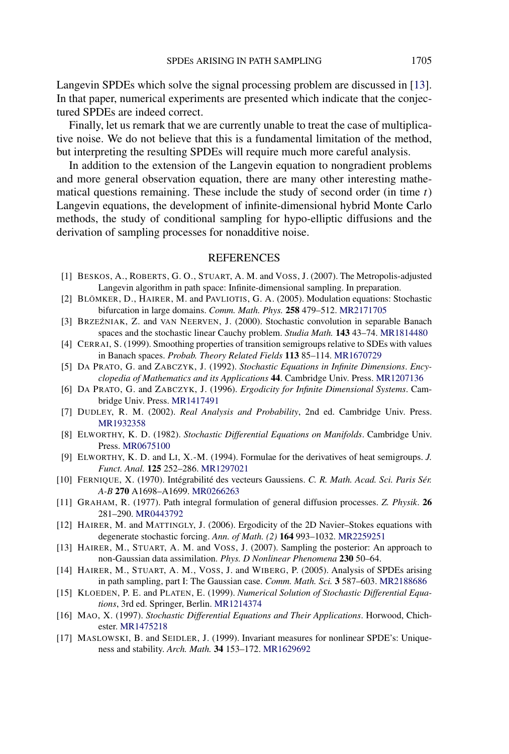Langevin SPDEs which solve the signal processing problem are discussed in [13]. In that paper, numerical experiments are presented which indicate that the conjectured SPDEs are indeed correct.

Finally, let us remark that we are currently unable to treat the case of multiplicative noise. We do not believe that this is a fundamental limitation of the method, but interpreting the resulting SPDEs will require much more careful analysis.

In addition to the extension of the Langevin equation to nongradient problems and more general observation equation, there are many other interesting mathematical questions remaining. These include the study of second order (in time $t$) Langevin equations, the development of infinite-dimensional hybrid Monte Carlo methods, the study of conditional sampling for hypo-elliptic diffusions and the derivation of sampling processes for nonadditive noise.

## REFERENCES

[1] BESKOS, A., ROBERTS, G. O., STUART, A. M. and VOSS, J. (2007). The Metropolis-adjusted Langevin algorithm in path space: Infinite-dimensional sampling. In preparation.

[2] BLÖMKER, D., HAIRER, M. and PAVLIOTIS, G. A. (2005). Modulation equations: Stochastic bifurcation in large domains. *Comm. Math. Phys.* **258** 479–512. MR2171705

[3] BRZEŹNIAK, Z. and VAN NEERVEN, J. (2000). Stochastic convolution in separable Banach spaces and the stochastic linear Cauchy problem. *Studia Math.* **143** 43–74. MR1814480

[4] CERRAI, S. (1999). Smoothing properties of transition semigroups relative to SDEs with values in Banach spaces. *Probab. Theory Related Fields* **113** 85–114. MR1670729

[5] DA PRATO, G. and ZABCZYK, J. (1992). *Stochastic Equations in Infinite Dimensions*. *Encyclopedia of Mathematics and its Applications* **44**. Cambridge Univ. Press. MR1207136

[6] DA PRATO, G. and ZABCZYK, J. (1996). *Ergodicity for Infinite Dimensional Systems*. Cambridge Univ. Press. MR1417491

[7] DUDLEY, R. M. (2002). *Real Analysis and Probability*, 2nd ed. Cambridge Univ. Press. MR1932358

[8] ELWORTHY, K. D. (1982). *Stochastic Differential Equations on Manifolds*. Cambridge Univ. Press. MR0675100

[9] ELWORTHY, K. D. and LI, X.-M. (1994). Formulae for the derivatives of heat semigroups. *J. Funct. Anal.* **125** 252–286. MR1297021

[10] FERNIQUE, X. (1970). Intégrabilité des vecteurs Gaussiens. *C. R. Math. Acad. Sci. Paris Sér. A-B* **270** A1698–A1699. MR0266263

[11] GRAHAM, R. (1977). Path integral formulation of general diffusion processes. *Z. Physik*. **26** 281–290. MR0443792

[12] HAIRER, M. and MATTINGLY, J. (2006). Ergodicity of the 2D Navier–Stokes equations with degenerate stochastic forcing. *Ann. of Math. (2)* **164** 993–1032. MR2259251

[13] HAIRER, M., STUART, A. M. and VOSS, J. (2007). Sampling the posterior: An approach to non-Gaussian data assimilation. *Phys. D Nonlinear Phenomena* **230** 50–64.

[14] HAIRER, M., STUART, A. M., VOSS, J. and WIBERG, P. (2005). Analysis of SPDEs arising in path sampling, part I: The Gaussian case. *Comm. Math. Sci.* **3** 587–603. MR2188686

[15] KLOEDEN, P. E. and PLATEN, E. (1999). *Numerical Solution of Stochastic Differential Equations*, 3rd ed. Springer, Berlin. MR1214374

[16] MAO, X. (1997). *Stochastic Differential Equations and Their Applications*. Horwood, Chichester. MR1475218

[17] MASLOWSKI, B. and SEIDLER, J. (1999). Invariant measures for nonlinear SPDE's: Uniqueness and stability. *Arch. Math.* **34** 153–172. MR1629692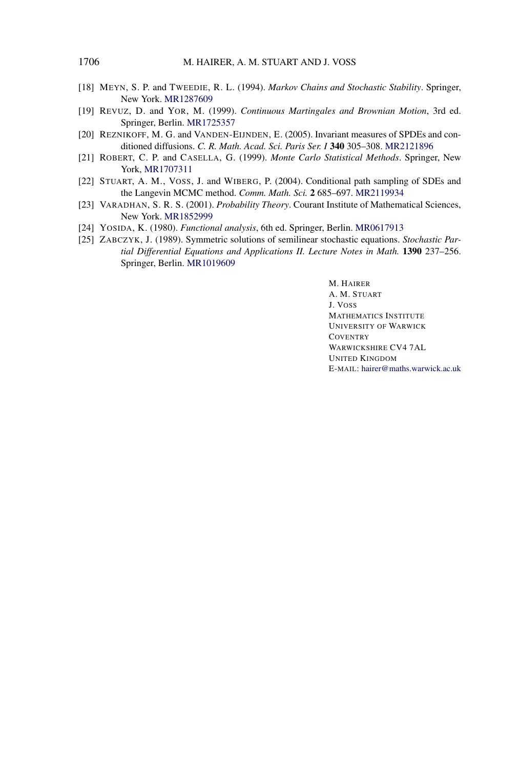[18] MEYN, S. P. and TWEEDIE, R. L. (1994). *Markov Chains and Stochastic Stability*. Springer, New York. MR1287609

[19] REVUZ, D. and YOR, M. (1999). *Continuous Martingales and Brownian Motion*, 3rd ed. Springer, Berlin. MR1725357

[20] REZNIKOFF, M. G. and VANDEN-EIJNDEN, E. (2005). Invariant measures of SPDEs and conditioned diffusions. *C. R. Math. Acad. Sci. Paris Ser. I* **340** 305–308. MR2121896

[21] ROBERT, C. P. and CASELLA, G. (1999). *Monte Carlo Statistical Methods*. Springer, New York, MR1707311

[22] STUART, A. M., VOSS, J. and WIBERG, P. (2004). Conditional path sampling of SDEs and the Langevin MCMC method. *Comm. Math. Sci.* **2** 685–697. MR2119934

[23] VARADHAN, S. R. S. (2001). *Probability Theory*. Courant Institute of Mathematical Sciences, New York. MR1852999

[24] YOSIDA, K. (1980). *Functional analysis*, 6th ed. Springer, Berlin. MR0617913

[25] ZABCZYK, J. (1989). Symmetric solutions of semilinear stochastic equations. *Stochastic Partial Differential Equations and Applications II. Lecture Notes in Math.* **1390** 237–256. Springer, Berlin. MR1019609

M. HAIRER
A. M. STUART
J. VOSS
MATHEMATICS INSTITUTE
UNIVERSITY OF WARWICK
COVENTRY
WARWICKSHIRE CV4 7AL
UNITED KINGDOM
E-MAIL: hairer@maths.warwick.ac.uk